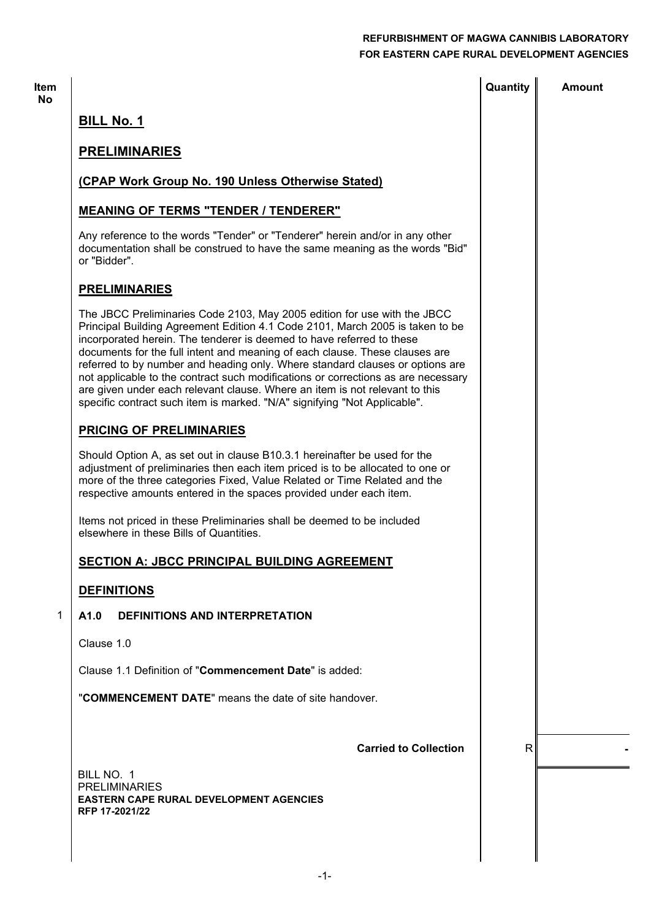| Item No | | Quantity | Amount |
|---|---|---|---|

## BILL No. 1

## PRELIMINARIES

### (CPAP Work Group No. 190 Unless Otherwise Stated)

### MEANING OF TERMS "TENDER / TENDERER"

Any reference to the words "Tender" or "Tenderer" herein and/or in any other documentation shall be construed to have the same meaning as the words "Bid" or "Bidder".

### PRELIMINARIES

The JBCC Preliminaries Code 2103, May 2005 edition for use with the JBCC Principal Building Agreement Edition 4.1 Code 2101, March 2005 is taken to be incorporated herein. The tenderer is deemed to have referred to these documents for the full intent and meaning of each clause. These clauses are referred to by number and heading only. Where standard clauses or options are not applicable to the contract such modifications or corrections as are necessary are given under each relevant clause. Where an item is not relevant to this specific contract such item is marked. "N/A" signifying "Not Applicable".

### PRICING OF PRELIMINARIES

Should Option A, as set out in clause B10.3.1 hereinafter be used for the adjustment of preliminaries then each item priced is to be allocated to one or more of the three categories Fixed, Value Related or Time Related and the respective amounts entered in the spaces provided under each item.

Items not priced in these Preliminaries shall be deemed to be included elsewhere in these Bills of Quantities.

### SECTION A: JBCC PRINCIPAL BUILDING AGREEMENT

### DEFINITIONS

1 **A1.0 DEFINITIONS AND INTERPRETATION**

Clause 1.0

Clause 1.1 Definition of "**Commencement Date**" is added:

"**COMMENCEMENT DATE**" means the date of site handover.

| | | | |
|---|---|---|---|
| | **Carried to Collection** | R | - |

BILL NO. 1
PRELIMINARIES
**EASTERN CAPE RURAL DEVELOPMENT AGENCIES**
**RFP 17-2021/22**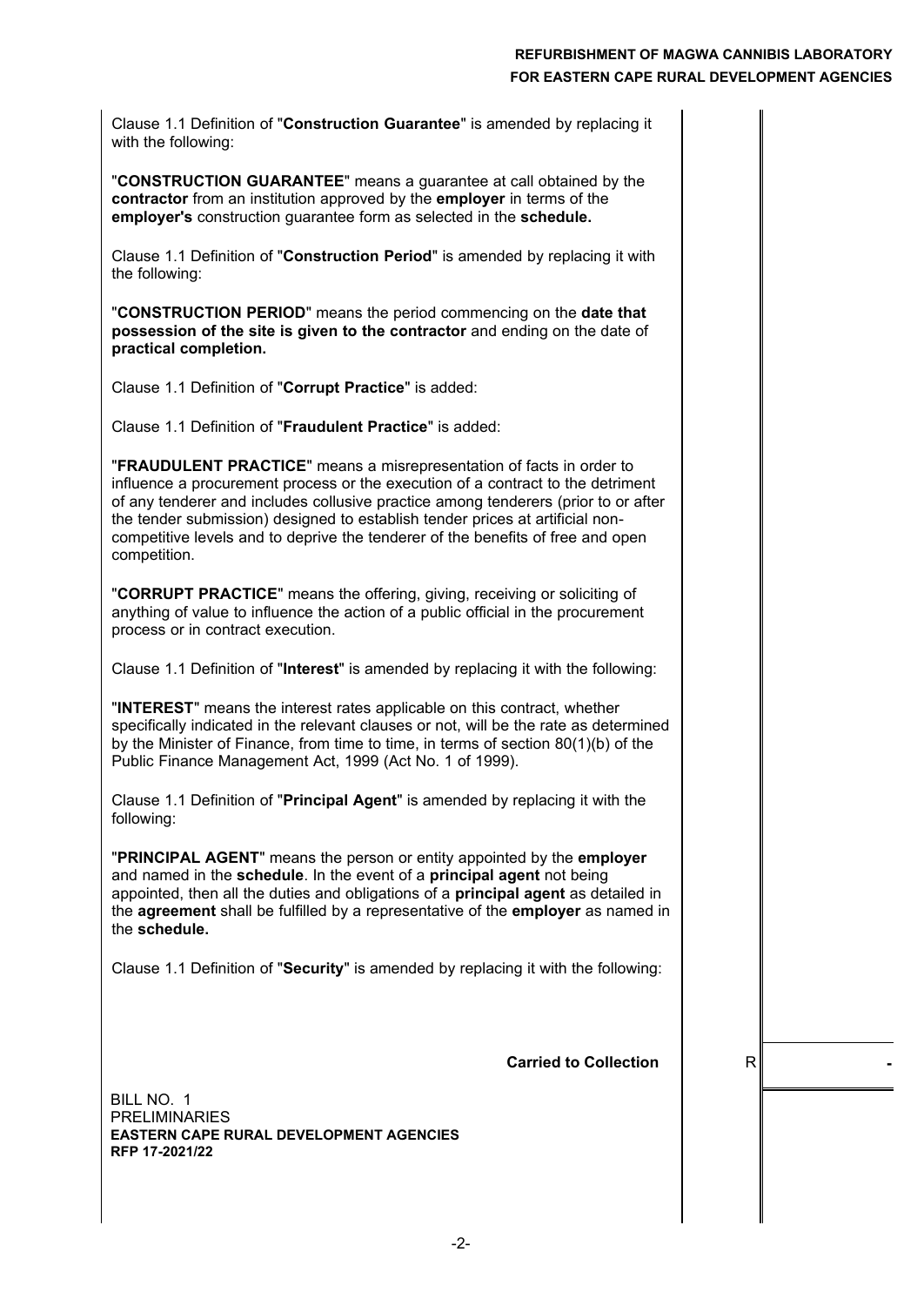Clause 1.1 Definition of "**Construction Guarantee**" is amended by replacing it with the following:

"**CONSTRUCTION GUARANTEE**" means a guarantee at call obtained by the **contractor** from an institution approved by the **employer** in terms of the **employer's** construction guarantee form as selected in the **schedule.**

Clause 1.1 Definition of "**Construction Period**" is amended by replacing it with the following:

"**CONSTRUCTION PERIOD**" means the period commencing on the **date that possession of the site is given to the contractor** and ending on the date of **practical completion.**

Clause 1.1 Definition of "**Corrupt Practice**" is added:

Clause 1.1 Definition of "**Fraudulent Practice**" is added:

"**FRAUDULENT PRACTICE**" means a misrepresentation of facts in order to influence a procurement process or the execution of a contract to the detriment of any tenderer and includes collusive practice among tenderers (prior to or after the tender submission) designed to establish tender prices at artificial non-competitive levels and to deprive the tenderer of the benefits of free and open competition.

"**CORRUPT PRACTICE**" means the offering, giving, receiving or soliciting of anything of value to influence the action of a public official in the procurement process or in contract execution.

Clause 1.1 Definition of "**Interest**" is amended by replacing it with the following:

"**INTEREST**" means the interest rates applicable on this contract, whether specifically indicated in the relevant clauses or not, will be the rate as determined by the Minister of Finance, from time to time, in terms of section 80(1)(b) of the Public Finance Management Act, 1999 (Act No. 1 of 1999).

Clause 1.1 Definition of "**Principal Agent**" is amended by replacing it with the following:

"**PRINCIPAL AGENT**" means the person or entity appointed by the **employer** and named in the **schedule**. In the event of a **principal agent** not being appointed, then all the duties and obligations of a **principal agent** as detailed in the **agreement** shall be fulfilled by a representative of the **employer** as named in the **schedule.**

Clause 1.1 Definition of "**Security**" is amended by replacing it with the following:

| | | |
|---|---|---|
| **Carried to Collection** | R | - |

BILL NO. 1
PRELIMINARIES
**EASTERN CAPE RURAL DEVELOPMENT AGENCIES**
**RFP 17-2021/22**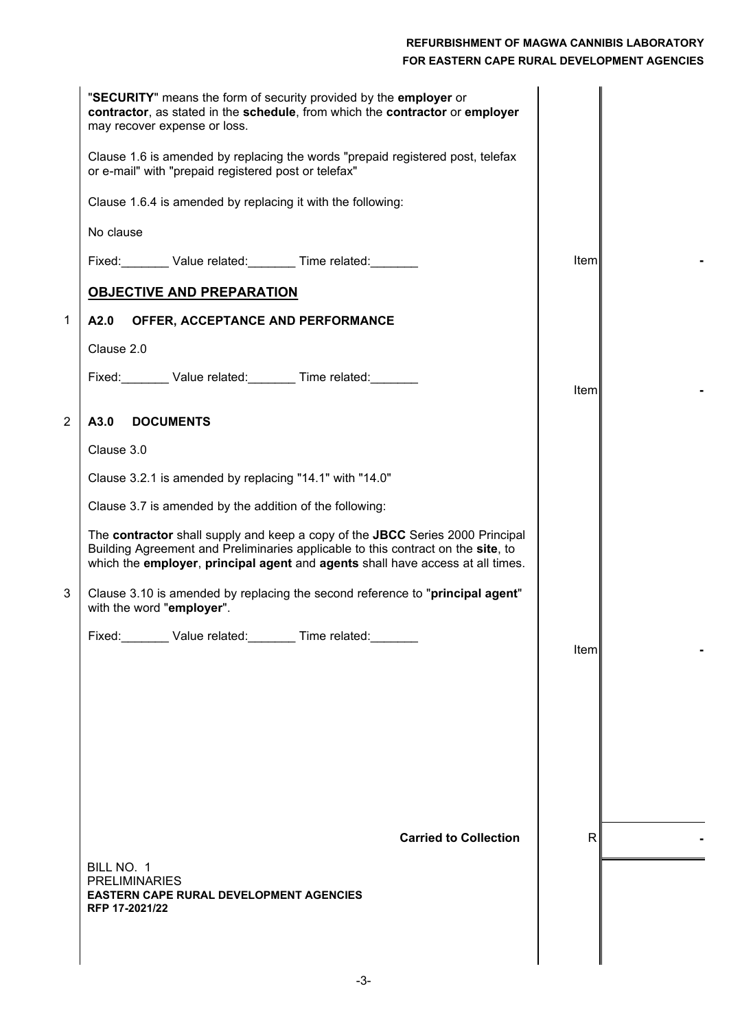| | Description | Unit | Amount |
|---|---|---|---|
| | "**SECURITY**" means the form of security provided by the **employer** or **contractor**, as stated in the **schedule**, from which the **contractor** or **employer** may recover expense or loss. | | |
| | Clause 1.6 is amended by replacing the words "prepaid registered post, telefax or e-mail" with "prepaid registered post or telefax" | | |
| | Clause 1.6.4 is amended by replacing it with the following: | | |
| | No clause | | |
| | Fixed:_______ Value related:_______ Time related:_______ | Item | - |
| | **OBJECTIVE AND PREPARATION** | | |
| 1 | **A2.0 OFFER, ACCEPTANCE AND PERFORMANCE** | | |
| | Clause 2.0 | | |
| | Fixed:_______ Value related:_______ Time related:_______ | Item | - |
| 2 | **A3.0 DOCUMENTS** | | |
| | Clause 3.0 | | |
| | Clause 3.2.1 is amended by replacing "14.1" with "14.0" | | |
| | Clause 3.7 is amended by the addition of the following: | | |
| | The **contractor** shall supply and keep a copy of the **JBCC** Series 2000 Principal Building Agreement and Preliminaries applicable to this contract on the **site**, to which the **employer**, **principal agent** and **agents** shall have access at all times. | | |
| 3 | Clause 3.10 is amended by replacing the second reference to "**principal agent**" with the word "**employer**". | | |
| | Fixed:_______ Value related:_______ Time related:_______ | Item | - |
| | **Carried to Collection** | R | - |

BILL NO. 1
PRELIMINARIES
**EASTERN CAPE RURAL DEVELOPMENT AGENCIES**
**RFP 17-2021/22**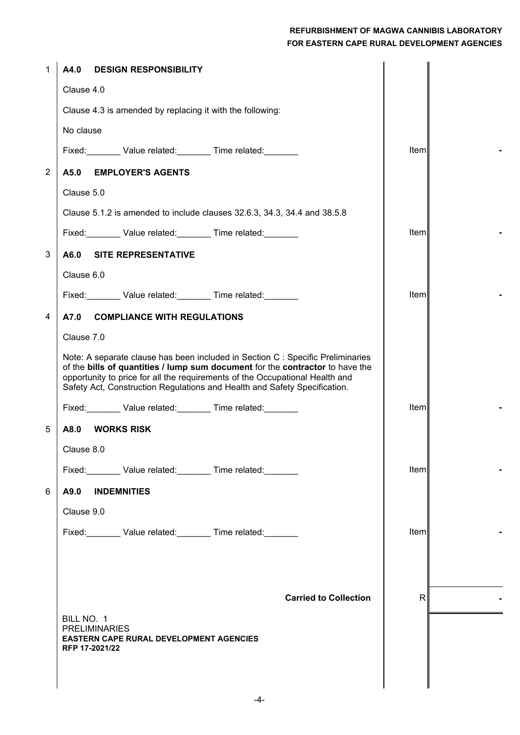| | Description | Unit | Amount |
|---|---|---|---|
| 1 | **A4.0 DESIGN RESPONSIBILITY** | | |
| | Clause 4.0 | | |
| | Clause 4.3 is amended by replacing it with the following: | | |
| | No clause | | |
| | Fixed:_______ Value related:_______ Time related:_______ | Item | - |
| 2 | **A5.0 EMPLOYER'S AGENTS** | | |
| | Clause 5.0 | | |
| | Clause 5.1.2 is amended to include clauses 32.6.3, 34.3, 34.4 and 38.5.8 | | |
| | Fixed:_______ Value related:_______ Time related:_______ | Item | - |
| 3 | **A6.0 SITE REPRESENTATIVE** | | |
| | Clause 6.0 | | |
| | Fixed:_______ Value related:_______ Time related:_______ | Item | - |
| 4 | **A7.0 COMPLIANCE WITH REGULATIONS** | | |
| | Clause 7.0 | | |
| | Note: A separate clause has been included in Section C : Specific Preliminaries of the **bills of quantities / lump sum document** for the **contractor** to have the opportunity to price for all the requirements of the Occupational Health and Safety Act, Construction Regulations and Health and Safety Specification. | | |
| | Fixed:_______ Value related:_______ Time related:_______ | Item | - |
| 5 | **A8.0 WORKS RISK** | | |
| | Clause 8.0 | | |
| | Fixed:_______ Value related:_______ Time related:_______ | Item | - |
| 6 | **A9.0 INDEMNITIES** | | |
| | Clause 9.0 | | |
| | Fixed:_______ Value related:_______ Time related:_______ | Item | - |
| | **Carried to Collection** | R | - |

BILL NO. 1
PRELIMINARIES
**EASTERN CAPE RURAL DEVELOPMENT AGENCIES**
**RFP 17-2021/22**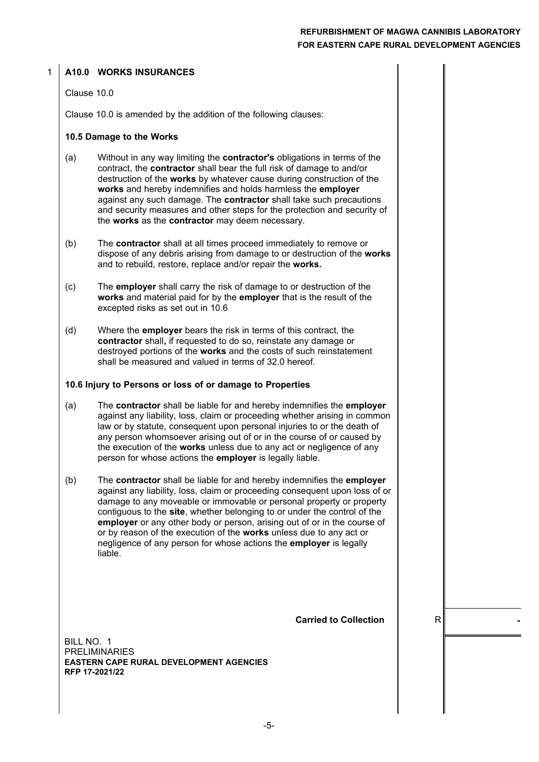1 **A10.0 WORKS INSURANCES**

Clause 10.0

Clause 10.0 is amended by the addition of the following clauses:

**10.5 Damage to the Works**

(a) Without in any way limiting the **contractor's** obligations in terms of the contract, the **contractor** shall bear the full risk of damage to and/or destruction of the **works** by whatever cause during construction of the **works** and hereby indemnifies and holds harmless the **employer** against any such damage. The **contractor** shall take such precautions and security measures and other steps for the protection and security of the **works** as the **contractor** may deem necessary.

(b) The **contractor** shall at all times proceed immediately to remove or dispose of any debris arising from damage to or destruction of the **works** and to rebuild, restore, replace and/or repair the **works.**

(c) The **employer** shall carry the risk of damage to or destruction of the **works** and material paid for by the **employer** that is the result of the excepted risks as set out in 10.6

(d) Where the **employer** bears the risk in terms of this contract, the **contractor** shall**,** if requested to do so, reinstate any damage or destroyed portions of the **works** and the costs of such reinstatement shall be measured and valued in terms of 32.0 hereof.

**10.6 Injury to Persons or loss of or damage to Properties**

(a) The **contractor** shall be liable for and hereby indemnifies the **employer** against any liability, loss, claim or proceeding whether arising in common law or by statute, consequent upon personal injuries to or the death of any person whomsoever arising out of or in the course of or caused by the execution of the **works** unless due to any act or negligence of any person for whose actions the **employer** is legally liable.

(b) The **contractor** shall be liable for and hereby indemnifies the **employer** against any liability, loss, claim or proceeding consequent upon loss of or damage to any moveable or immovable or personal property or property contiguous to the **site**, whether belonging to or under the control of the **employer** or any other body or person, arising out of or in the course of or by reason of the execution of the **works** unless due to any act or negligence of any person for whose actions the **employer** is legally liable.

**Carried to Collection** R -

BILL NO. 1
PRELIMINARIES
**EASTERN CAPE RURAL DEVELOPMENT AGENCIES**
**RFP 17-2021/22**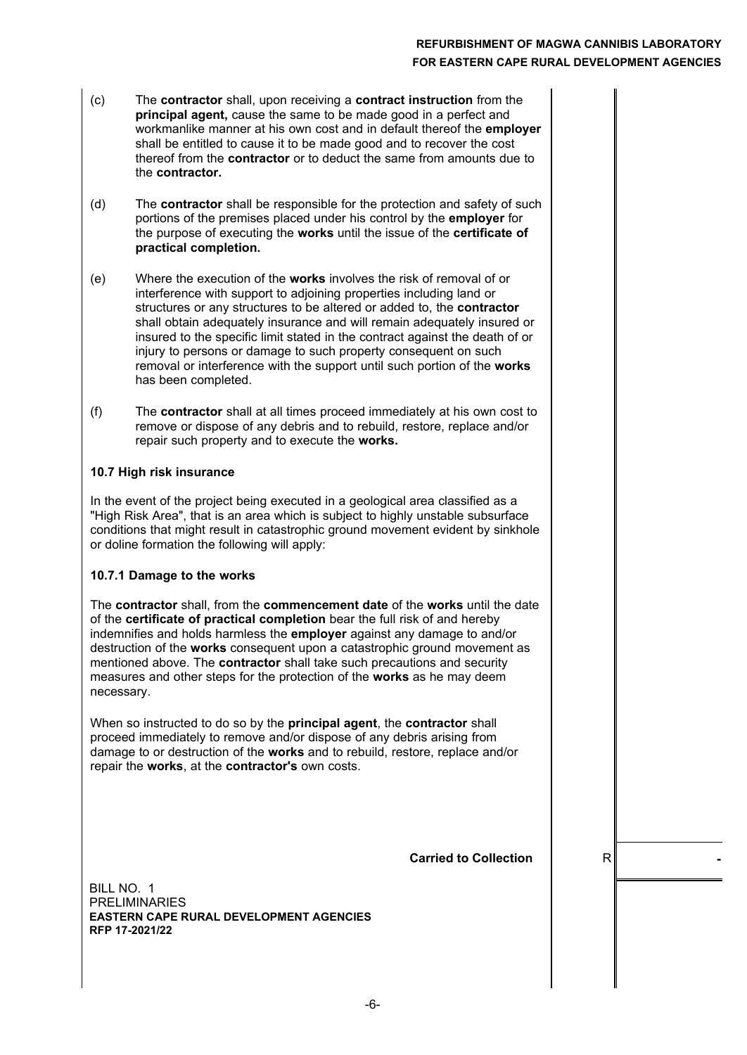(c) The **contractor** shall, upon receiving a **contract instruction** from the **principal agent,** cause the same to be made good in a perfect and workmanlike manner at his own cost and in default thereof the **employer** shall be entitled to cause it to be made good and to recover the cost thereof from the **contractor** or to deduct the same from amounts due to the **contractor.**

(d) The **contractor** shall be responsible for the protection and safety of such portions of the premises placed under his control by the **employer** for the purpose of executing the **works** until the issue of the **certificate of practical completion.**

(e) Where the execution of the **works** involves the risk of removal of or interference with support to adjoining properties including land or structures or any structures to be altered or added to, the **contractor** shall obtain adequately insurance and will remain adequately insured or insured to the specific limit stated in the contract against the death of or injury to persons or damage to such property consequent on such removal or interference with the support until such portion of the **works** has been completed.

(f) The **contractor** shall at all times proceed immediately at his own cost to remove or dispose of any debris and to rebuild, restore, replace and/or repair such property and to execute the **works.**

**10.7 High risk insurance**

In the event of the project being executed in a geological area classified as a "High Risk Area", that is an area which is subject to highly unstable subsurface conditions that might result in catastrophic ground movement evident by sinkhole or doline formation the following will apply:

**10.7.1 Damage to the works**

The **contractor** shall, from the **commencement date** of the **works** until the date of the **certificate of practical completion** bear the full risk of and hereby indemnifies and holds harmless the **employer** against any damage to and/or destruction of the **works** consequent upon a catastrophic ground movement as mentioned above. The **contractor** shall take such precautions and security measures and other steps for the protection of the **works** as he may deem necessary.

When so instructed to do so by the **principal agent**, the **contractor** shall proceed immediately to remove and/or dispose of any debris arising from damage to or destruction of the **works** and to rebuild, restore, replace and/or repair the **works**, at the **contractor's** own costs.

| | | |
|---|---|---|
| **Carried to Collection** | R | **-** |

BILL NO. 1
PRELIMINARIES
**EASTERN CAPE RURAL DEVELOPMENT AGENCIES**
**RFP 17-2021/22**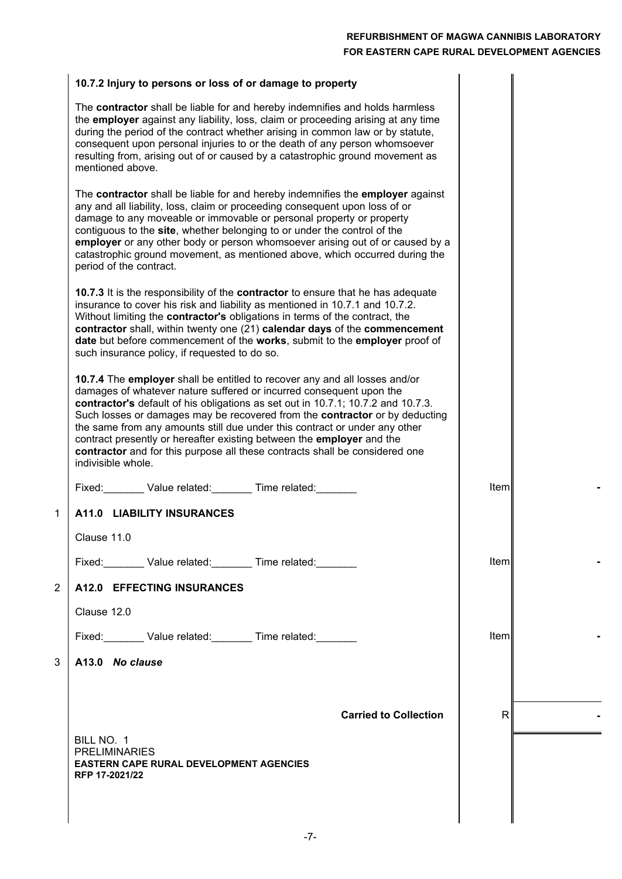| | | | |
|---|---|---|---|
| | **10.7.2 Injury to persons or loss of or damage to property**<br><br>The **contractor** shall be liable for and hereby indemnifies and holds harmless the **employer** against any liability, loss, claim or proceeding arising at any time during the period of the contract whether arising in common law or by statute, consequent upon personal injuries to or the death of any person whomsoever resulting from, arising out of or caused by a catastrophic ground movement as mentioned above.<br><br>The **contractor** shall be liable for and hereby indemnifies the **employer** against any and all liability, loss, claim or proceeding consequent upon loss of or damage to any moveable or immovable or personal property or property contiguous to the **site**, whether belonging to or under the control of the **employer** or any other body or person whomsoever arising out of or caused by a catastrophic ground movement, as mentioned above, which occurred during the period of the contract.<br><br>**10.7.3** It is the responsibility of the **contractor** to ensure that he has adequate insurance to cover his risk and liability as mentioned in 10.7.1 and 10.7.2. Without limiting the **contractor's** obligations in terms of the contract, the **contractor** shall, within twenty one (21) **calendar days** of the **commencement date** but before commencement of the **works**, submit to the **employer** proof of such insurance policy, if requested to do so.<br><br>**10.7.4** The **employer** shall be entitled to recover any and all losses and/or damages of whatever nature suffered or incurred consequent upon the **contractor's** default of his obligations as set out in 10.7.1; 10.7.2 and 10.7.3. Such losses or damages may be recovered from the **contractor** or by deducting the same from any amounts still due under this contract or under any other contract presently or hereafter existing between the **employer** and the **contractor** and for this purpose all these contracts shall be considered one indivisible whole.<br><br>Fixed:_______ Value related:_______ Time related:_______ | Item | - |
| 1 | **A11.0 LIABILITY INSURANCES**<br><br>Clause 11.0<br><br>Fixed:_______ Value related:_______ Time related:_______ | Item | - |
| 2 | **A12.0 EFFECTING INSURANCES**<br><br>Clause 12.0<br><br>Fixed:_______ Value related:_______ Time related:_______ | Item | - |
| 3 | **A13.0 *No clause*** | | |
| | **Carried to Collection** | R | - |

BILL NO. 1
PRELIMINARIES
**EASTERN CAPE RURAL DEVELOPMENT AGENCIES**
**RFP 17-2021/22**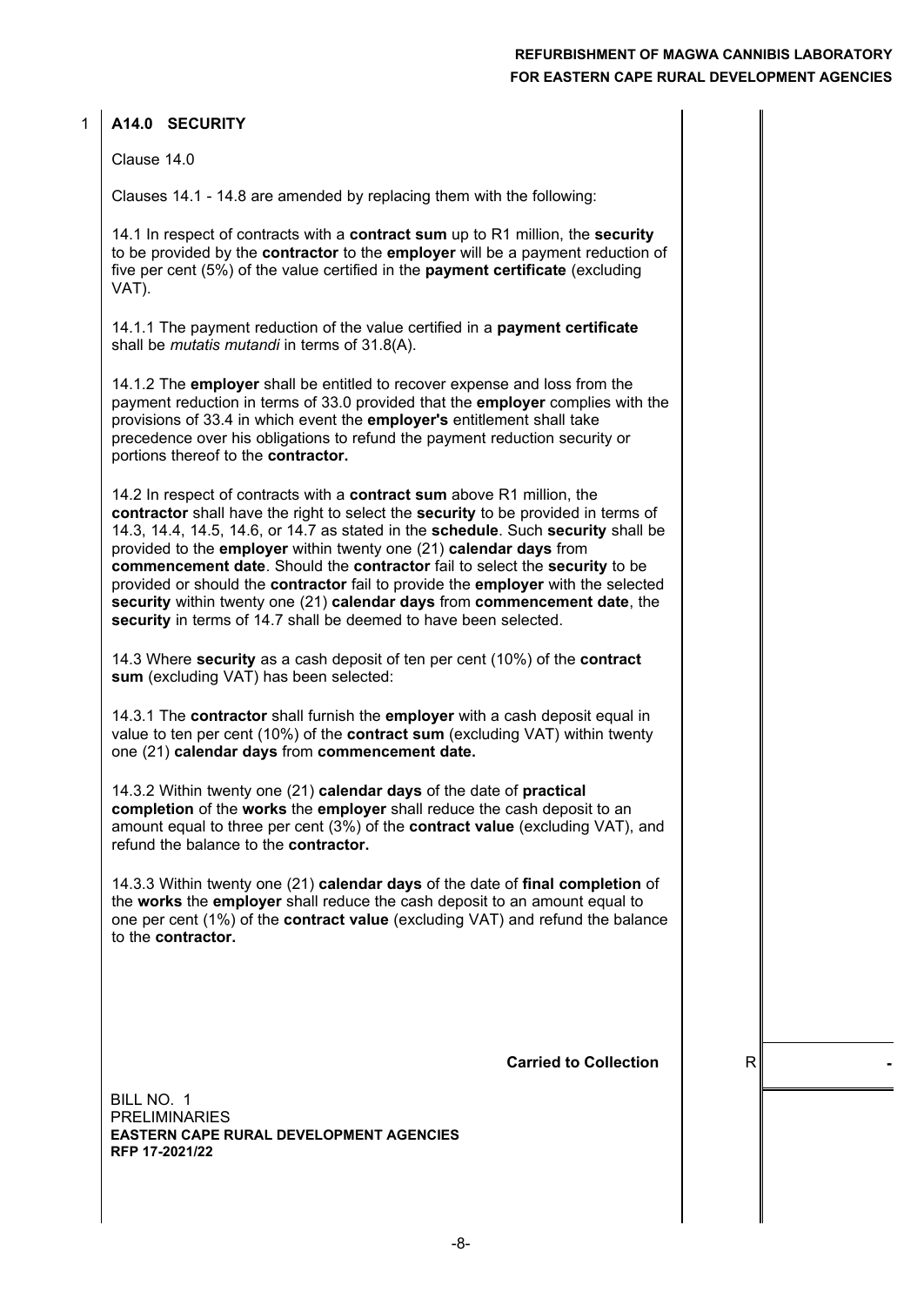1 **A14.0 SECURITY**

Clause 14.0

Clauses 14.1 - 14.8 are amended by replacing them with the following:

14.1 In respect of contracts with a **contract sum** up to R1 million, the **security** to be provided by the **contractor** to the **employer** will be a payment reduction of five per cent (5%) of the value certified in the **payment certificate** (excluding VAT).

14.1.1 The payment reduction of the value certified in a **payment certificate** shall be *mutatis mutandi* in terms of 31.8(A).

14.1.2 The **employer** shall be entitled to recover expense and loss from the payment reduction in terms of 33.0 provided that the **employer** complies with the provisions of 33.4 in which event the **employer's** entitlement shall take precedence over his obligations to refund the payment reduction security or portions thereof to the **contractor.**

14.2 In respect of contracts with a **contract sum** above R1 million, the **contractor** shall have the right to select the **security** to be provided in terms of 14.3, 14.4, 14.5, 14.6, or 14.7 as stated in the **schedule**. Such **security** shall be provided to the **employer** within twenty one (21) **calendar days** from **commencement date**. Should the **contractor** fail to select the **security** to be provided or should the **contractor** fail to provide the **employer** with the selected **security** within twenty one (21) **calendar days** from **commencement date**, the **security** in terms of 14.7 shall be deemed to have been selected.

14.3 Where **security** as a cash deposit of ten per cent (10%) of the **contract sum** (excluding VAT) has been selected:

14.3.1 The **contractor** shall furnish the **employer** with a cash deposit equal in value to ten per cent (10%) of the **contract sum** (excluding VAT) within twenty one (21) **calendar days** from **commencement date.**

14.3.2 Within twenty one (21) **calendar days** of the date of **practical completion** of the **works** the **employer** shall reduce the cash deposit to an amount equal to three per cent (3%) of the **contract value** (excluding VAT), and refund the balance to the **contractor.**

14.3.3 Within twenty one (21) **calendar days** of the date of **final completion** of the **works** the **employer** shall reduce the cash deposit to an amount equal to one per cent (1%) of the **contract value** (excluding VAT) and refund the balance to the **contractor.**

**Carried to Collection** R -

BILL NO. 1
PRELIMINARIES
**EASTERN CAPE RURAL DEVELOPMENT AGENCIES**
**RFP 17-2021/22**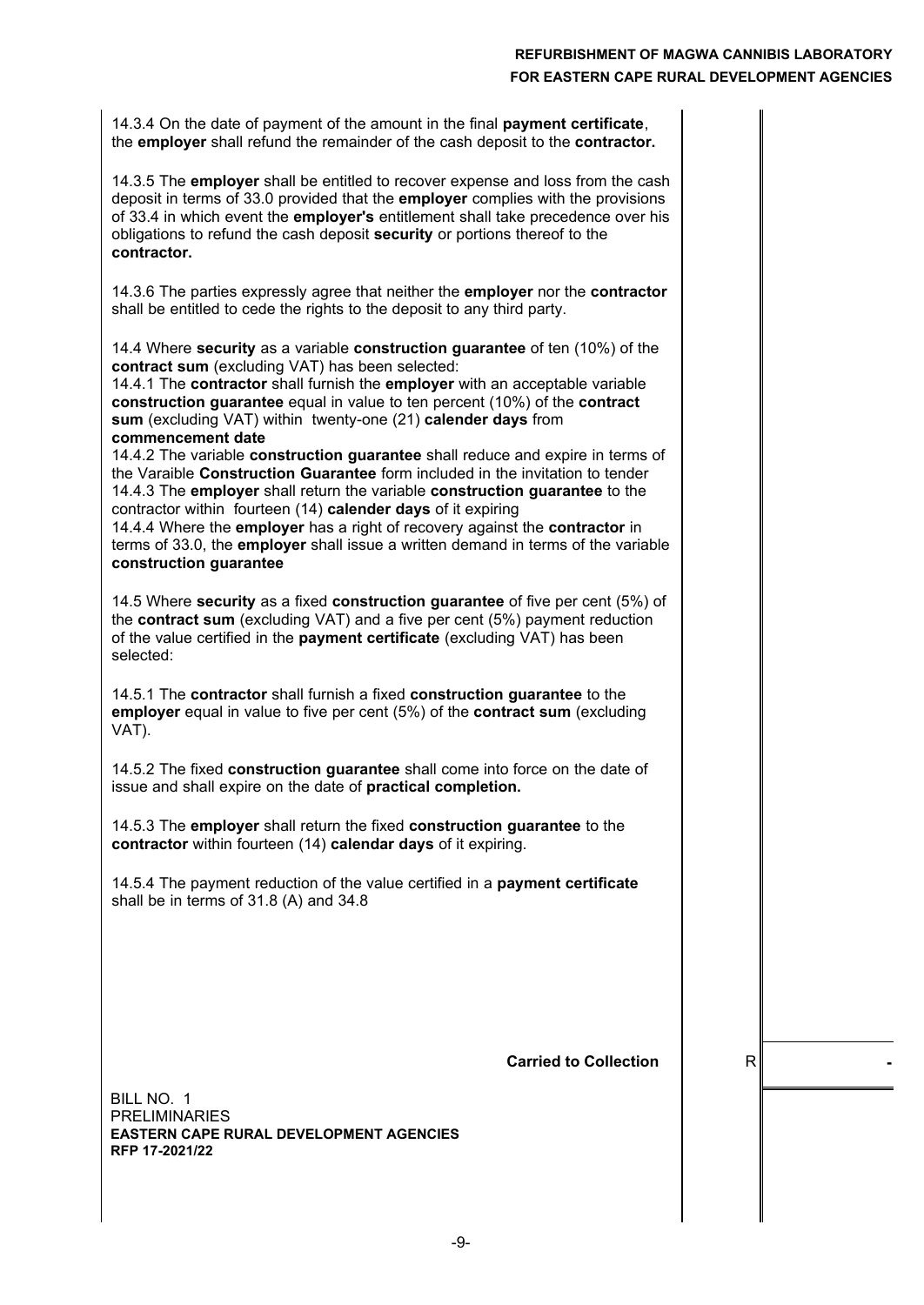14.3.4 On the date of payment of the amount in the final **payment certificate**, the **employer** shall refund the remainder of the cash deposit to the **contractor.**

14.3.5 The **employer** shall be entitled to recover expense and loss from the cash deposit in terms of 33.0 provided that the **employer** complies with the provisions of 33.4 in which event the **employer's** entitlement shall take precedence over his obligations to refund the cash deposit **security** or portions thereof to the **contractor.**

14.3.6 The parties expressly agree that neither the **employer** nor the **contractor** shall be entitled to cede the rights to the deposit to any third party.

14.4 Where **security** as a variable **construction guarantee** of ten (10%) of the **contract sum** (excluding VAT) has been selected:
14.4.1 The **contractor** shall furnish the **employer** with an acceptable variable **construction guarantee** equal in value to ten percent (10%) of the **contract sum** (excluding VAT) within twenty-one (21) **calender days** from **commencement date**
14.4.2 The variable **construction guarantee** shall reduce and expire in terms of the Varaible **Construction Guarantee** form included in the invitation to tender
14.4.3 The **employer** shall return the variable **construction guarantee** to the contractor within fourteen (14) **calender days** of it expiring
14.4.4 Where the **employer** has a right of recovery against the **contractor** in terms of 33.0, the **employer** shall issue a written demand in terms of the variable **construction guarantee**

14.5 Where **security** as a fixed **construction guarantee** of five per cent (5%) of the **contract sum** (excluding VAT) and a five per cent (5%) payment reduction of the value certified in the **payment certificate** (excluding VAT) has been selected:

14.5.1 The **contractor** shall furnish a fixed **construction guarantee** to the **employer** equal in value to five per cent (5%) of the **contract sum** (excluding VAT).

14.5.2 The fixed **construction guarantee** shall come into force on the date of issue and shall expire on the date of **practical completion.**

14.5.3 The **employer** shall return the fixed **construction guarantee** to the **contractor** within fourteen (14) **calendar days** of it expiring.

14.5.4 The payment reduction of the value certified in a **payment certificate** shall be in terms of 31.8 (A) and 34.8

| | | |
|---|---|---|
| **Carried to Collection** | R | **-** |

BILL NO. 1
PRELIMINARIES
**EASTERN CAPE RURAL DEVELOPMENT AGENCIES**
**RFP 17-2021/22**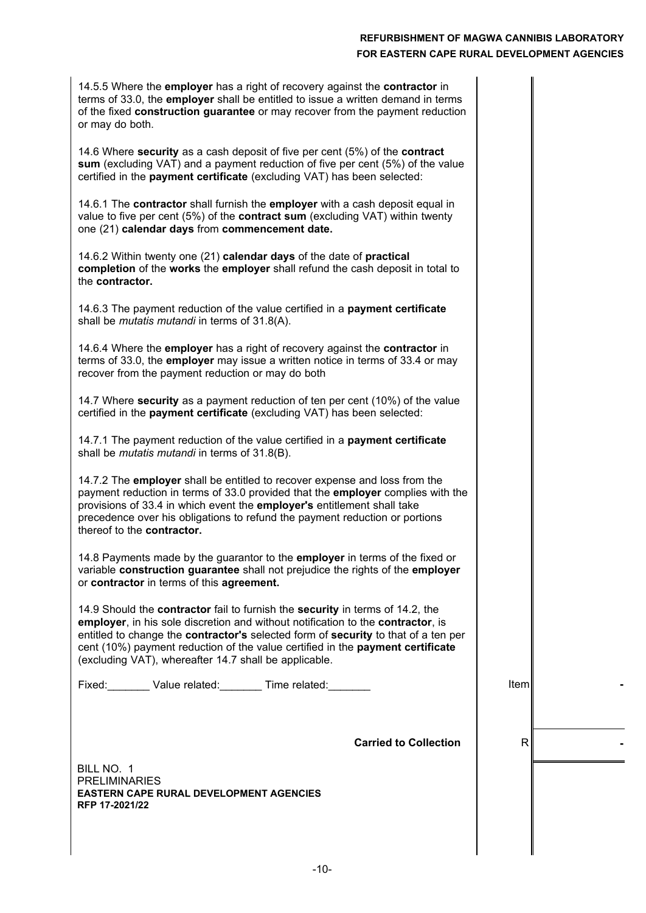14.5.5 Where the **employer** has a right of recovery against the **contractor** in terms of 33.0, the **employer** shall be entitled to issue a written demand in terms of the fixed **construction guarantee** or may recover from the payment reduction or may do both.

14.6 Where **security** as a cash deposit of five per cent (5%) of the **contract sum** (excluding VAT) and a payment reduction of five per cent (5%) of the value certified in the **payment certificate** (excluding VAT) has been selected:

14.6.1 The **contractor** shall furnish the **employer** with a cash deposit equal in value to five per cent (5%) of the **contract sum** (excluding VAT) within twenty one (21) **calendar days** from **commencement date.**

14.6.2 Within twenty one (21) **calendar days** of the date of **practical completion** of the **works** the **employer** shall refund the cash deposit in total to the **contractor.**

14.6.3 The payment reduction of the value certified in a **payment certificate** shall be *mutatis mutandi* in terms of 31.8(A).

14.6.4 Where the **employer** has a right of recovery against the **contractor** in terms of 33.0, the **employer** may issue a written notice in terms of 33.4 or may recover from the payment reduction or may do both

14.7 Where **security** as a payment reduction of ten per cent (10%) of the value certified in the **payment certificate** (excluding VAT) has been selected:

14.7.1 The payment reduction of the value certified in a **payment certificate** shall be *mutatis mutandi* in terms of 31.8(B).

14.7.2 The **employer** shall be entitled to recover expense and loss from the payment reduction in terms of 33.0 provided that the **employer** complies with the provisions of 33.4 in which event the **employer's** entitlement shall take precedence over his obligations to refund the payment reduction or portions thereof to the **contractor.**

14.8 Payments made by the guarantor to the **employer** in terms of the fixed or variable **construction guarantee** shall not prejudice the rights of the **employer** or **contractor** in terms of this **agreement.**

14.9 Should the **contractor** fail to furnish the **security** in terms of 14.2, the **employer**, in his sole discretion and without notification to the **contractor**, is entitled to change the **contractor's** selected form of **security** to that of a ten per cent (10%) payment reduction of the value certified in the **payment certificate** (excluding VAT), whereafter 14.7 shall be applicable.

| Description | Unit | Amount |
|---|---|---|
| Fixed:_______ Value related:_______ Time related:_______ | Item | - |
| **Carried to Collection** | R | - |

BILL NO. 1
PRELIMINARIES
**EASTERN CAPE RURAL DEVELOPMENT AGENCIES**
**RFP 17-2021/22**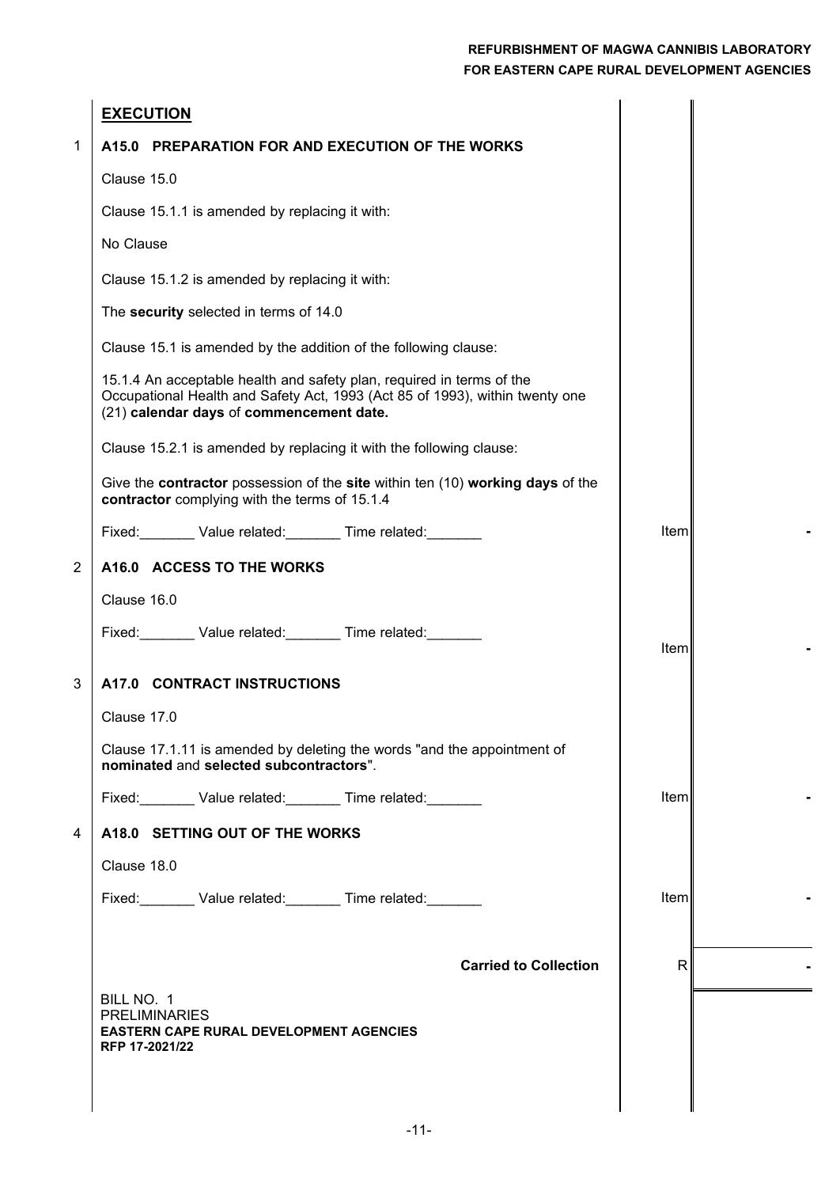| | **EXECUTION** | | |
|---|---|---|---|
| 1 | **A15.0 PREPARATION FOR AND EXECUTION OF THE WORKS** | | |
| | Clause 15.0 | | |
| | Clause 15.1.1 is amended by replacing it with: | | |
| | No Clause | | |
| | Clause 15.1.2 is amended by replacing it with: | | |
| | The **security** selected in terms of 14.0 | | |
| | Clause 15.1 is amended by the addition of the following clause: | | |
| | 15.1.4 An acceptable health and safety plan, required in terms of the Occupational Health and Safety Act, 1993 (Act 85 of 1993), within twenty one (21) **calendar days** of **commencement date.** | | |
| | Clause 15.2.1 is amended by replacing it with the following clause: | | |
| | Give the **contractor** possession of the **site** within ten (10) **working days** of the **contractor** complying with the terms of 15.1.4 | | |
| | Fixed:_______ Value related:_______ Time related:_______ | Item | - |
| 2 | **A16.0 ACCESS TO THE WORKS** | | |
| | Clause 16.0 | | |
| | Fixed:_______ Value related:_______ Time related:_______ | Item | - |
| 3 | **A17.0 CONTRACT INSTRUCTIONS** | | |
| | Clause 17.0 | | |
| | Clause 17.1.11 is amended by deleting the words "and the appointment of **nominated** and **selected subcontractors**". | | |
| | Fixed:_______ Value related:_______ Time related:_______ | Item | - |
| 4 | **A18.0 SETTING OUT OF THE WORKS** | | |
| | Clause 18.0 | | |
| | Fixed:_______ Value related:_______ Time related:_______ | Item | - |
| | **Carried to Collection** | R | - |

BILL NO. 1
PRELIMINARIES
**EASTERN CAPE RURAL DEVELOPMENT AGENCIES**
**RFP 17-2021/22**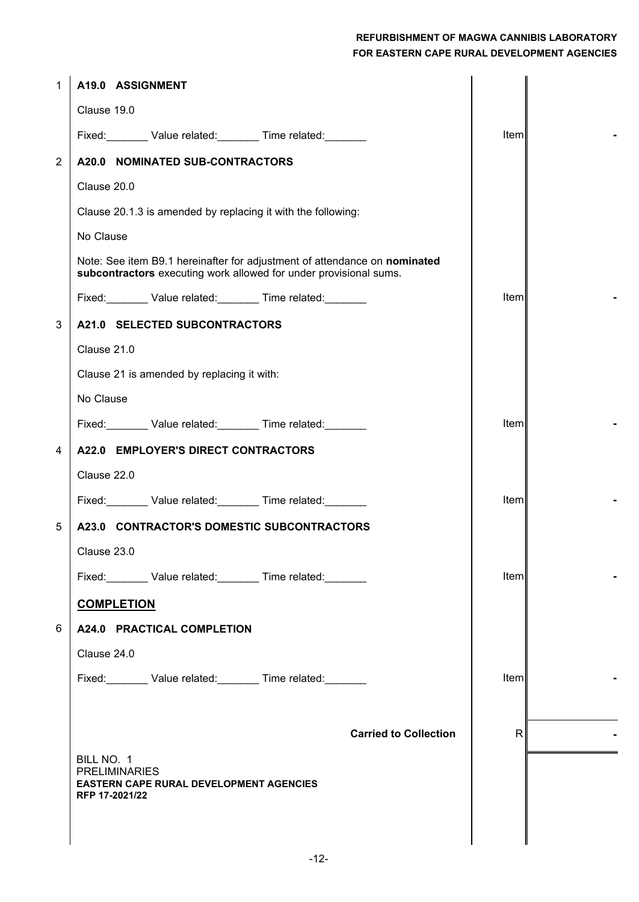| No. | Description | Unit | Amount |
|---|---|---|---|
| 1 | **A19.0 ASSIGNMENT** | | |
| | Clause 19.0 | | |
| | Fixed:_______ Value related:_______ Time related:_______ | Item | - |
| 2 | **A20.0 NOMINATED SUB-CONTRACTORS** | | |
| | Clause 20.0 | | |
| | Clause 20.1.3 is amended by replacing it with the following: | | |
| | No Clause | | |
| | Note: See item B9.1 hereinafter for adjustment of attendance on **nominated subcontractors** executing work allowed for under provisional sums. | | |
| | Fixed:_______ Value related:_______ Time related:_______ | Item | - |
| 3 | **A21.0 SELECTED SUBCONTRACTORS** | | |
| | Clause 21.0 | | |
| | Clause 21 is amended by replacing it with: | | |
| | No Clause | | |
| | Fixed:_______ Value related:_______ Time related:_______ | Item | - |
| 4 | **A22.0 EMPLOYER'S DIRECT CONTRACTORS** | | |
| | Clause 22.0 | | |
| | Fixed:_______ Value related:_______ Time related:_______ | Item | - |
| 5 | **A23.0 CONTRACTOR'S DOMESTIC SUBCONTRACTORS** | | |
| | Clause 23.0 | | |
| | Fixed:_______ Value related:_______ Time related:_______ | Item | - |
| | **COMPLETION** | | |
| 6 | **A24.0 PRACTICAL COMPLETION** | | |
| | Clause 24.0 | | |
| | Fixed:_______ Value related:_______ Time related:_______ | Item | - |
| | **Carried to Collection** | R | - |

BILL NO. 1
PRELIMINARIES
**EASTERN CAPE RURAL DEVELOPMENT AGENCIES**
**RFP 17-2021/22**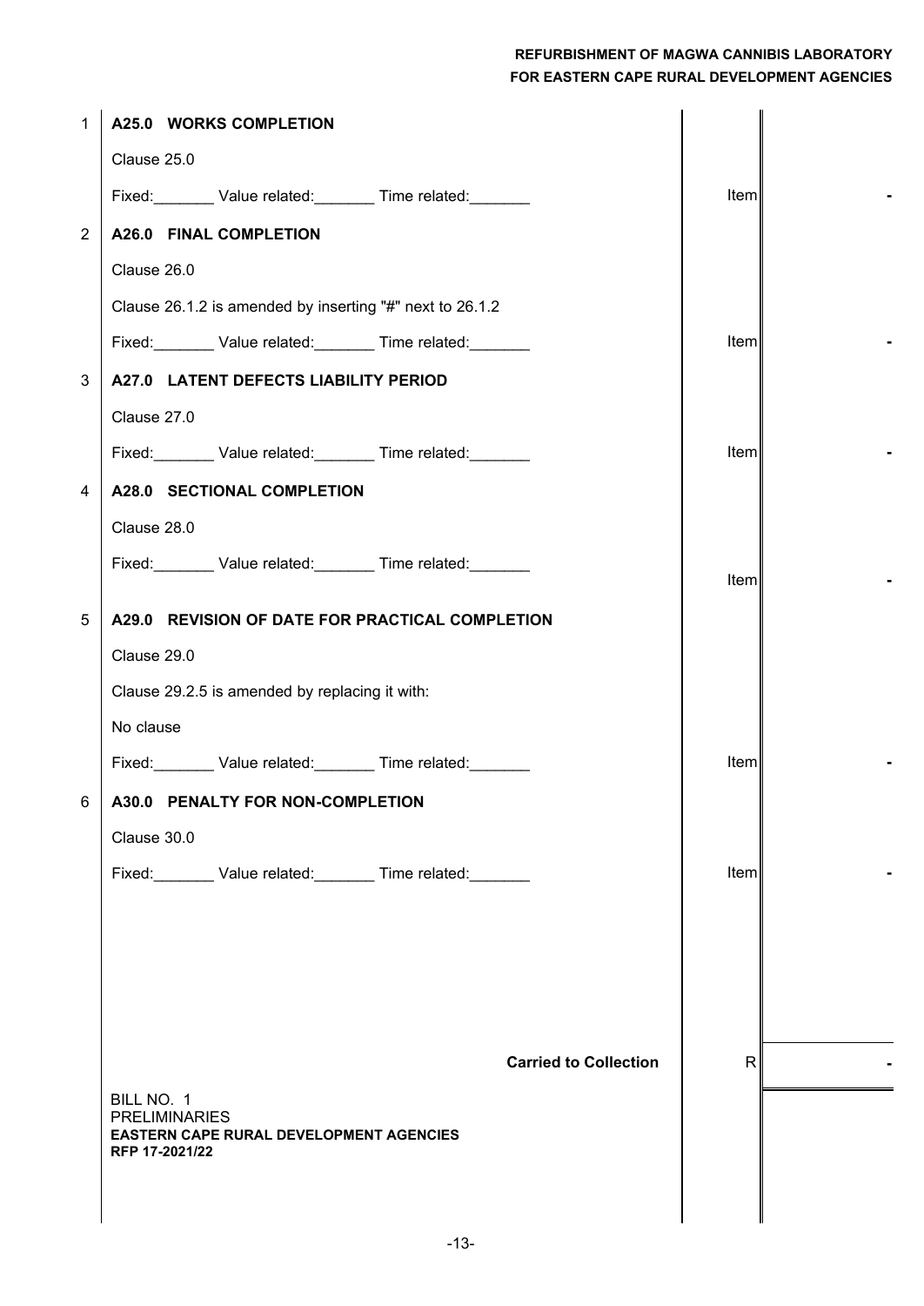| | | | |
|---|---|---|---|
| 1 | **A25.0 WORKS COMPLETION** | | |
| | Clause 25.0 | | |
| | Fixed:_______ Value related:_______ Time related:_______ | Item | - |
| 2 | **A26.0 FINAL COMPLETION** | | |
| | Clause 26.0 | | |
| | Clause 26.1.2 is amended by inserting "#" next to 26.1.2 | | |
| | Fixed:_______ Value related:_______ Time related:_______ | Item | - |
| 3 | **A27.0 LATENT DEFECTS LIABILITY PERIOD** | | |
| | Clause 27.0 | | |
| | Fixed:_______ Value related:_______ Time related:_______ | Item | - |
| 4 | **A28.0 SECTIONAL COMPLETION** | | |
| | Clause 28.0 | | |
| | Fixed:_______ Value related:_______ Time related:_______ | Item | - |
| 5 | **A29.0 REVISION OF DATE FOR PRACTICAL COMPLETION** | | |
| | Clause 29.0 | | |
| | Clause 29.2.5 is amended by replacing it with: | | |
| | No clause | | |
| | Fixed:_______ Value related:_______ Time related:_______ | Item | - |
| 6 | **A30.0 PENALTY FOR NON-COMPLETION** | | |
| | Clause 30.0 | | |
| | Fixed:_______ Value related:_______ Time related:_______ | Item | - |
| | **Carried to Collection** | R | - |

BILL NO. 1
PRELIMINARIES
**EASTERN CAPE RURAL DEVELOPMENT AGENCIES**
**RFP 17-2021/22**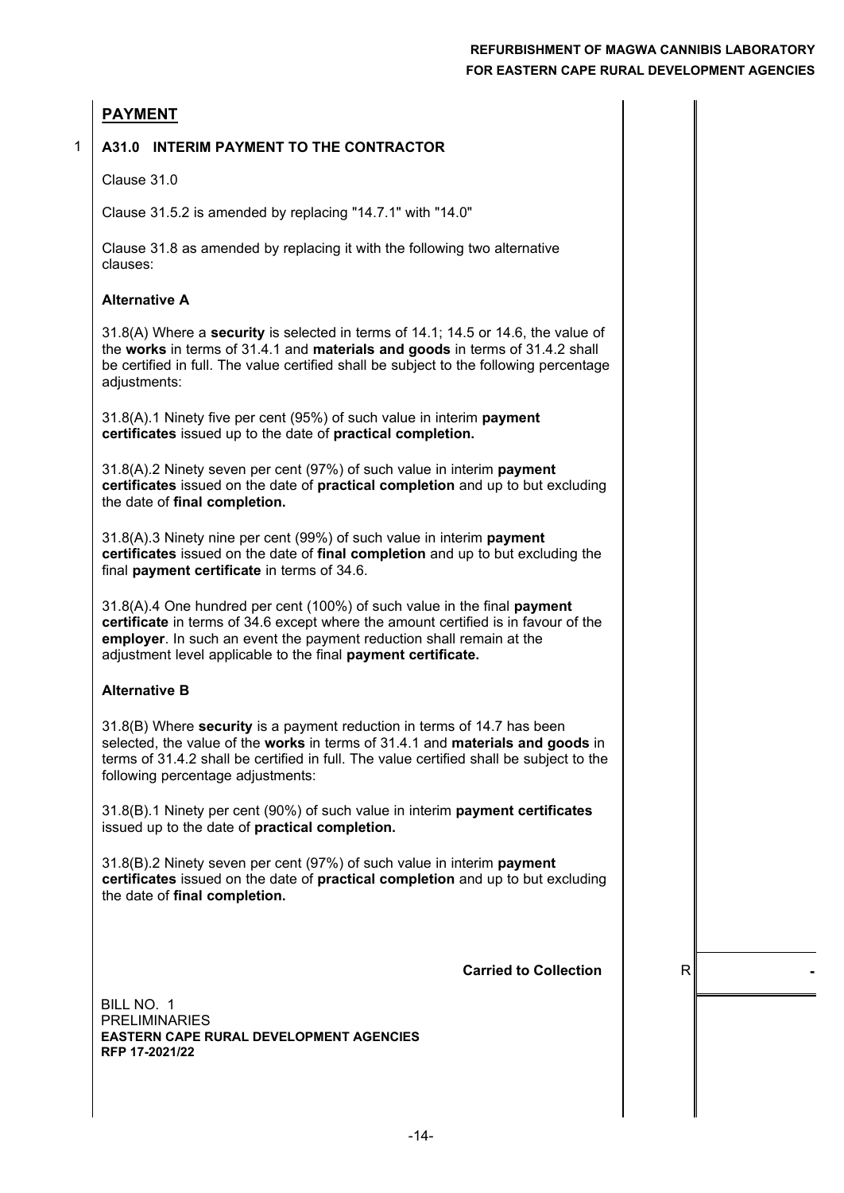## PAYMENT

1 **A31.0 INTERIM PAYMENT TO THE CONTRACTOR**

Clause 31.0

Clause 31.5.2 is amended by replacing "14.7.1" with "14.0"

Clause 31.8 as amended by replacing it with the following two alternative clauses:

**Alternative A**

31.8(A) Where a **security** is selected in terms of 14.1; 14.5 or 14.6, the value of the **works** in terms of 31.4.1 and **materials and goods** in terms of 31.4.2 shall be certified in full. The value certified shall be subject to the following percentage adjustments:

31.8(A).1 Ninety five per cent (95%) of such value in interim **payment certificates** issued up to the date of **practical completion.**

31.8(A).2 Ninety seven per cent (97%) of such value in interim **payment certificates** issued on the date of **practical completion** and up to but excluding the date of **final completion.**

31.8(A).3 Ninety nine per cent (99%) of such value in interim **payment certificates** issued on the date of **final completion** and up to but excluding the final **payment certificate** in terms of 34.6.

31.8(A).4 One hundred per cent (100%) of such value in the final **payment certificate** in terms of 34.6 except where the amount certified is in favour of the **employer**. In such an event the payment reduction shall remain at the adjustment level applicable to the final **payment certificate.**

**Alternative B**

31.8(B) Where **security** is a payment reduction in terms of 14.7 has been selected, the value of the **works** in terms of 31.4.1 and **materials and goods** in terms of 31.4.2 shall be certified in full. The value certified shall be subject to the following percentage adjustments:

31.8(B).1 Ninety per cent (90%) of such value in interim **payment certificates** issued up to the date of **practical completion.**

31.8(B).2 Ninety seven per cent (97%) of such value in interim **payment certificates** issued on the date of **practical completion** and up to but excluding the date of **final completion.**

| | | |
|---|---|---|
| **Carried to Collection** | R | - |

BILL NO. 1
PRELIMINARIES
**EASTERN CAPE RURAL DEVELOPMENT AGENCIES**
**RFP 17-2021/22**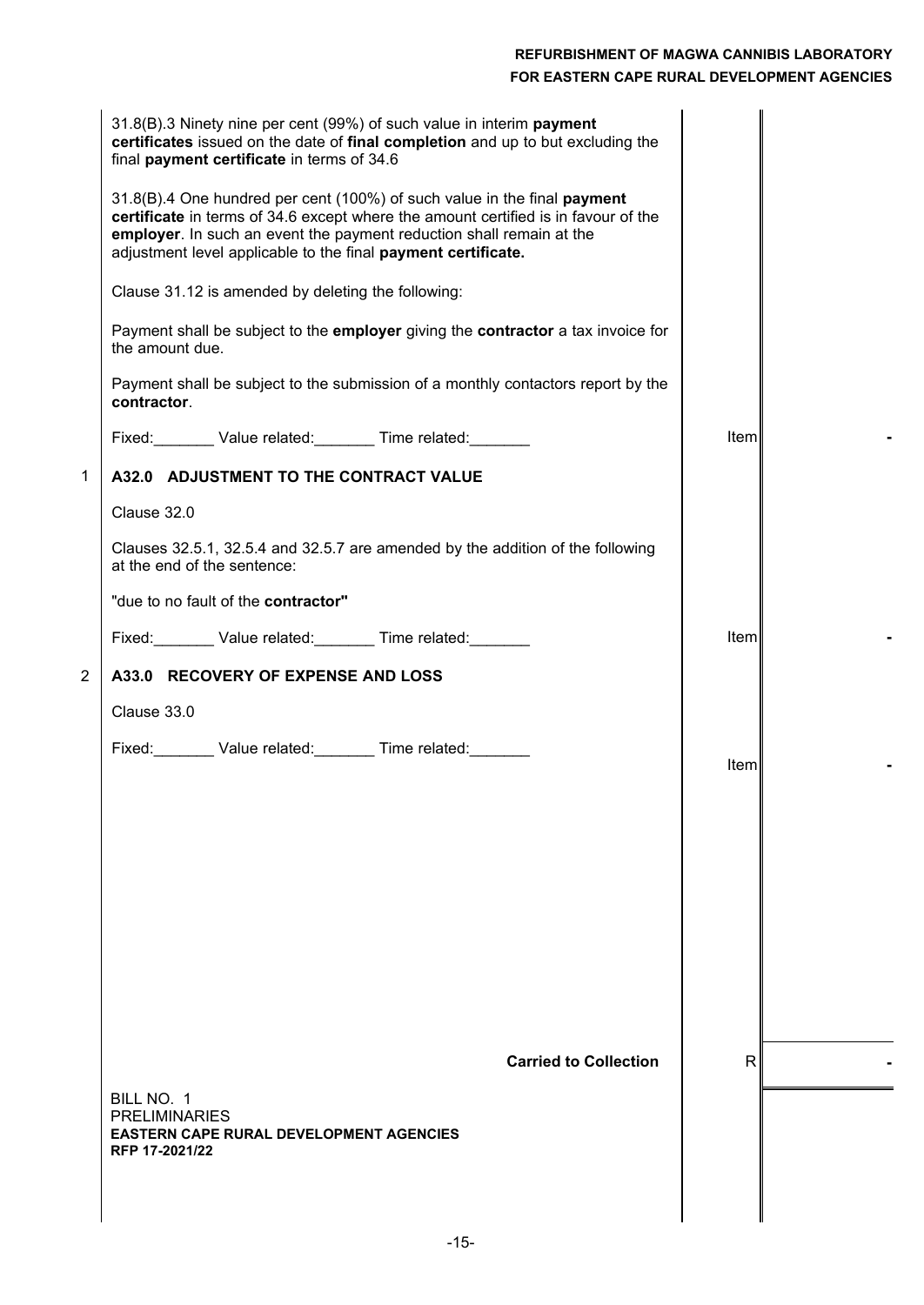| | Description | Unit | Amount |
|---|---|---|---|
| | 31.8(B).3 Ninety nine per cent (99%) of such value in interim **payment certificates** issued on the date of **final completion** and up to but excluding the final **payment certificate** in terms of 34.6 | | |
| | 31.8(B).4 One hundred per cent (100%) of such value in the final **payment certificate** in terms of 34.6 except where the amount certified is in favour of the **employer**. In such an event the payment reduction shall remain at the adjustment level applicable to the final **payment certificate.** | | |
| | Clause 31.12 is amended by deleting the following: | | |
| | Payment shall be subject to the **employer** giving the **contractor** a tax invoice for the amount due. | | |
| | Payment shall be subject to the submission of a monthly contactors report by the **contractor**. | | |
| | Fixed:_______ Value related:_______ Time related:_______ | Item | - |
| 1 | **A32.0 ADJUSTMENT TO THE CONTRACT VALUE** | | |
| | Clause 32.0 | | |
| | Clauses 32.5.1, 32.5.4 and 32.5.7 are amended by the addition of the following at the end of the sentence: | | |
| | "due to no fault of the **contractor"** | | |
| | Fixed:_______ Value related:_______ Time related:_______ | Item | - |
| 2 | **A33.0 RECOVERY OF EXPENSE AND LOSS** | | |
| | Clause 33.0 | | |
| | Fixed:_______ Value related:_______ Time related:_______ | Item | - |
| | **Carried to Collection** | R | - |

BILL NO. 1
PRELIMINARIES
**EASTERN CAPE RURAL DEVELOPMENT AGENCIES**
**RFP 17-2021/22**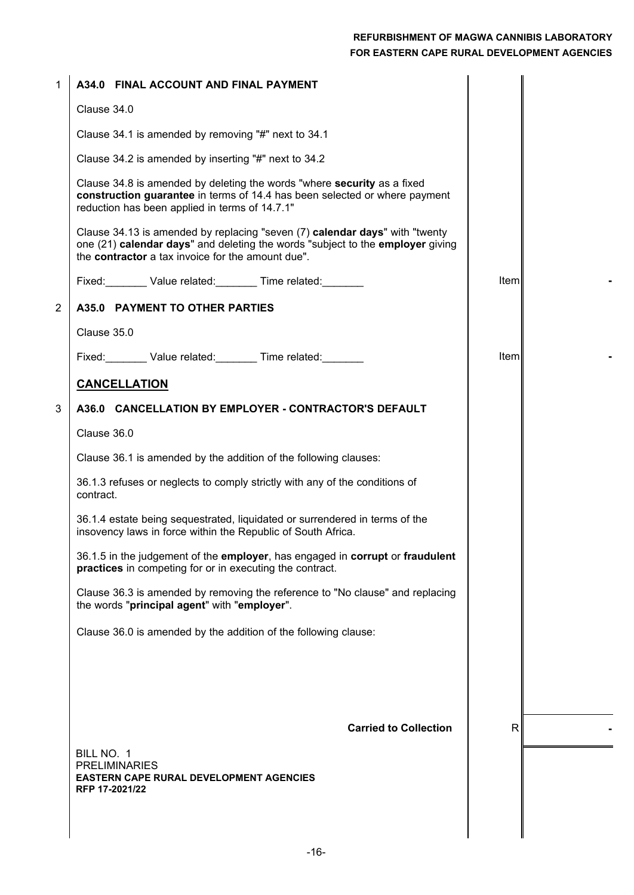| | | | |
|---|---|---|---|
| 1 | **A34.0 FINAL ACCOUNT AND FINAL PAYMENT**<br><br>Clause 34.0<br><br>Clause 34.1 is amended by removing "#" next to 34.1<br><br>Clause 34.2 is amended by inserting "#" next to 34.2<br><br>Clause 34.8 is amended by deleting the words "where **security** as a fixed **construction guarantee** in terms of 14.4 has been selected or where payment reduction has been applied in terms of 14.7.1"<br><br>Clause 34.13 is amended by replacing "seven (7) **calendar days**" with "twenty one (21) **calendar days**" and deleting the words "subject to the **employer** giving the **contractor** a tax invoice for the amount due".<br><br>Fixed:_______ Value related:_______ Time related:_______ | Item | - |
| 2 | **A35.0 PAYMENT TO OTHER PARTIES**<br><br>Clause 35.0<br><br>Fixed:_______ Value related:_______ Time related:_______ | Item | - |
| | **CANCELLATION** | | |
| 3 | **A36.0 CANCELLATION BY EMPLOYER - CONTRACTOR'S DEFAULT**<br><br>Clause 36.0<br><br>Clause 36.1 is amended by the addition of the following clauses:<br><br>36.1.3 refuses or neglects to comply strictly with any of the conditions of contract.<br><br>36.1.4 estate being sequestrated, liquidated or surrendered in terms of the insovency laws in force within the Republic of South Africa.<br><br>36.1.5 in the judgement of the **employer**, has engaged in **corrupt** or **fraudulent practices** in competing for or in executing the contract.<br><br>Clause 36.3 is amended by removing the reference to "No clause" and replacing the words "**principal agent**" with "**employer**".<br><br>Clause 36.0 is amended by the addition of the following clause: | | |
| | **Carried to Collection** | R | - |

BILL NO. 1
PRELIMINARIES
**EASTERN CAPE RURAL DEVELOPMENT AGENCIES**
**RFP 17-2021/22**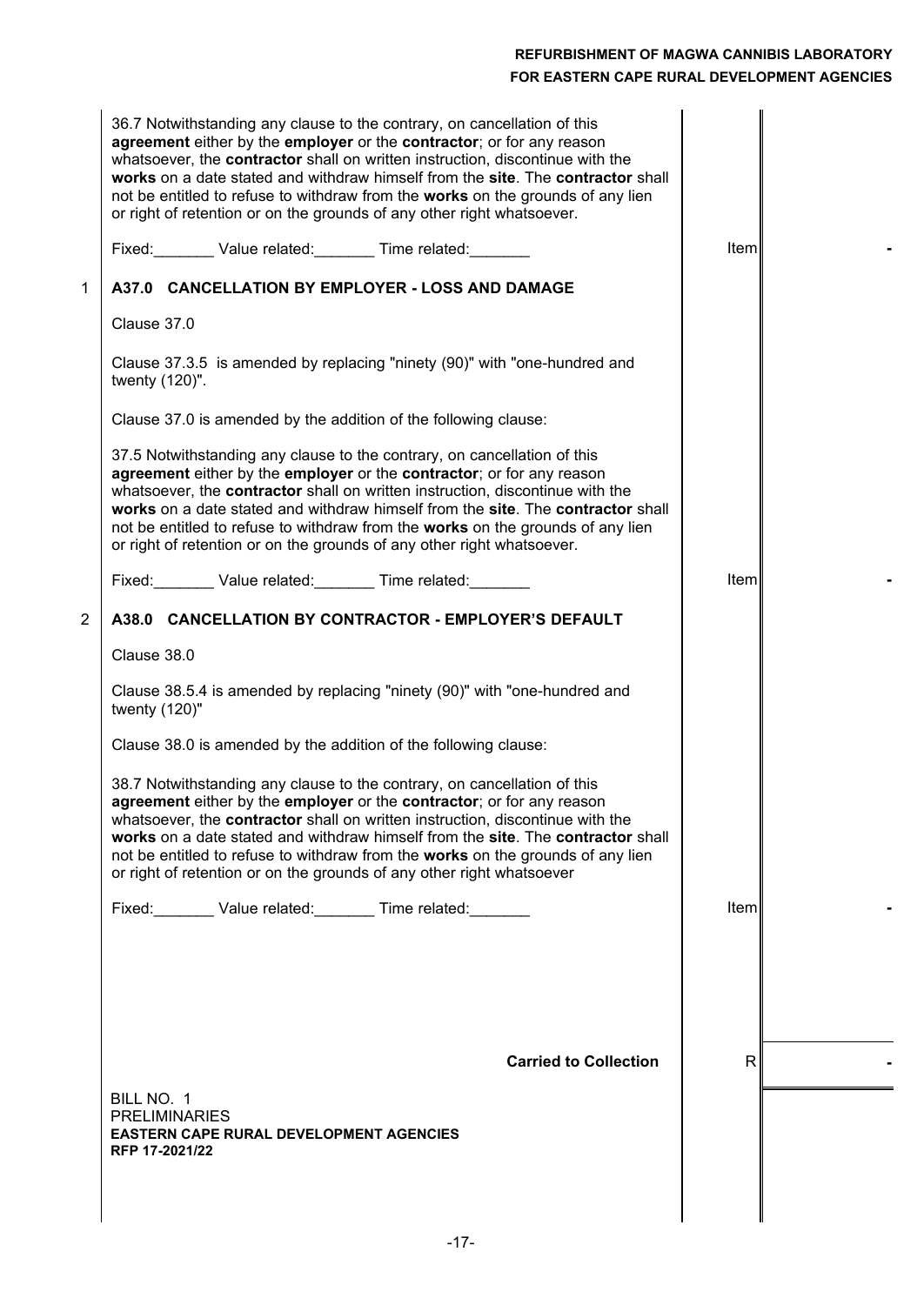36.7 Notwithstanding any clause to the contrary, on cancellation of this **agreement** either by the **employer** or the **contractor**; or for any reason whatsoever, the **contractor** shall on written instruction, discontinue with the **works** on a date stated and withdraw himself from the **site**. The **contractor** shall not be entitled to refuse to withdraw from the **works** on the grounds of any lien or right of retention or on the grounds of any other right whatsoever.

Fixed:_______ Value related:_______ Time related:_______ | Item | -

1 **A37.0 CANCELLATION BY EMPLOYER - LOSS AND DAMAGE**

Clause 37.0

Clause 37.3.5 is amended by replacing "ninety (90)" with "one-hundred and twenty (120)".

Clause 37.0 is amended by the addition of the following clause:

37.5 Notwithstanding any clause to the contrary, on cancellation of this **agreement** either by the **employer** or the **contractor**; or for any reason whatsoever, the **contractor** shall on written instruction, discontinue with the **works** on a date stated and withdraw himself from the **site**. The **contractor** shall not be entitled to refuse to withdraw from the **works** on the grounds of any lien or right of retention or on the grounds of any other right whatsoever.

Fixed:_______ Value related:_______ Time related:_______ | Item | -

2 **A38.0 CANCELLATION BY CONTRACTOR - EMPLOYER'S DEFAULT**

Clause 38.0

Clause 38.5.4 is amended by replacing "ninety (90)" with "one-hundred and twenty (120)"

Clause 38.0 is amended by the addition of the following clause:

38.7 Notwithstanding any clause to the contrary, on cancellation of this **agreement** either by the **employer** or the **contractor**; or for any reason whatsoever, the **contractor** shall on written instruction, discontinue with the **works** on a date stated and withdraw himself from the **site**. The **contractor** shall not be entitled to refuse to withdraw from the **works** on the grounds of any lien or right of retention or on the grounds of any other right whatsoever

Fixed:_______ Value related:_______ Time related:_______ | Item | -

**Carried to Collection** | R | -

BILL NO. 1
PRELIMINARIES
**EASTERN CAPE RURAL DEVELOPMENT AGENCIES**
**RFP 17-2021/22**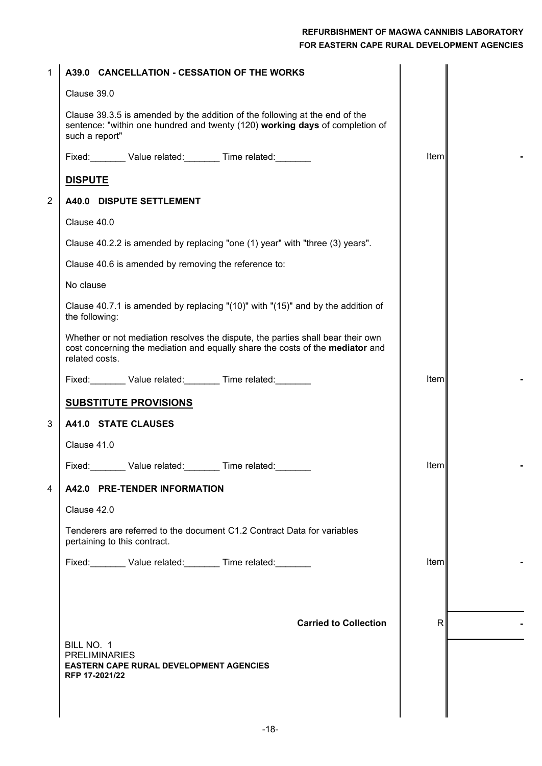| | Description | Unit | Amount |
|---|---|---|---|
| 1 | **A39.0 CANCELLATION - CESSATION OF THE WORKS** | | |
| | Clause 39.0 | | |
| | Clause 39.3.5 is amended by the addition of the following at the end of the sentence: "within one hundred and twenty (120) **working days** of completion of such a report" | | |
| | Fixed:_______ Value related:_______ Time related:_______ | Item | - |
| | **DISPUTE** | | |
| 2 | **A40.0 DISPUTE SETTLEMENT** | | |
| | Clause 40.0 | | |
| | Clause 40.2.2 is amended by replacing "one (1) year" with "three (3) years". | | |
| | Clause 40.6 is amended by removing the reference to: | | |
| | No clause | | |
| | Clause 40.7.1 is amended by replacing "(10)" with "(15)" and by the addition of the following: | | |
| | Whether or not mediation resolves the dispute, the parties shall bear their own cost concerning the mediation and equally share the costs of the **mediator** and related costs. | | |
| | Fixed:_______ Value related:_______ Time related:_______ | Item | - |
| | **SUBSTITUTE PROVISIONS** | | |
| 3 | **A41.0 STATE CLAUSES** | | |
| | Clause 41.0 | | |
| | Fixed:_______ Value related:_______ Time related:_______ | Item | - |
| 4 | **A42.0 PRE-TENDER INFORMATION** | | |
| | Clause 42.0 | | |
| | Tenderers are referred to the document C1.2 Contract Data for variables pertaining to this contract. | | |
| | Fixed:_______ Value related:_______ Time related:_______ | Item | - |
| | **Carried to Collection** | R | - |

BILL NO. 1
PRELIMINARIES
**EASTERN CAPE RURAL DEVELOPMENT AGENCIES**
**RFP 17-2021/22**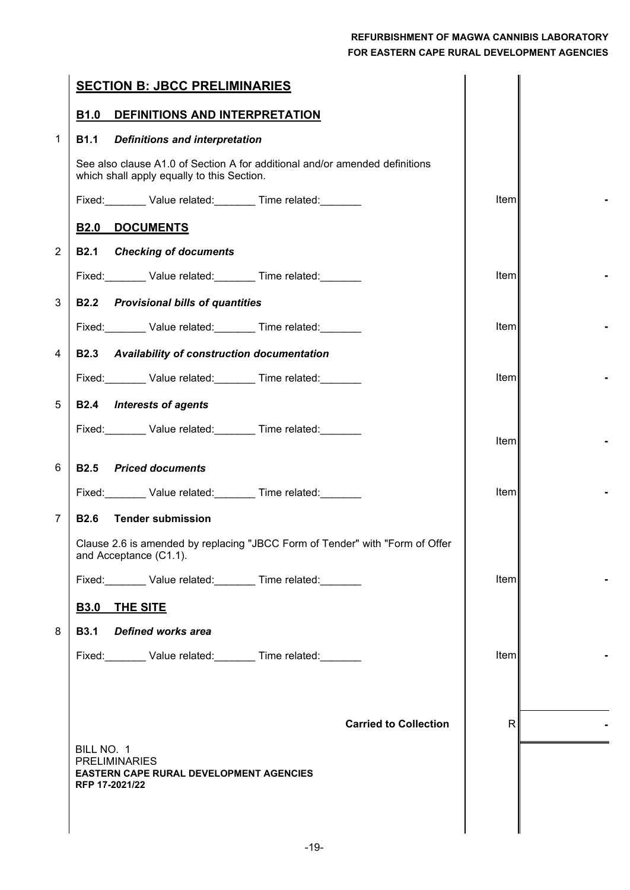| | Description | Unit | Amount |
|---|---|---|---|
| | **SECTION B: JBCC PRELIMINARIES** | | |
| | **B1.0 DEFINITIONS AND INTERPRETATION** | | |
| 1 | **B1.1 *Definitions and interpretation*** | | |
| | See also clause A1.0 of Section A for additional and/or amended definitions which shall apply equally to this Section. | | |
| | Fixed:_______ Value related:_______ Time related:_______ | Item | - |
| | **B2.0 DOCUMENTS** | | |
| 2 | **B2.1 *Checking of documents*** | | |
| | Fixed:_______ Value related:_______ Time related:_______ | Item | - |
| 3 | **B2.2 *Provisional bills of quantities*** | | |
| | Fixed:_______ Value related:_______ Time related:_______ | Item | - |
| 4 | **B2.3 *Availability of construction documentation*** | | |
| | Fixed:_______ Value related:_______ Time related:_______ | Item | - |
| 5 | **B2.4 *Interests of agents*** | | |
| | Fixed:_______ Value related:_______ Time related:_______ | Item | - |
| 6 | **B2.5 *Priced documents*** | | |
| | Fixed:_______ Value related:_______ Time related:_______ | Item | - |
| 7 | **B2.6 Tender submission** | | |
| | Clause 2.6 is amended by replacing "JBCC Form of Tender" with "Form of Offer and Acceptance (C1.1). | | |
| | Fixed:_______ Value related:_______ Time related:_______ | Item | - |
| | **B3.0 THE SITE** | | |
| 8 | **B3.1 *Defined works area*** | | |
| | Fixed:_______ Value related:_______ Time related:_______ | Item | - |
| | **Carried to Collection** | R | - |

BILL NO. 1
PRELIMINARIES
**EASTERN CAPE RURAL DEVELOPMENT AGENCIES**
**RFP 17-2021/22**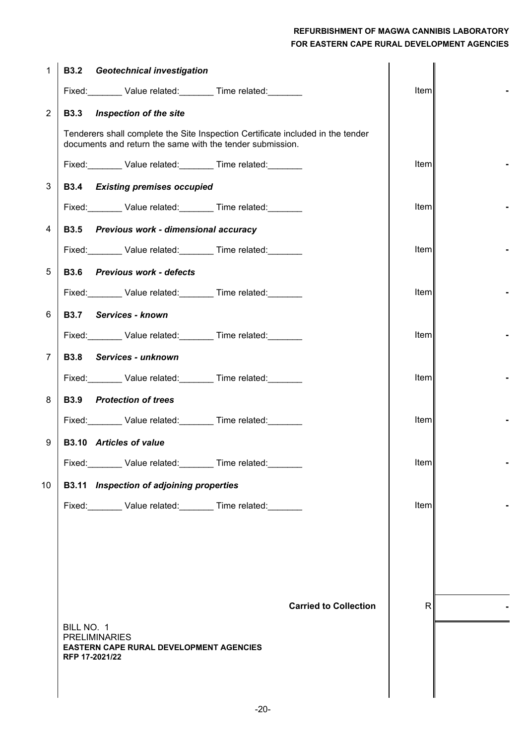| No. | Description | Unit | Amount |
|---|---|---|---|
| 1 | **B3.2** ***Geotechnical investigation*** | | |
| | Fixed:_______ Value related:_______ Time related:_______ | Item | - |
| 2 | **B3.3** ***Inspection of the site*** | | |
| | Tenderers shall complete the Site Inspection Certificate included in the tender documents and return the same with the tender submission. | | |
| | Fixed:_______ Value related:_______ Time related:_______ | Item | - |
| 3 | **B3.4** ***Existing premises occupied*** | | |
| | Fixed:_______ Value related:_______ Time related:_______ | Item | - |
| 4 | **B3.5** ***Previous work - dimensional accuracy*** | | |
| | Fixed:_______ Value related:_______ Time related:_______ | Item | - |
| 5 | **B3.6** ***Previous work - defects*** | | |
| | Fixed:_______ Value related:_______ Time related:_______ | Item | - |
| 6 | **B3.7** ***Services - known*** | | |
| | Fixed:_______ Value related:_______ Time related:_______ | Item | - |
| 7 | **B3.8** ***Services - unknown*** | | |
| | Fixed:_______ Value related:_______ Time related:_______ | Item | - |
| 8 | **B3.9** ***Protection of trees*** | | |
| | Fixed:_______ Value related:_______ Time related:_______ | Item | - |
| 9 | **B3.10** ***Articles of value*** | | |
| | Fixed:_______ Value related:_______ Time related:_______ | Item | - |
| 10 | **B3.11** ***Inspection of adjoining properties*** | | |
| | Fixed:_______ Value related:_______ Time related:_______ | Item | - |
| | **Carried to Collection** | R | - |

BILL NO. 1
PRELIMINARIES
**EASTERN CAPE RURAL DEVELOPMENT AGENCIES**
**RFP 17-2021/22**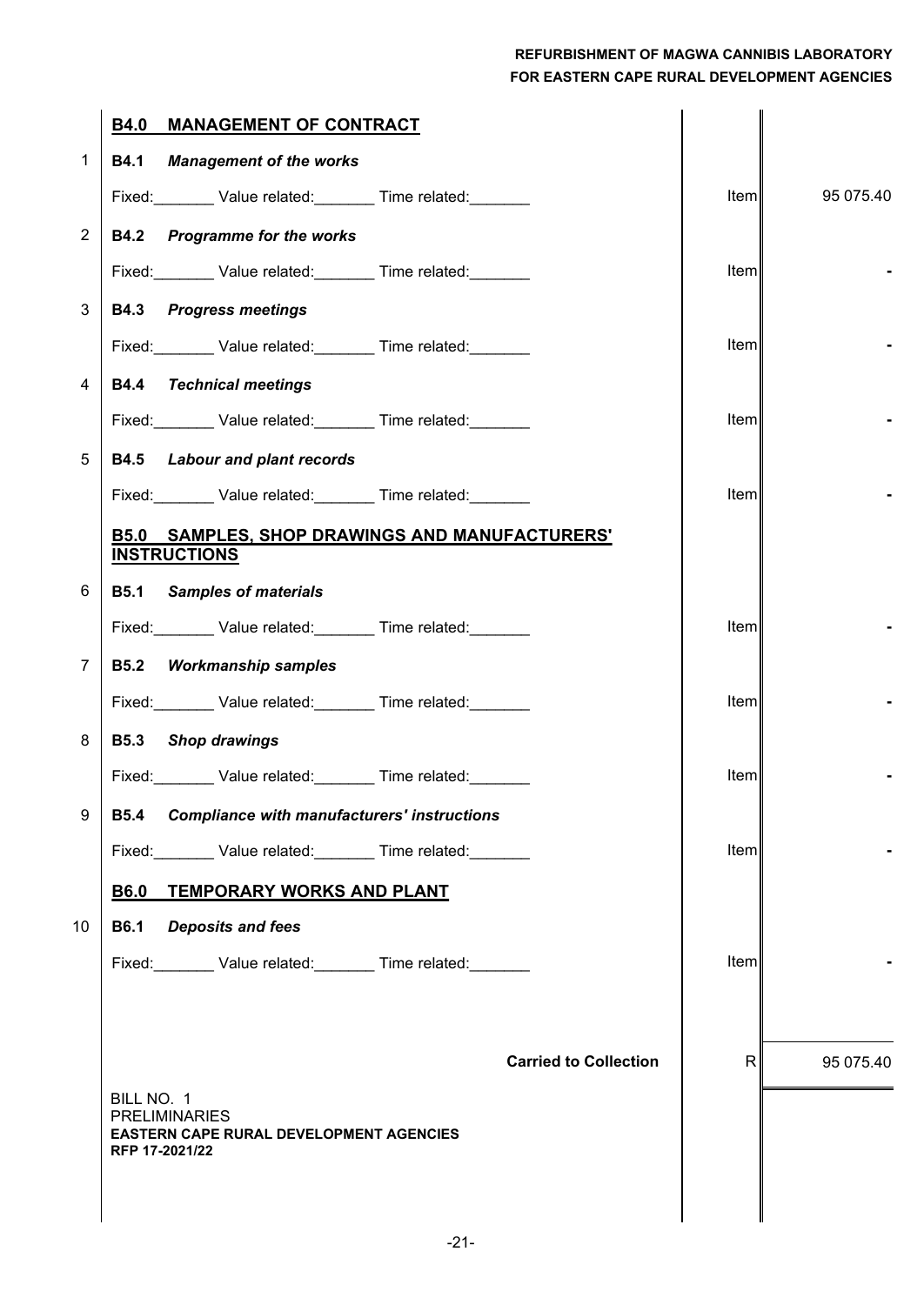| No. | Description | Unit | Amount |
|---|---|---|---|
| | **B4.0 MANAGEMENT OF CONTRACT** | | |
| 1 | **B4.1 *Management of the works*** | | |
| | Fixed:_______ Value related:_______ Time related:_______ | Item | 95 075.40 |
| 2 | **B4.2 *Programme for the works*** | | |
| | Fixed:_______ Value related:_______ Time related:_______ | Item | - |
| 3 | **B4.3 *Progress meetings*** | | |
| | Fixed:_______ Value related:_______ Time related:_______ | Item | - |
| 4 | **B4.4 *Technical meetings*** | | |
| | Fixed:_______ Value related:_______ Time related:_______ | Item | - |
| 5 | **B4.5 *Labour and plant records*** | | |
| | Fixed:_______ Value related:_______ Time related:_______ | Item | - |
| | **B5.0 SAMPLES, SHOP DRAWINGS AND MANUFACTURERS' INSTRUCTIONS** | | |
| 6 | **B5.1 *Samples of materials*** | | |
| | Fixed:_______ Value related:_______ Time related:_______ | Item | - |
| 7 | **B5.2 *Workmanship samples*** | | |
| | Fixed:_______ Value related:_______ Time related:_______ | Item | - |
| 8 | **B5.3 *Shop drawings*** | | |
| | Fixed:_______ Value related:_______ Time related:_______ | Item | - |
| 9 | **B5.4 *Compliance with manufacturers' instructions*** | | |
| | Fixed:_______ Value related:_______ Time related:_______ | Item | - |
| | **B6.0 TEMPORARY WORKS AND PLANT** | | |
| 10 | **B6.1 *Deposits and fees*** | | |
| | Fixed:_______ Value related:_______ Time related:_______ | Item | - |
| | **Carried to Collection** | R | 95 075.40 |

BILL NO. 1
PRELIMINARIES
**EASTERN CAPE RURAL DEVELOPMENT AGENCIES**
**RFP 17-2021/22**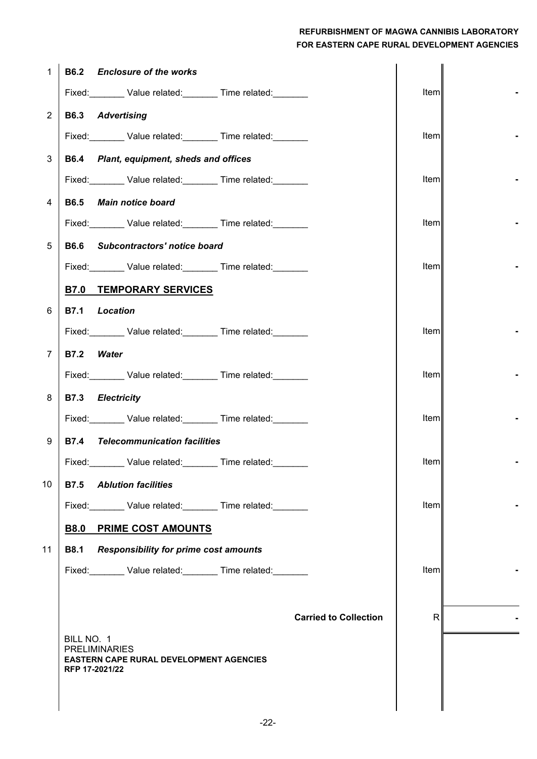| No. | Description | Unit | Amount |
|---|---|---|---|
| 1 | **B6.2** ***Enclosure of the works*** | | |
| | Fixed:_______ Value related:_______ Time related:_______ | Item | - |
| 2 | **B6.3** ***Advertising*** | | |
| | Fixed:_______ Value related:_______ Time related:_______ | Item | - |
| 3 | **B6.4** ***Plant, equipment, sheds and offices*** | | |
| | Fixed:_______ Value related:_______ Time related:_______ | Item | - |
| 4 | **B6.5** ***Main notice board*** | | |
| | Fixed:_______ Value related:_______ Time related:_______ | Item | - |
| 5 | **B6.6** ***Subcontractors' notice board*** | | |
| | Fixed:_______ Value related:_______ Time related:_______ | Item | - |
| | **B7.0 TEMPORARY SERVICES** | | |
| 6 | **B7.1** ***Location*** | | |
| | Fixed:_______ Value related:_______ Time related:_______ | Item | - |
| 7 | **B7.2** ***Water*** | | |
| | Fixed:_______ Value related:_______ Time related:_______ | Item | - |
| 8 | **B7.3** ***Electricity*** | | |
| | Fixed:_______ Value related:_______ Time related:_______ | Item | - |
| 9 | **B7.4** ***Telecommunication facilities*** | | |
| | Fixed:_______ Value related:_______ Time related:_______ | Item | - |
| 10 | **B7.5** ***Ablution facilities*** | | |
| | Fixed:_______ Value related:_______ Time related:_______ | Item | - |
| | **B8.0 PRIME COST AMOUNTS** | | |
| 11 | **B8.1** ***Responsibility for prime cost amounts*** | | |
| | Fixed:_______ Value related:_______ Time related:_______ | Item | - |
| | **Carried to Collection** | R | - |

BILL NO. 1
PRELIMINARIES
**EASTERN CAPE RURAL DEVELOPMENT AGENCIES**
**RFP 17-2021/22**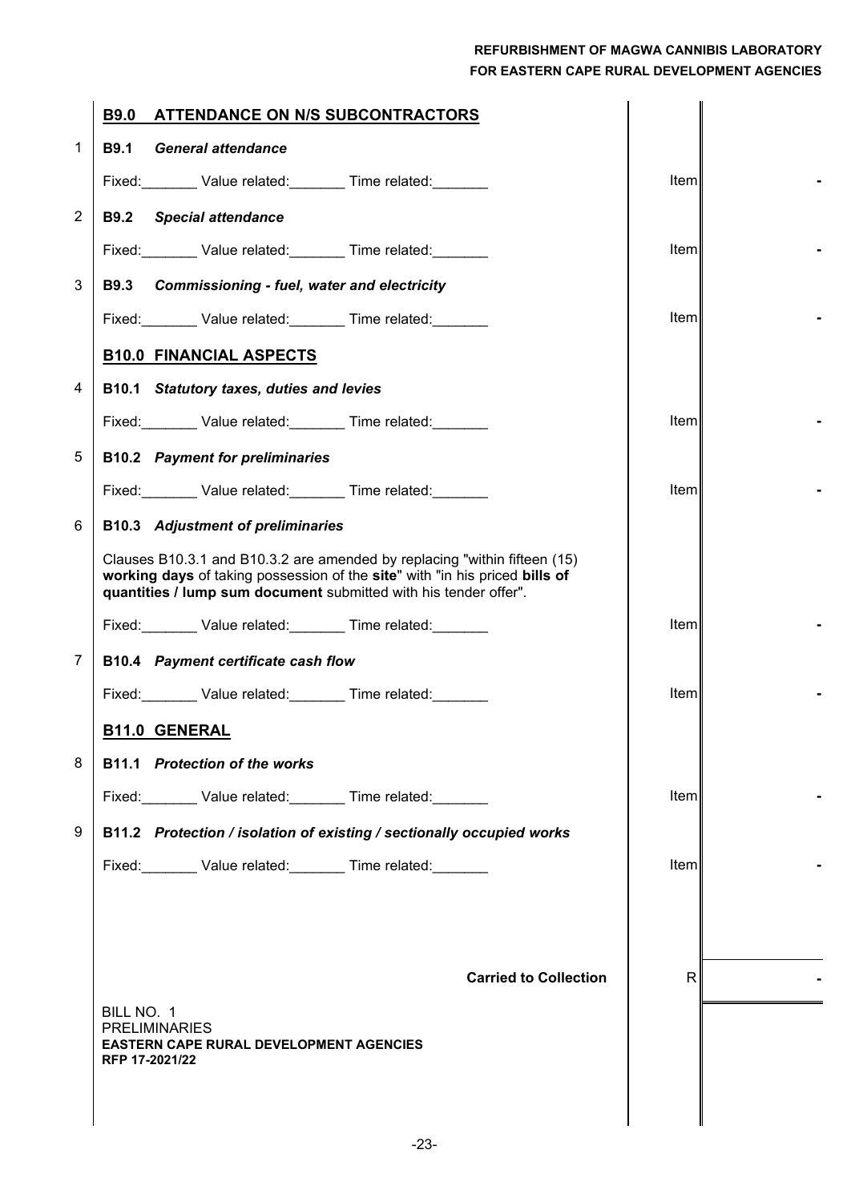| | Description | Unit | Amount |
|---|---|---|---|
| | **B9.0 ATTENDANCE ON N/S SUBCONTRACTORS** | | |
| 1 | **B9.1** ***General attendance*** | | |
| | Fixed:_______ Value related:_______ Time related:_______ | Item | - |
| 2 | **B9.2** ***Special attendance*** | | |
| | Fixed:_______ Value related:_______ Time related:_______ | Item | - |
| 3 | **B9.3** ***Commissioning - fuel, water and electricity*** | | |
| | Fixed:_______ Value related:_______ Time related:_______ | Item | - |
| | **B10.0 FINANCIAL ASPECTS** | | |
| 4 | **B10.1** ***Statutory taxes, duties and levies*** | | |
| | Fixed:_______ Value related:_______ Time related:_______ | Item | - |
| 5 | **B10.2** ***Payment for preliminaries*** | | |
| | Fixed:_______ Value related:_______ Time related:_______ | Item | - |
| 6 | **B10.3** ***Adjustment of preliminaries*** | | |
| | Clauses B10.3.1 and B10.3.2 are amended by replacing "within fifteen (15) **working days** of taking possession of the **site**" with "in his priced **bills of quantities / lump sum document** submitted with his tender offer". | | |
| | Fixed:_______ Value related:_______ Time related:_______ | Item | - |
| 7 | **B10.4** ***Payment certificate cash flow*** | | |
| | Fixed:_______ Value related:_______ Time related:_______ | Item | - |
| | **B11.0 GENERAL** | | |
| 8 | **B11.1** ***Protection of the works*** | | |
| | Fixed:_______ Value related:_______ Time related:_______ | Item | - |
| 9 | **B11.2** ***Protection / isolation of existing / sectionally occupied works*** | | |
| | Fixed:_______ Value related:_______ Time related:_______ | Item | - |
| | **Carried to Collection** | R | - |

BILL NO. 1
PRELIMINARIES
**EASTERN CAPE RURAL DEVELOPMENT AGENCIES**
**RFP 17-2021/22**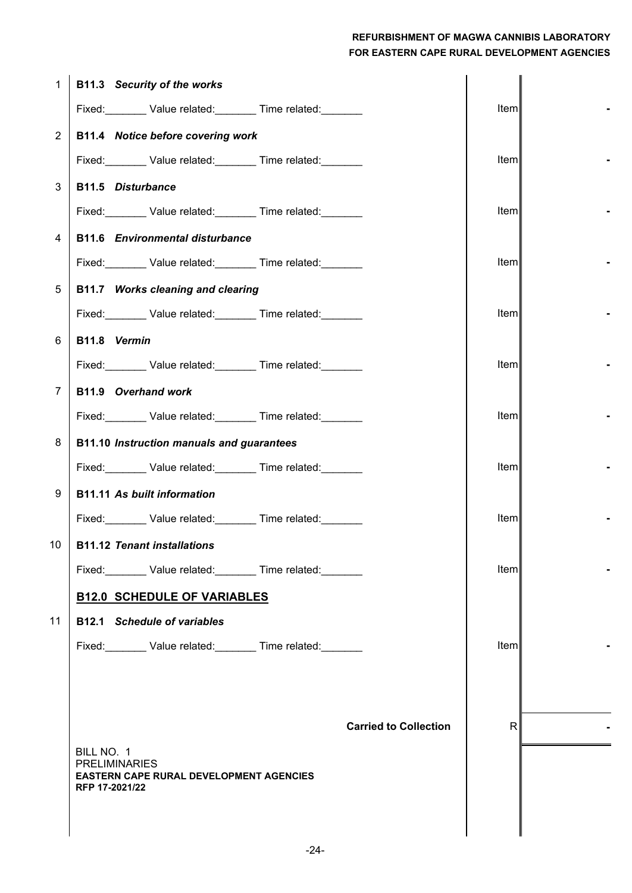| No. | Description | Unit | Amount |
|---|---|---|---|
| 1 | ***B11.3 Security of the works*** | | |
| | Fixed:_______ Value related:_______ Time related:_______ | Item | - |
| 2 | ***B11.4 Notice before covering work*** | | |
| | Fixed:_______ Value related:_______ Time related:_______ | Item | - |
| 3 | ***B11.5 Disturbance*** | | |
| | Fixed:_______ Value related:_______ Time related:_______ | Item | - |
| 4 | ***B11.6 Environmental disturbance*** | | |
| | Fixed:_______ Value related:_______ Time related:_______ | Item | - |
| 5 | ***B11.7 Works cleaning and clearing*** | | |
| | Fixed:_______ Value related:_______ Time related:_______ | Item | - |
| 6 | ***B11.8 Vermin*** | | |
| | Fixed:_______ Value related:_______ Time related:_______ | Item | - |
| 7 | ***B11.9 Overhand work*** | | |
| | Fixed:_______ Value related:_______ Time related:_______ | Item | - |
| 8 | ***B11.10 Instruction manuals and guarantees*** | | |
| | Fixed:_______ Value related:_______ Time related:_______ | Item | - |
| 9 | ***B11.11 As built information*** | | |
| | Fixed:_______ Value related:_______ Time related:_______ | Item | - |
| 10 | ***B11.12 Tenant installations*** | | |
| | Fixed:_______ Value related:_______ Time related:_______ | Item | - |
| | **B12.0 SCHEDULE OF VARIABLES** | | |
| 11 | ***B12.1 Schedule of variables*** | | |
| | Fixed:_______ Value related:_______ Time related:_______ | Item | - |
| | **Carried to Collection** | R | - |

BILL NO. 1
PRELIMINARIES
**EASTERN CAPE RURAL DEVELOPMENT AGENCIES**
**RFP 17-2021/22**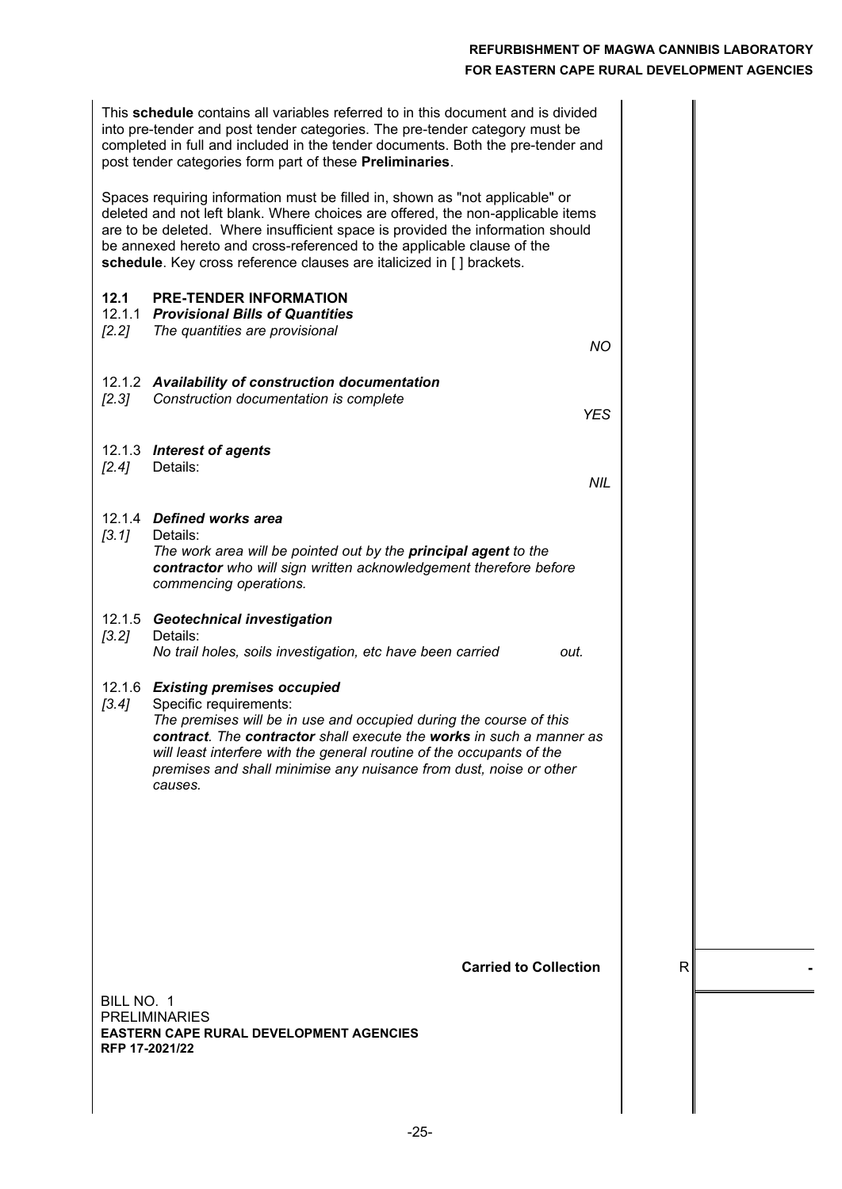This **schedule** contains all variables referred to in this document and is divided into pre-tender and post tender categories. The pre-tender category must be completed in full and included in the tender documents. Both the pre-tender and post tender categories form part of these **Preliminaries**.

Spaces requiring information must be filled in, shown as "not applicable" or deleted and not left blank. Where choices are offered, the non-applicable items are to be deleted. Where insufficient space is provided the information should be annexed hereto and cross-referenced to the applicable clause of the **schedule**. Key cross reference clauses are italicized in [ ] brackets.

## 12.1 PRE-TENDER INFORMATION

### 12.1.1 *Provisional Bills of Quantities*

*[2.2]* *The quantities are provisional*

*NO*

### 12.1.2 *Availability of construction documentation*

*[2.3]* *Construction documentation is complete*

*YES*

### 12.1.3 *Interest of agents*

*[2.4]* Details:

*NIL*

### 12.1.4 *Defined works area*

*[3.1]* Details:

*The work area will be pointed out by the **principal agent** to the **contractor** who will sign written acknowledgement therefore before commencing operations.*

### 12.1.5 *Geotechnical investigation*

*[3.2]* Details:

*No trail holes, soils investigation, etc have been carried out.*

### 12.1.6 *Existing premises occupied*

*[3.4]* Specific requirements:

*The premises will be in use and occupied during the course of this **contract**. The **contractor** shall execute the **works** in such a manner as will least interfere with the general routine of the occupants of the premises and shall minimise any nuisance from dust, noise or other causes.*

| | | |
|---|---|---|
| **Carried to Collection** | R | - |

BILL NO. 1
PRELIMINARIES
**EASTERN CAPE RURAL DEVELOPMENT AGENCIES**
**RFP 17-2021/22**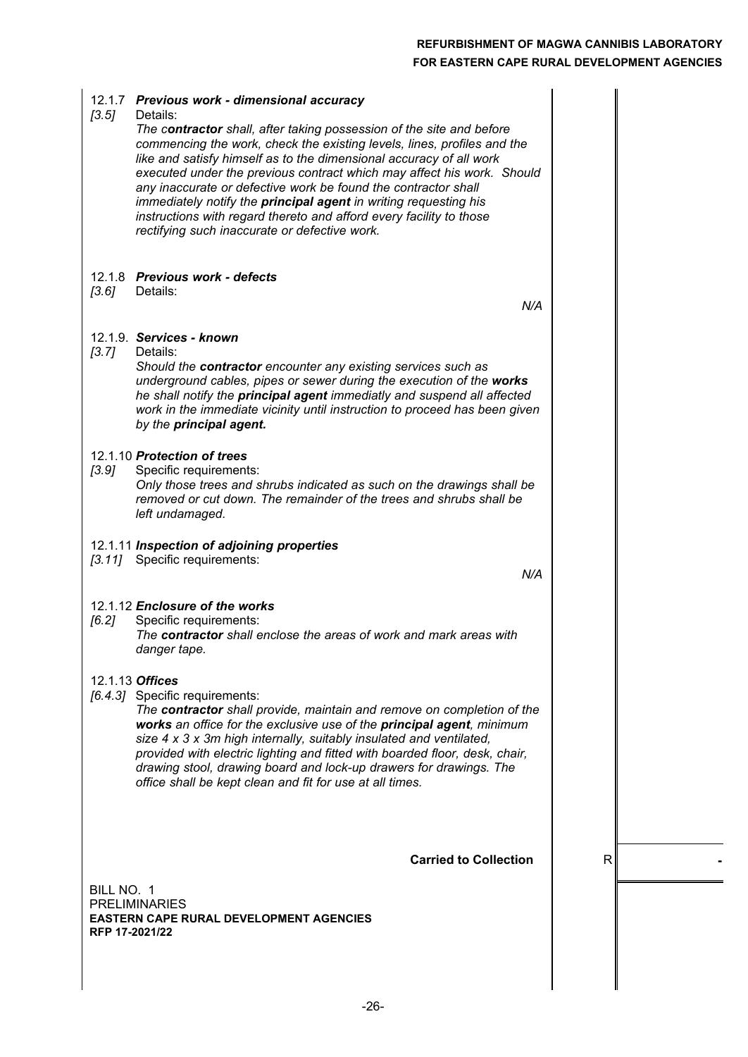12.1.7 ***Previous work - dimensional accuracy***

*[3.5]* Details:

*The **contractor** shall, after taking possession of the site and before commencing the work, check the existing levels, lines, profiles and the like and satisfy himself as to the dimensional accuracy of all work executed under the previous contract which may affect his work. Should any inaccurate or defective work be found the contractor shall immediately notify the **principal agent** in writing requesting his instructions with regard thereto and afford every facility to those rectifying such inaccurate or defective work.*

12.1.8 ***Previous work - defects***

*[3.6]* Details:

*N/A*

12.1.9. ***Services - known***

*[3.7]* Details:

*Should the **contractor** encounter any existing services such as underground cables, pipes or sewer during the execution of the **works** he shall notify the **principal agent** immediatly and suspend all affected work in the immediate vicinity until instruction to proceed has been given by the **principal agent.***

12.1.10 ***Protection of trees***

*[3.9]* Specific requirements:

*Only those trees and shrubs indicated as such on the drawings shall be removed or cut down. The remainder of the trees and shrubs shall be left undamaged.*

12.1.11 ***Inspection of adjoining properties***

*[3.11]* Specific requirements:

*N/A*

12.1.12 ***Enclosure of the works***

*[6.2]* Specific requirements:

*The **contractor** shall enclose the areas of work and mark areas with danger tape.*

12.1.13 ***Offices***

*[6.4.3]* Specific requirements:

*The **contractor** shall provide, maintain and remove on completion of the **works** an office for the exclusive use of the **principal agent**, minimum size 4 x 3 x 3m high internally, suitably insulated and ventilated, provided with electric lighting and fitted with boarded floor, desk, chair, drawing stool, drawing board and lock-up drawers for drawings. The office shall be kept clean and fit for use at all times.*

| **Carried to Collection** | R | - |
|---|---|---|

BILL NO. 1
PRELIMINARIES
**EASTERN CAPE RURAL DEVELOPMENT AGENCIES**
**RFP 17-2021/22**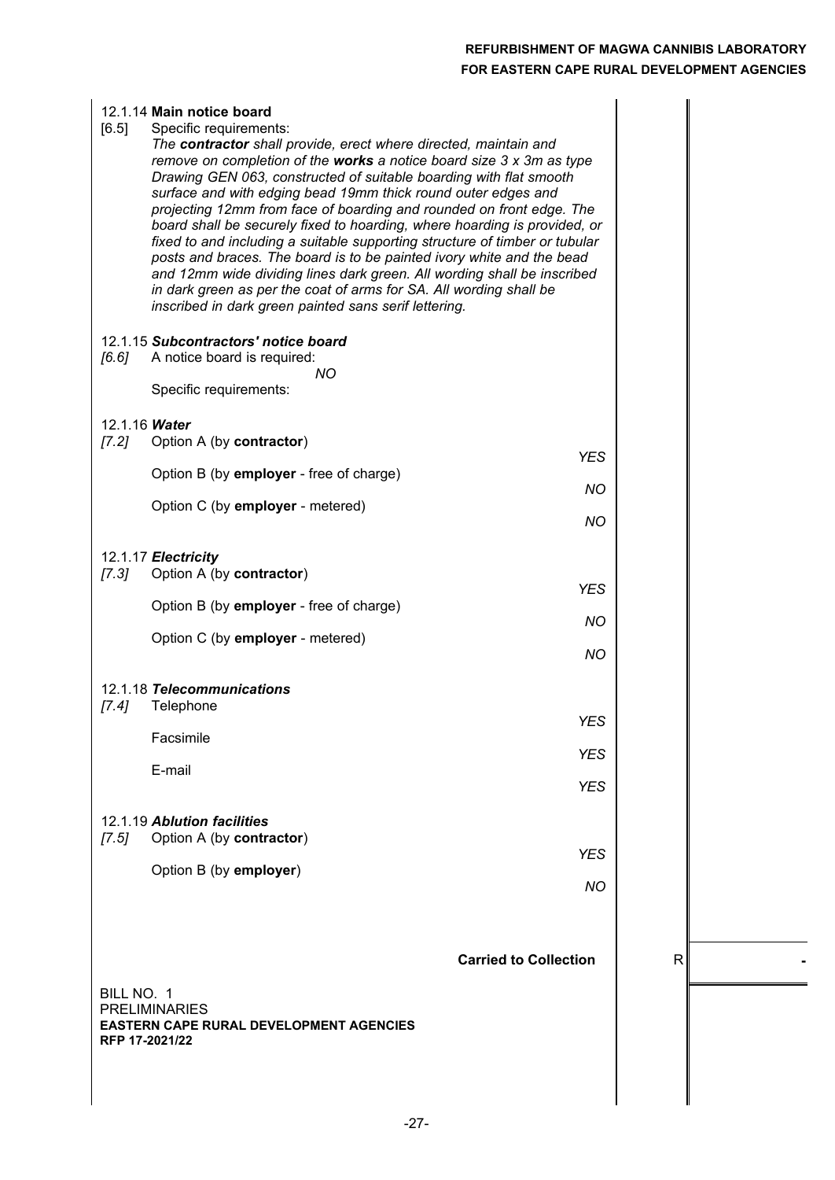12.1.14 **Main notice board**

[6.5] Specific requirements:

*The **contractor** shall provide, erect where directed, maintain and remove on completion of the **works** a notice board size 3 x 3m as type Drawing GEN 063, constructed of suitable boarding with flat smooth surface and with edging bead 19mm thick round outer edges and projecting 12mm from face of boarding and rounded on front edge. The board shall be securely fixed to hoarding, where hoarding is provided, or fixed to and including a suitable supporting structure of timber or tubular posts and braces. The board is to be painted ivory white and the bead and 12mm wide dividing lines dark green. All wording shall be inscribed in dark green as per the coat of arms for SA. All wording shall be inscribed in dark green painted sans serif lettering.*

12.1.15 ***Subcontractors' notice board***

*[6.6]* A notice board is required: *NO*

Specific requirements:

12.1.16 ***Water***

| | | |
|---|---|---|
| *[7.2]* | Option A (by **contractor**) | *YES* |
| | Option B (by **employer** - free of charge) | *NO* |
| | Option C (by **employer** - metered) | *NO* |

12.1.17 ***Electricity***

| | | |
|---|---|---|
| *[7.3]* | Option A (by **contractor**) | *YES* |
| | Option B (by **employer** - free of charge) | *NO* |
| | Option C (by **employer** - metered) | *NO* |

12.1.18 ***Telecommunications***

| | | |
|---|---|---|
| *[7.4]* | Telephone | *YES* |
| | Facsimile | *YES* |
| | E-mail | *YES* |

12.1.19 ***Ablution facilities***

| | | |
|---|---|---|
| *[7.5]* | Option A (by **contractor**) | *YES* |
| | Option B (by **employer**) | *NO* |

| | | |
|---|---|---|
| **Carried to Collection** | R | **-** |

BILL NO. 1
PRELIMINARIES
**EASTERN CAPE RURAL DEVELOPMENT AGENCIES**
**RFP 17-2021/22**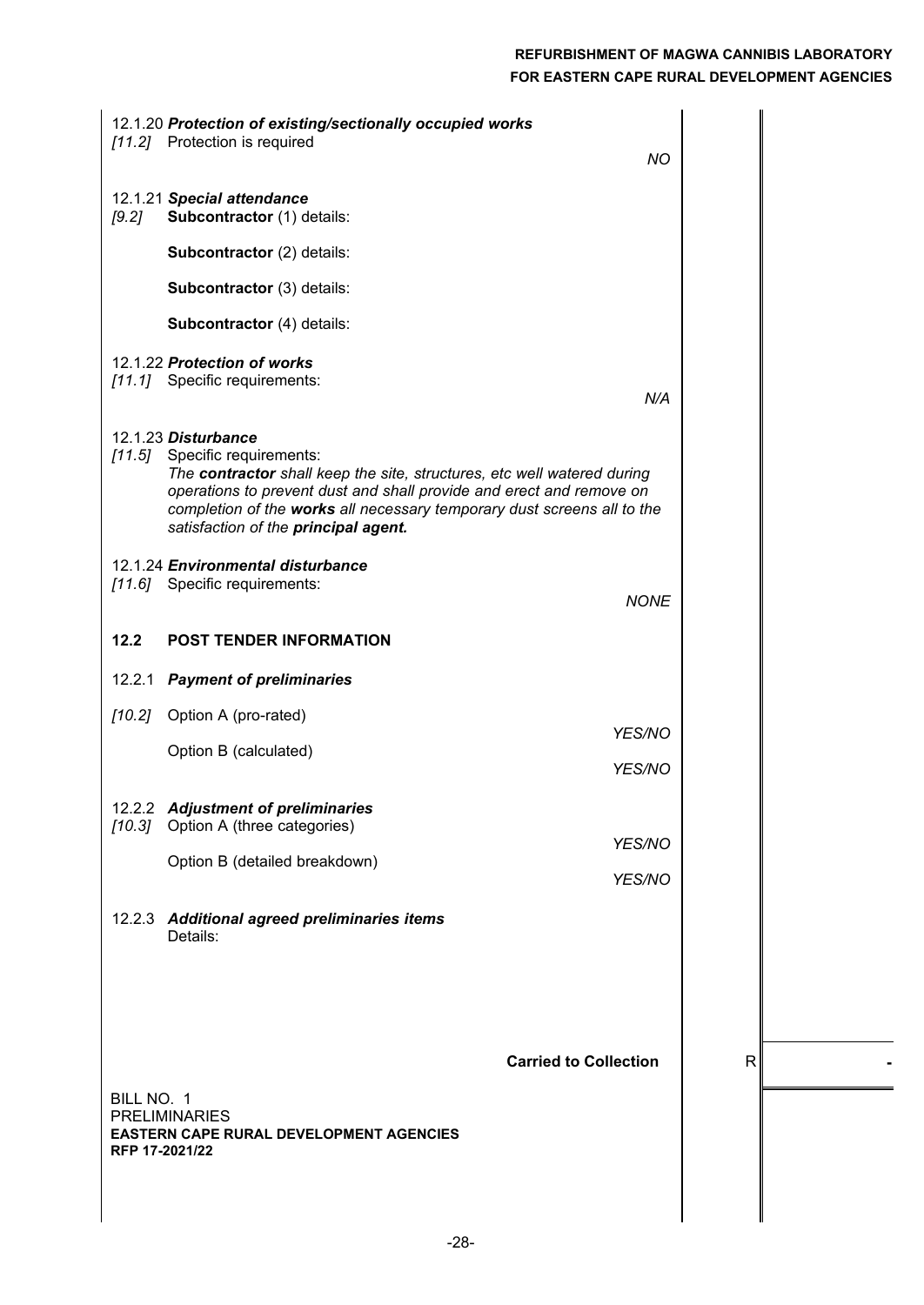12.1.20 ***Protection of existing/sectionally occupied works***

*[11.2]* Protection is required

*NO*

12.1.21 ***Special attendance***

*[9.2]* **Subcontractor** (1) details:

**Subcontractor** (2) details:

**Subcontractor** (3) details:

**Subcontractor** (4) details:

12.1.22 ***Protection of works***

*[11.1]* Specific requirements:

*N/A*

12.1.23 ***Disturbance***

*[11.5]* Specific requirements:

*The **contractor** shall keep the site, structures, etc well watered during operations to prevent dust and shall provide and erect and remove on completion of the **works** all necessary temporary dust screens all to the satisfaction of the **principal agent.***

12.1.24 ***Environmental disturbance***

*[11.6]* Specific requirements:

*NONE*

## 12.2 POST TENDER INFORMATION

12.2.1 ***Payment of preliminaries***

*[10.2]* Option A (pro-rated)

*YES/NO*

Option B (calculated)

*YES/NO*

12.2.2 ***Adjustment of preliminaries***

*[10.3]* Option A (three categories)

*YES/NO*

Option B (detailed breakdown)

*YES/NO*

12.2.3 ***Additional agreed preliminaries items***

Details:

| | | |
|---|---|---|
| **Carried to Collection** | R | - |

BILL NO. 1
PRELIMINARIES
**EASTERN CAPE RURAL DEVELOPMENT AGENCIES**
**RFP 17-2021/22**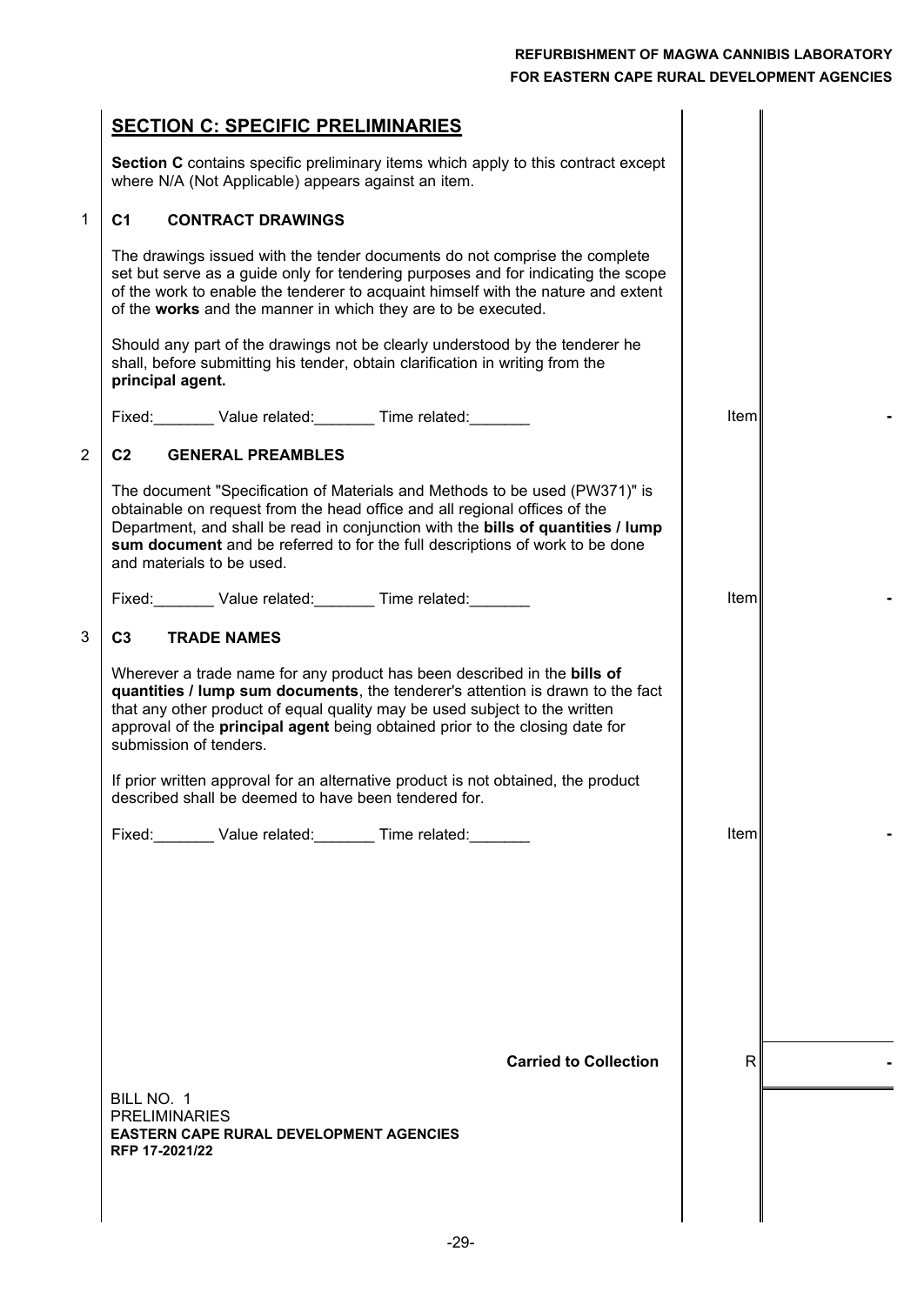## SECTION C: SPECIFIC PRELIMINARIES

**Section C** contains specific preliminary items which apply to this contract except where N/A (Not Applicable) appears against an item.

| No. | Description | Unit | Amount |
|---|---|---|---|
| 1 | **C1 CONTRACT DRAWINGS** | | |
| | The drawings issued with the tender documents do not comprise the complete set but serve as a guide only for tendering purposes and for indicating the scope of the work to enable the tenderer to acquaint himself with the nature and extent of the **works** and the manner in which they are to be executed. | | |
| | Should any part of the drawings not be clearly understood by the tenderer he shall, before submitting his tender, obtain clarification in writing from the **principal agent.** | | |
| | Fixed:_______ Value related:_______ Time related:_______ | Item | - |
| 2 | **C2 GENERAL PREAMBLES** | | |
| | The document "Specification of Materials and Methods to be used (PW371)" is obtainable on request from the head office and all regional offices of the Department, and shall be read in conjunction with the **bills of quantities / lump sum document** and be referred to for the full descriptions of work to be done and materials to be used. | | |
| | Fixed:_______ Value related:_______ Time related:_______ | Item | - |
| 3 | **C3 TRADE NAMES** | | |
| | Wherever a trade name for any product has been described in the **bills of quantities / lump sum documents**, the tenderer's attention is drawn to the fact that any other product of equal quality may be used subject to the written approval of the **principal agent** being obtained prior to the closing date for submission of tenders. | | |
| | If prior written approval for an alternative product is not obtained, the product described shall be deemed to have been tendered for. | | |
| | Fixed:_______ Value related:_______ Time related:_______ | Item | - |
| | **Carried to Collection** | R | - |

BILL NO. 1
PRELIMINARIES
**EASTERN CAPE RURAL DEVELOPMENT AGENCIES**
**RFP 17-2021/22**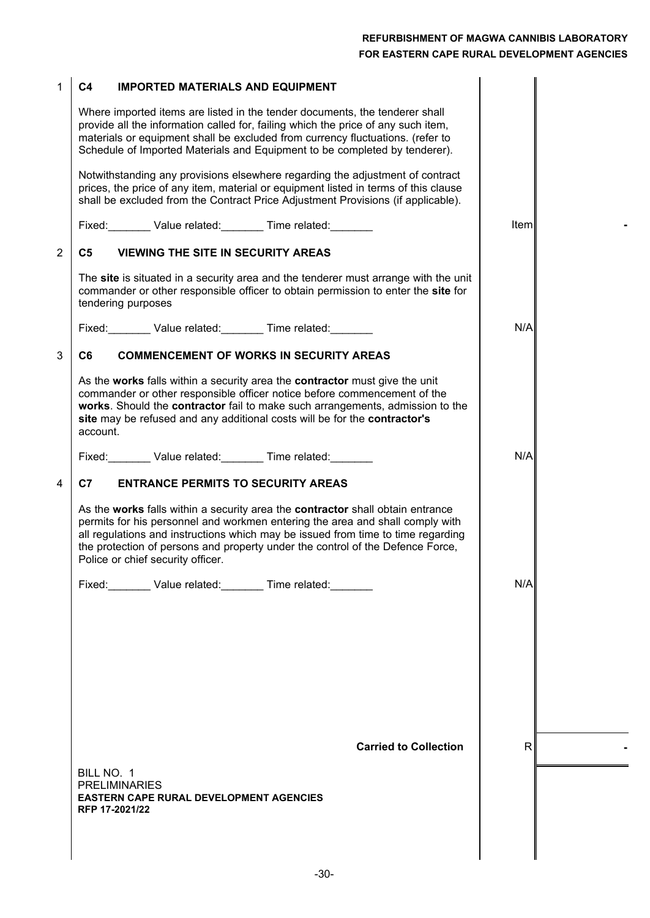| | Description | Unit | Amount |
|---|---|---|---|
| 1 | **C4 IMPORTED MATERIALS AND EQUIPMENT** | | |
| | Where imported items are listed in the tender documents, the tenderer shall provide all the information called for, failing which the price of any such item, materials or equipment shall be excluded from currency fluctuations. (refer to Schedule of Imported Materials and Equipment to be completed by tenderer). | | |
| | Notwithstanding any provisions elsewhere regarding the adjustment of contract prices, the price of any item, material or equipment listed in terms of this clause shall be excluded from the Contract Price Adjustment Provisions (if applicable). | | |
| | Fixed:_______ Value related:_______ Time related:_______ | Item | - |
| 2 | **C5 VIEWING THE SITE IN SECURITY AREAS** | | |
| | The **site** is situated in a security area and the tenderer must arrange with the unit commander or other responsible officer to obtain permission to enter the **site** for tendering purposes | | |
| | Fixed:_______ Value related:_______ Time related:_______ | N/A | |
| 3 | **C6 COMMENCEMENT OF WORKS IN SECURITY AREAS** | | |
| | As the **works** falls within a security area the **contractor** must give the unit commander or other responsible officer notice before commencement of the **works**. Should the **contractor** fail to make such arrangements, admission to the **site** may be refused and any additional costs will be for the **contractor's** account. | | |
| | Fixed:_______ Value related:_______ Time related:_______ | N/A | |
| 4 | **C7 ENTRANCE PERMITS TO SECURITY AREAS** | | |
| | As the **works** falls within a security area the **contractor** shall obtain entrance permits for his personnel and workmen entering the area and shall comply with all regulations and instructions which may be issued from time to time regarding the protection of persons and property under the control of the Defence Force, Police or chief security officer. | | |
| | Fixed:_______ Value related:_______ Time related:_______ | N/A | |
| | **Carried to Collection** | R | - |

BILL NO. 1
PRELIMINARIES
**EASTERN CAPE RURAL DEVELOPMENT AGENCIES**
**RFP 17-2021/22**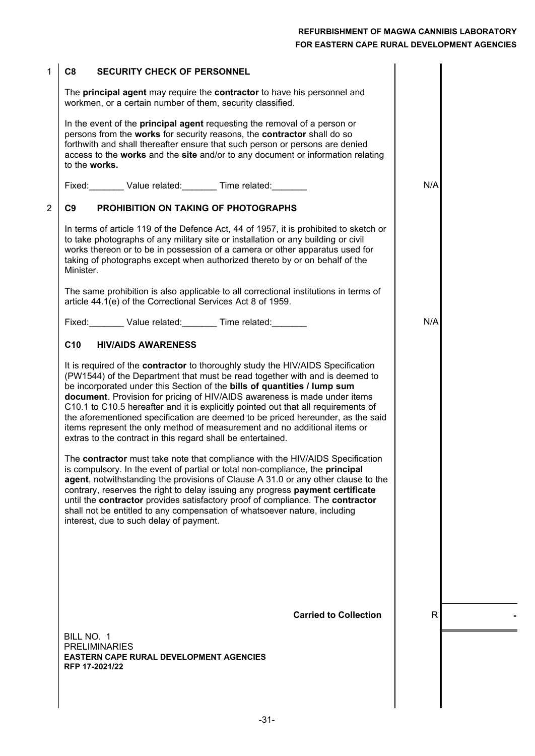| | | | |
|---|---|---|---|
| 1 | **C8 SECURITY CHECK OF PERSONNEL**<br><br>The **principal agent** may require the **contractor** to have his personnel and workmen, or a certain number of them, security classified.<br><br>In the event of the **principal agent** requesting the removal of a person or persons from the **works** for security reasons, the **contractor** shall do so forthwith and shall thereafter ensure that such person or persons are denied access to the **works** and the **site** and/or to any document or information relating to the **works.**<br><br>Fixed:_______ Value related:_______ Time related:_______ | N/A | |
| 2 | **C9 PROHIBITION ON TAKING OF PHOTOGRAPHS**<br><br>In terms of article 119 of the Defence Act, 44 of 1957, it is prohibited to sketch or to take photographs of any military site or installation or any building or civil works thereon or to be in possession of a camera or other apparatus used for taking of photographs except when authorized thereto by or on behalf of the Minister.<br><br>The same prohibition is also applicable to all correctional institutions in terms of article 44.1(e) of the Correctional Services Act 8 of 1959.<br><br>Fixed:_______ Value related:_______ Time related:_______ | N/A | |
| | **C10 HIV/AIDS AWARENESS**<br><br>It is required of the **contractor** to thoroughly study the HIV/AIDS Specification (PW1544) of the Department that must be read together with and is deemed to be incorporated under this Section of the **bills of quantities / lump sum document**. Provision for pricing of HIV/AIDS awareness is made under items C10.1 to C10.5 hereafter and it is explicitly pointed out that all requirements of the aforementioned specification are deemed to be priced hereunder, as the said items represent the only method of measurement and no additional items or extras to the contract in this regard shall be entertained.<br><br>The **contractor** must take note that compliance with the HIV/AIDS Specification is compulsory. In the event of partial or total non-compliance, the **principal agent**, notwithstanding the provisions of Clause A 31.0 or any other clause to the contrary, reserves the right to delay issuing any progress **payment certificate** until the **contractor** provides satisfactory proof of compliance. The **contractor** shall not be entitled to any compensation of whatsoever nature, including interest, due to such delay of payment. | | |
| | **Carried to Collection** | R | - |

BILL NO. 1
PRELIMINARIES
**EASTERN CAPE RURAL DEVELOPMENT AGENCIES**
**RFP 17-2021/22**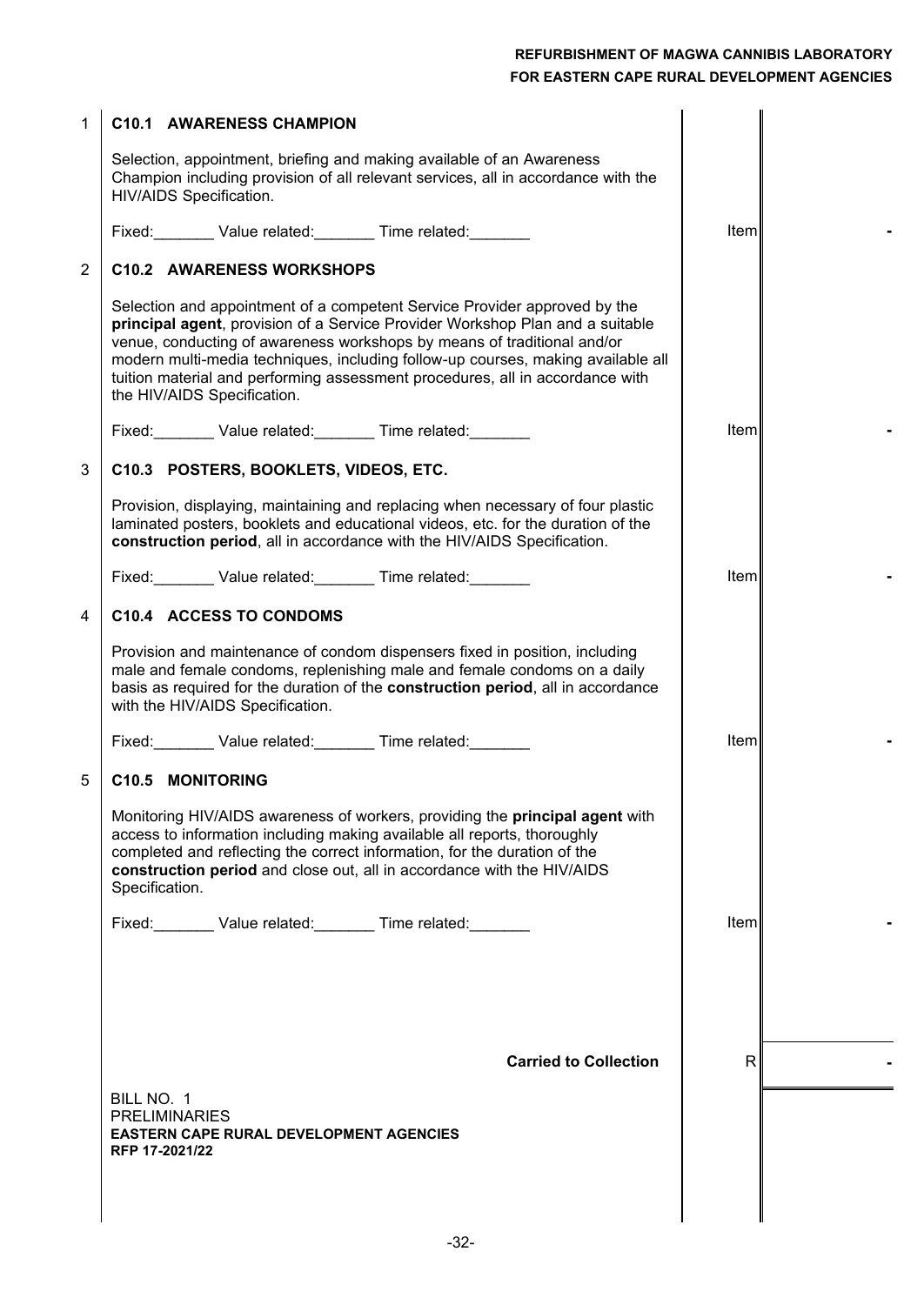| | Description | Unit | Amount |
|---|---|---|---|
| 1 | **C10.1 AWARENESS CHAMPION** | | |
| | Selection, appointment, briefing and making available of an Awareness Champion including provision of all relevant services, all in accordance with the HIV/AIDS Specification. | | |
| | Fixed:_______ Value related:_______ Time related:_______ | Item | - |
| 2 | **C10.2 AWARENESS WORKSHOPS** | | |
| | Selection and appointment of a competent Service Provider approved by the **principal agent**, provision of a Service Provider Workshop Plan and a suitable venue, conducting of awareness workshops by means of traditional and/or modern multi-media techniques, including follow-up courses, making available all tuition material and performing assessment procedures, all in accordance with the HIV/AIDS Specification. | | |
| | Fixed:_______ Value related:_______ Time related:_______ | Item | - |
| 3 | **C10.3 POSTERS, BOOKLETS, VIDEOS, ETC.** | | |
| | Provision, displaying, maintaining and replacing when necessary of four plastic laminated posters, booklets and educational videos, etc. for the duration of the **construction period**, all in accordance with the HIV/AIDS Specification. | | |
| | Fixed:_______ Value related:_______ Time related:_______ | Item | - |
| 4 | **C10.4 ACCESS TO CONDOMS** | | |
| | Provision and maintenance of condom dispensers fixed in position, including male and female condoms, replenishing male and female condoms on a daily basis as required for the duration of the **construction period**, all in accordance with the HIV/AIDS Specification. | | |
| | Fixed:_______ Value related:_______ Time related:_______ | Item | - |
| 5 | **C10.5 MONITORING** | | |
| | Monitoring HIV/AIDS awareness of workers, providing the **principal agent** with access to information including making available all reports, thoroughly completed and reflecting the correct information, for the duration of the **construction period** and close out, all in accordance with the HIV/AIDS Specification. | | |
| | Fixed:_______ Value related:_______ Time related:_______ | Item | - |
| | **Carried to Collection** | R | - |

BILL NO. 1
PRELIMINARIES
**EASTERN CAPE RURAL DEVELOPMENT AGENCIES**
**RFP 17-2021/22**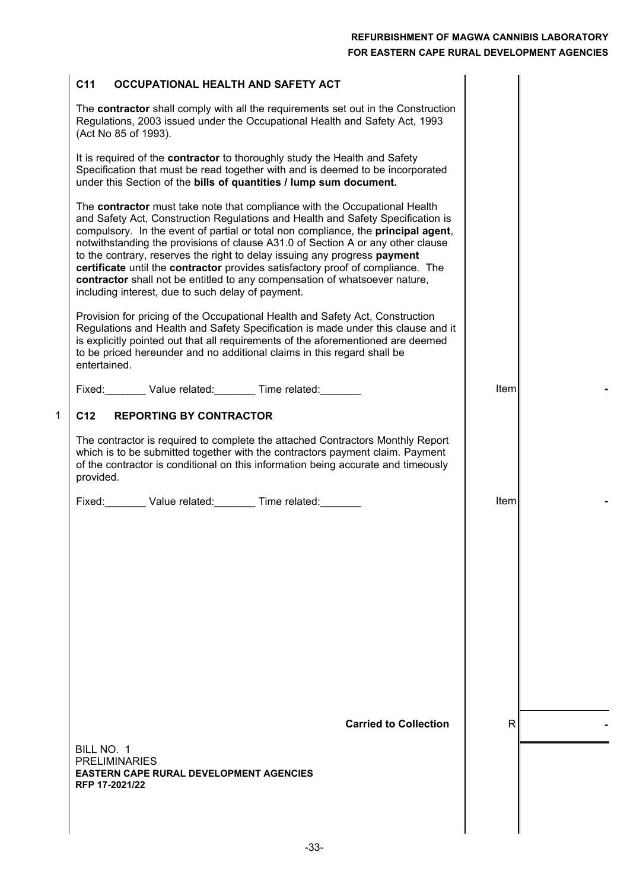### C11 OCCUPATIONAL HEALTH AND SAFETY ACT

The **contractor** shall comply with all the requirements set out in the Construction Regulations, 2003 issued under the Occupational Health and Safety Act, 1993 (Act No 85 of 1993).

It is required of the **contractor** to thoroughly study the Health and Safety Specification that must be read together with and is deemed to be incorporated under this Section of the **bills of quantities / lump sum document.**

The **contractor** must take note that compliance with the Occupational Health and Safety Act, Construction Regulations and Health and Safety Specification is compulsory. In the event of partial or total non compliance, the **principal agent**, notwithstanding the provisions of clause A31.0 of Section A or any other clause to the contrary, reserves the right to delay issuing any progress **payment certificate** until the **contractor** provides satisfactory proof of compliance. The **contractor** shall not be entitled to any compensation of whatsoever nature, including interest, due to such delay of payment.

Provision for pricing of the Occupational Health and Safety Act, Construction Regulations and Health and Safety Specification is made under this clause and it is explicitly pointed out that all requirements of the aforementioned are deemed to be priced hereunder and no additional claims in this regard shall be entertained.

| Description | Unit | Amount |
|---|---|---|
| Fixed:_______ Value related:_______ Time related:_______ | Item | - |

### 1 C12 REPORTING BY CONTRACTOR

The contractor is required to complete the attached Contractors Monthly Report which is to be submitted together with the contractors payment claim. Payment of the contractor is conditional on this information being accurate and timeously provided.

| Description | Unit | Amount |
|---|---|---|
| Fixed:_______ Value related:_______ Time related:_______ | Item | - |
| **Carried to Collection** | R | - |

BILL NO. 1
PRELIMINARIES
**EASTERN CAPE RURAL DEVELOPMENT AGENCIES**
**RFP 17-2021/22**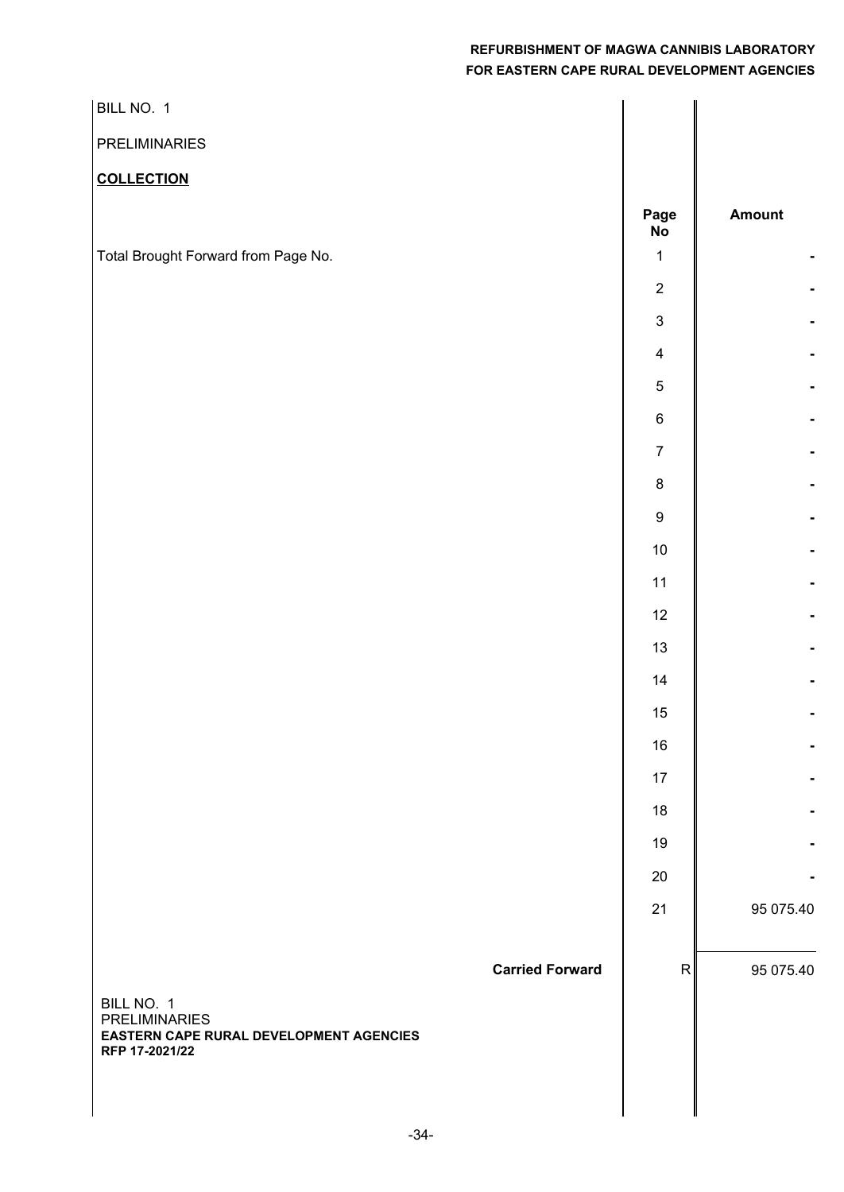BILL NO. 1

PRELIMINARIES

**COLLECTION**

| | Page No | Amount |
|---|---|---|
| Total Brought Forward from Page No. | 1 | - |
| | 2 | - |
| | 3 | - |
| | 4 | - |
| | 5 | - |
| | 6 | - |
| | 7 | - |
| | 8 | - |
| | 9 | - |
| | 10 | - |
| | 11 | - |
| | 12 | - |
| | 13 | - |
| | 14 | - |
| | 15 | - |
| | 16 | - |
| | 17 | - |
| | 18 | - |
| | 19 | - |
| | 20 | - |
| | 21 | 95 075.40 |
| **Carried Forward** | R | 95 075.40 |

BILL NO. 1
PRELIMINARIES
**EASTERN CAPE RURAL DEVELOPMENT AGENCIES**
**RFP 17-2021/22**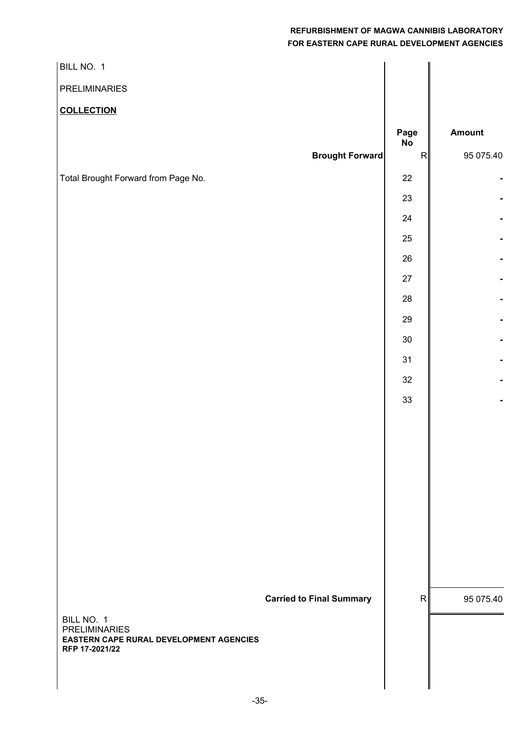BILL NO. 1

PRELIMINARIES

**COLLECTION**

| | Page No | Amount |
|---|---|---|
| **Brought Forward** | R | 95 075.40 |
| Total Brought Forward from Page No. | 22 | - |
| | 23 | - |
| | 24 | - |
| | 25 | - |
| | 26 | - |
| | 27 | - |
| | 28 | - |
| | 29 | - |
| | 30 | - |
| | 31 | - |
| | 32 | - |
| | 33 | - |
| **Carried to Final Summary** | R | 95 075.40 |

BILL NO. 1
PRELIMINARIES
**EASTERN CAPE RURAL DEVELOPMENT AGENCIES**
**RFP 17-2021/22**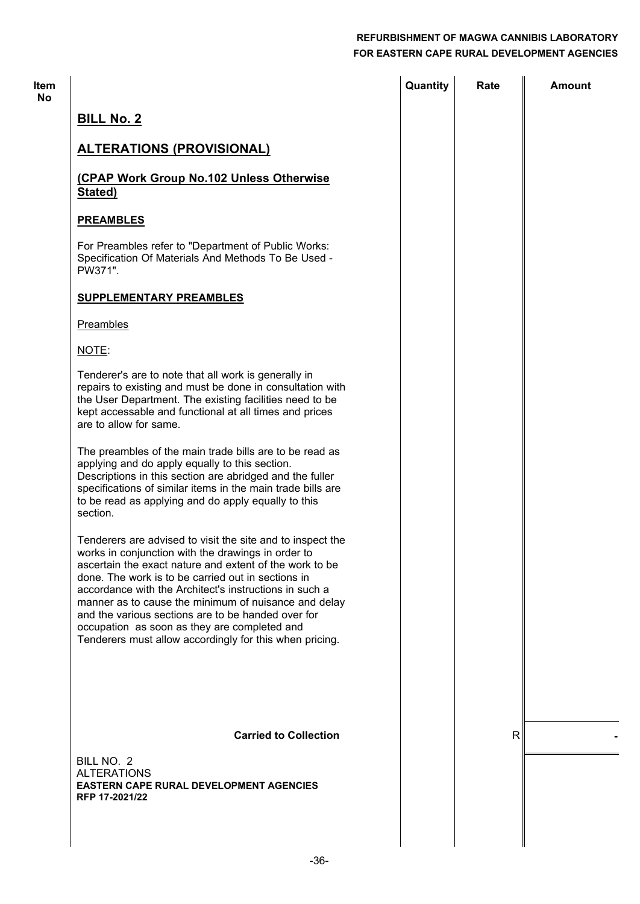| Item No | | Quantity | Rate | Amount |
|---|---|---|---|---|
| | **BILL No. 2** | | | |
| | **ALTERATIONS (PROVISIONAL)** | | | |
| | **(CPAP Work Group No.102 Unless Otherwise Stated)** | | | |
| | **PREAMBLES** | | | |
| | For Preambles refer to "Department of Public Works: Specification Of Materials And Methods To Be Used - PW371". | | | |
| | **SUPPLEMENTARY PREAMBLES** | | | |
| | Preambles | | | |
| | NOTE: | | | |
| | Tenderer's are to note that all work is generally in repairs to existing and must be done in consultation with the User Department. The existing facilities need to be kept accessable and functional at all times and prices are to allow for same. | | | |
| | The preambles of the main trade bills are to be read as applying and do apply equally to this section. Descriptions in this section are abridged and the fuller specifications of similar items in the main trade bills are to be read as applying and do apply equally to this section. | | | |
| | Tenderers are advised to visit the site and to inspect the works in conjunction with the drawings in order to ascertain the exact nature and extent of the work to be done. The work is to be carried out in sections in accordance with the Architect's instructions in such a manner as to cause the minimum of nuisance and delay and the various sections are to be handed over for occupation as soon as they are completed and Tenderers must allow accordingly for this when pricing. | | | |
| | **Carried to Collection** | | R | - |

BILL NO. 2
ALTERATIONS
**EASTERN CAPE RURAL DEVELOPMENT AGENCIES**
**RFP 17-2021/22**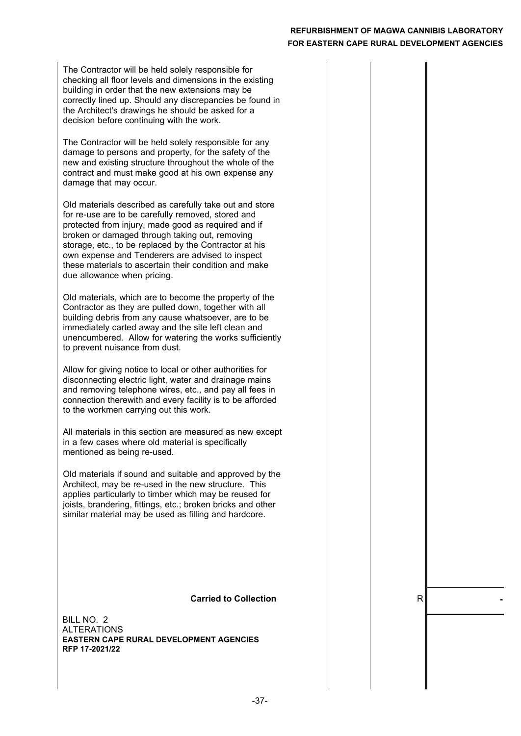The Contractor will be held solely responsible for checking all floor levels and dimensions in the existing building in order that the new extensions may be correctly lined up. Should any discrepancies be found in the Architect's drawings he should be asked for a decision before continuing with the work.

The Contractor will be held solely responsible for any damage to persons and property, for the safety of the new and existing structure throughout the whole of the contract and must make good at his own expense any damage that may occur.

Old materials described as carefully take out and store for re-use are to be carefully removed, stored and protected from injury, made good as required and if broken or damaged through taking out, removing storage, etc., to be replaced by the Contractor at his own expense and Tenderers are advised to inspect these materials to ascertain their condition and make due allowance when pricing.

Old materials, which are to become the property of the Contractor as they are pulled down, together with all building debris from any cause whatsoever, are to be immediately carted away and the site left clean and unencumbered. Allow for watering the works sufficiently to prevent nuisance from dust.

Allow for giving notice to local or other authorities for disconnecting electric light, water and drainage mains and removing telephone wires, etc., and pay all fees in connection therewith and every facility is to be afforded to the workmen carrying out this work.

All materials in this section are measured as new except in a few cases where old material is specifically mentioned as being re-used.

Old materials if sound and suitable and approved by the Architect, may be re-used in the new structure. This applies particularly to timber which may be reused for joists, brandering, fittings, etc.; broken bricks and other similar material may be used as filling and hardcore.

| | | | |
|---|---|---|---|
| **Carried to Collection** | | R | - |

BILL NO. 2
ALTERATIONS
**EASTERN CAPE RURAL DEVELOPMENT AGENCIES**
**RFP 17-2021/22**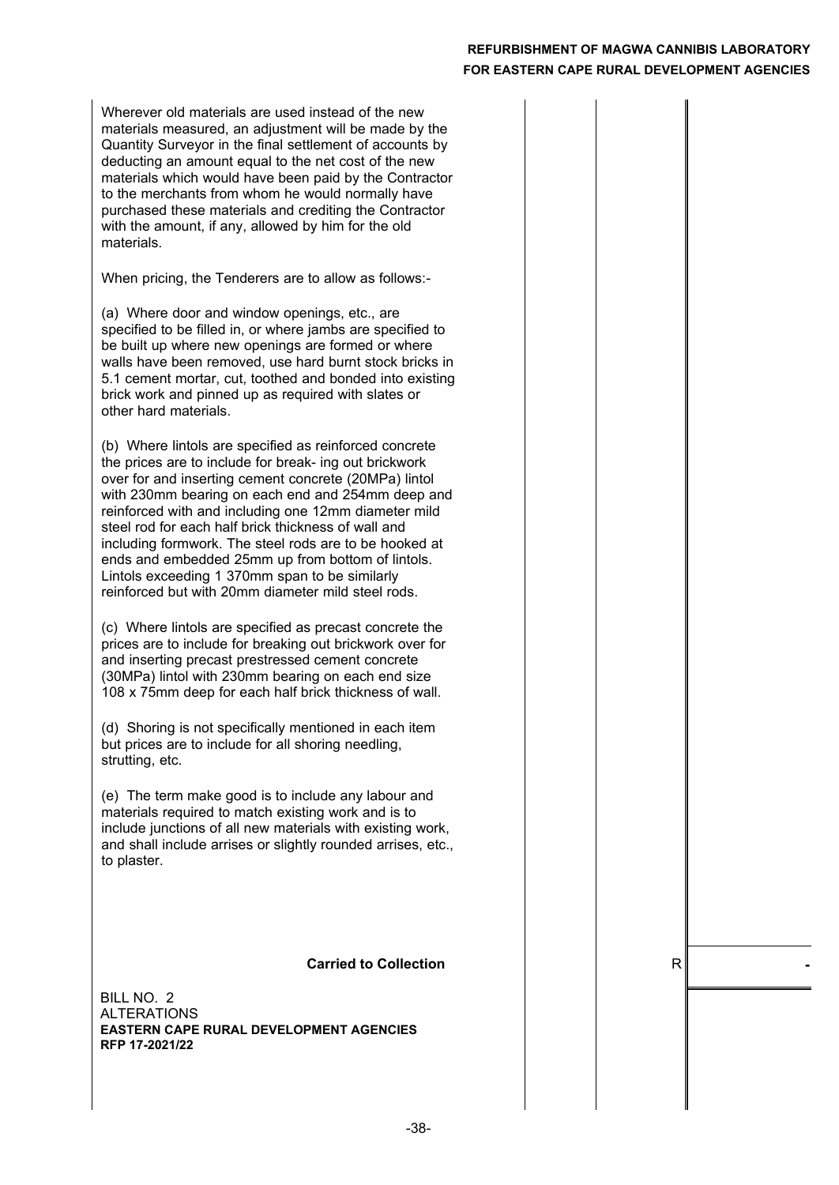Wherever old materials are used instead of the new materials measured, an adjustment will be made by the Quantity Surveyor in the final settlement of accounts by deducting an amount equal to the net cost of the new materials which would have been paid by the Contractor to the merchants from whom he would normally have purchased these materials and crediting the Contractor with the amount, if any, allowed by him for the old materials.

When pricing, the Tenderers are to allow as follows:-

(a) Where door and window openings, etc., are specified to be filled in, or where jambs are specified to be built up where new openings are formed or where walls have been removed, use hard burnt stock bricks in 5.1 cement mortar, cut, toothed and bonded into existing brick work and pinned up as required with slates or other hard materials.

(b) Where lintols are specified as reinforced concrete the prices are to include for break- ing out brickwork over for and inserting cement concrete (20MPa) lintol with 230mm bearing on each end and 254mm deep and reinforced with and including one 12mm diameter mild steel rod for each half brick thickness of wall and including formwork. The steel rods are to be hooked at ends and embedded 25mm up from bottom of lintols. Lintols exceeding 1 370mm span to be similarly reinforced but with 20mm diameter mild steel rods.

(c) Where lintols are specified as precast concrete the prices are to include for breaking out brickwork over for and inserting precast prestressed cement concrete (30MPa) lintol with 230mm bearing on each end size 108 x 75mm deep for each half brick thickness of wall.

(d) Shoring is not specifically mentioned in each item but prices are to include for all shoring needling, strutting, etc.

(e) The term make good is to include any labour and materials required to match existing work and is to include junctions of all new materials with existing work, and shall include arrises or slightly rounded arrises, etc., to plaster.

| | | | |
|---|---|---|---|
| **Carried to Collection** | | R | - |

BILL NO. 2
ALTERATIONS
**EASTERN CAPE RURAL DEVELOPMENT AGENCIES**
**RFP 17-2021/22**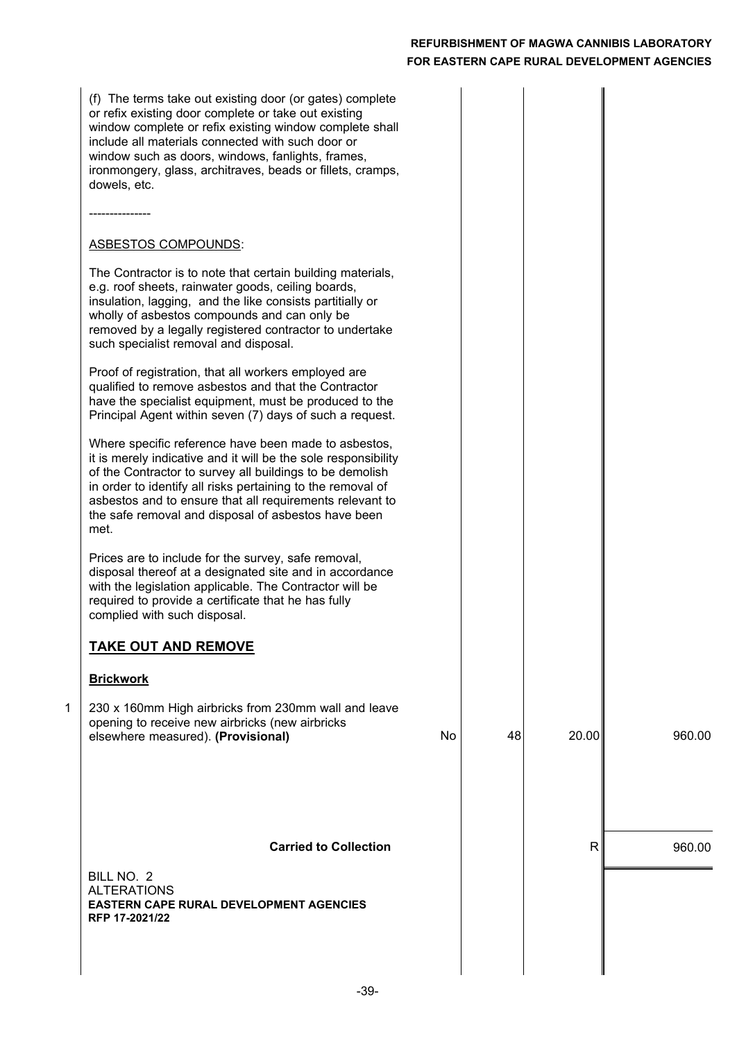(f) The terms take out existing door (or gates) complete or refix existing door complete or take out existing window complete or refix existing window complete shall include all materials connected with such door or window such as doors, windows, fanlights, frames, ironmongery, glass, architraves, beads or fillets, cramps, dowels, etc.

---------------

ASBESTOS COMPOUNDS:

The Contractor is to note that certain building materials, e.g. roof sheets, rainwater goods, ceiling boards, insulation, lagging, and the like consists partitially or wholly of asbestos compounds and can only be removed by a legally registered contractor to undertake such specialist removal and disposal.

Proof of registration, that all workers employed are qualified to remove asbestos and that the Contractor have the specialist equipment, must be produced to the Principal Agent within seven (7) days of such a request.

Where specific reference have been made to asbestos, it is merely indicative and it will be the sole responsibility of the Contractor to survey all buildings to be demolish in order to identify all risks pertaining to the removal of asbestos and to ensure that all requirements relevant to the safe removal and disposal of asbestos have been met.

Prices are to include for the survey, safe removal, disposal thereof at a designated site and in accordance with the legislation applicable. The Contractor will be required to provide a certificate that he has fully complied with such disposal.

**TAKE OUT AND REMOVE**

**Brickwork**

| | Description | Unit | Qty | Rate | Amount |
|---|---|---|---|---|---|
| 1 | 230 x 160mm High airbricks from 230mm wall and leave opening to receive new airbricks (new airbricks elsewhere measured). **(Provisional)** | No | 48 | 20.00 | 960.00 |
| | **Carried to Collection** | | | R | 960.00 |

BILL NO. 2
ALTERATIONS
**EASTERN CAPE RURAL DEVELOPMENT AGENCIES**
**RFP 17-2021/22**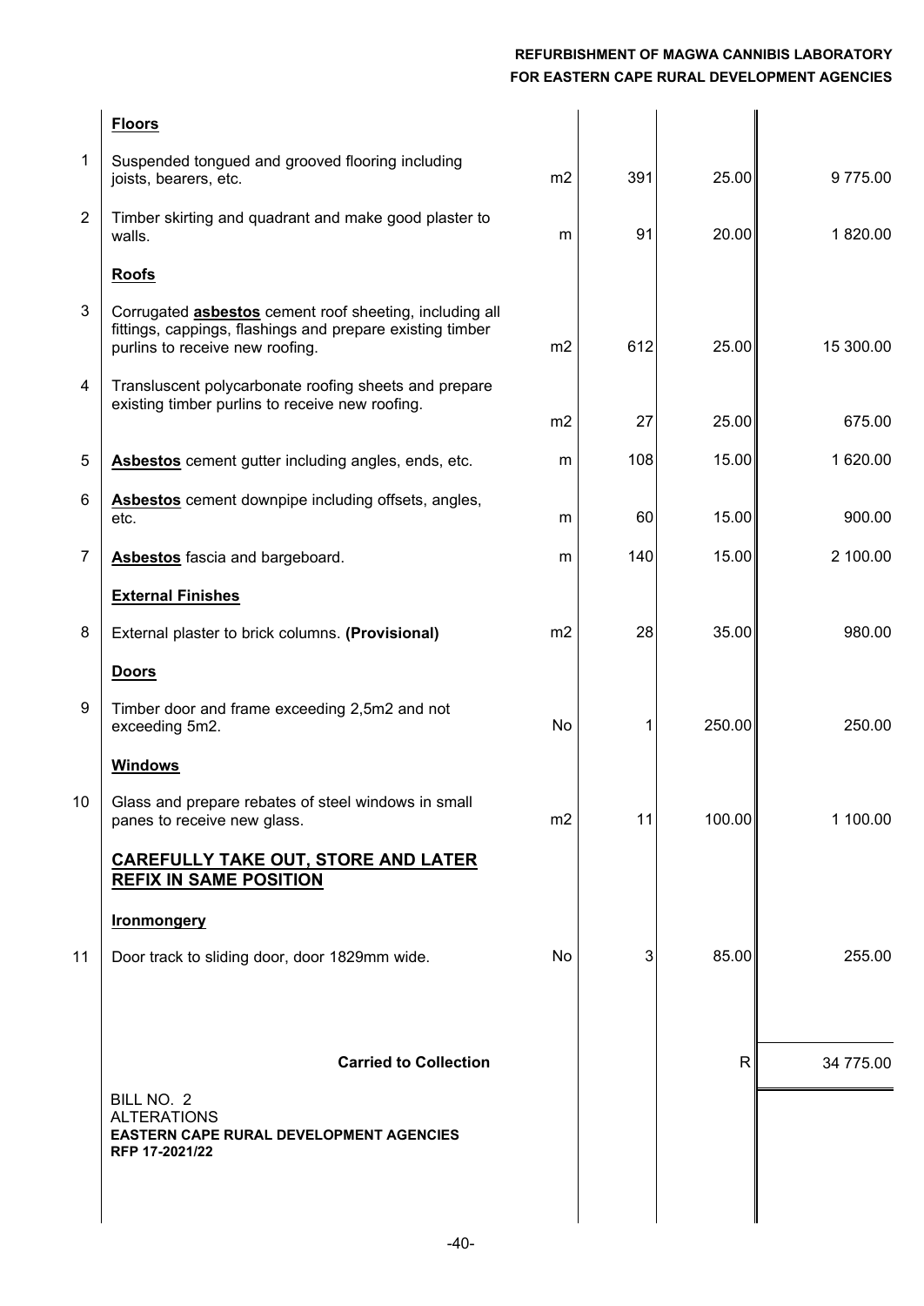| | Description | Unit | Qty | Rate | Amount |
|---|---|---|---|---|---|
| | **Floors** | | | | |
| 1 | Suspended tongued and grooved flooring including joists, bearers, etc. | m2 | 391 | 25.00 | 9 775.00 |
| 2 | Timber skirting and quadrant and make good plaster to walls. | m | 91 | 20.00 | 1 820.00 |
| | **Roofs** | | | | |
| 3 | Corrugated **asbestos** cement roof sheeting, including all fittings, cappings, flashings and prepare existing timber purlins to receive new roofing. | m2 | 612 | 25.00 | 15 300.00 |
| 4 | Transluscent polycarbonate roofing sheets and prepare existing timber purlins to receive new roofing. | m2 | 27 | 25.00 | 675.00 |
| 5 | **Asbestos** cement gutter including angles, ends, etc. | m | 108 | 15.00 | 1 620.00 |
| 6 | **Asbestos** cement downpipe including offsets, angles, etc. | m | 60 | 15.00 | 900.00 |
| 7 | **Asbestos** fascia and bargeboard. | m | 140 | 15.00 | 2 100.00 |
| | **External Finishes** | | | | |
| 8 | External plaster to brick columns. **(Provisional)** | m2 | 28 | 35.00 | 980.00 |
| | **Doors** | | | | |
| 9 | Timber door and frame exceeding 2,5m2 and not exceeding 5m2. | No | 1 | 250.00 | 250.00 |
| | **Windows** | | | | |
| 10 | Glass and prepare rebates of steel windows in small panes to receive new glass. | m2 | 11 | 100.00 | 1 100.00 |
| | **CAREFULLY TAKE OUT, STORE AND LATER REFIX IN SAME POSITION** | | | | |
| | **Ironmongery** | | | | |
| 11 | Door track to sliding door, door 1829mm wide. | No | 3 | 85.00 | 255.00 |
| | **Carried to Collection** | | | R | 34 775.00 |

BILL NO. 2
ALTERATIONS
**EASTERN CAPE RURAL DEVELOPMENT AGENCIES**
**RFP 17-2021/22**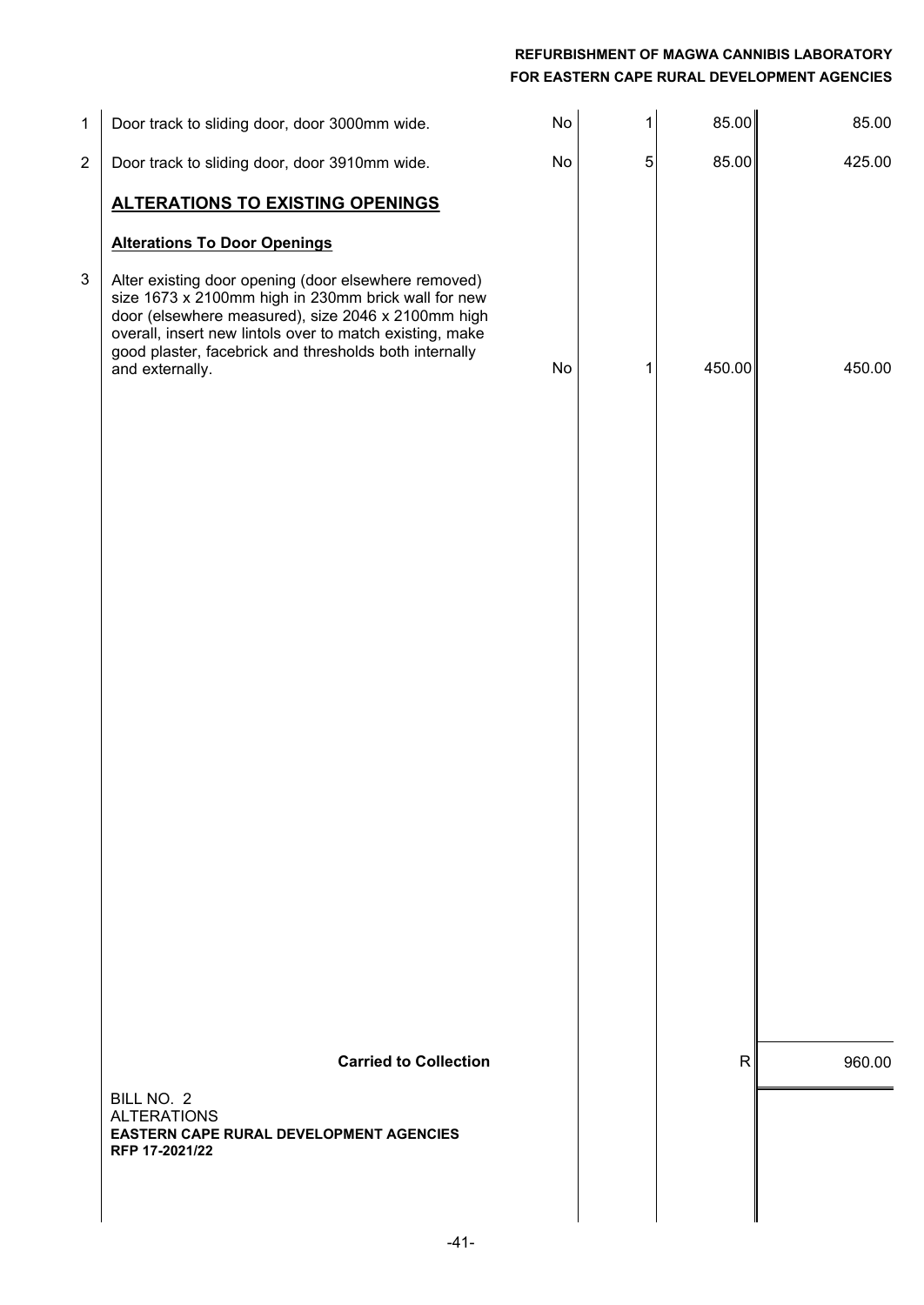| Item | Description | Unit | Qty | Rate | Amount |
|---|---|---|---|---|---|
| 1 | Door track to sliding door, door 3000mm wide. | No | 1 | 85.00 | 85.00 |
| 2 | Door track to sliding door, door 3910mm wide. | No | 5 | 85.00 | 425.00 |
| | **ALTERATIONS TO EXISTING OPENINGS** | | | | |
| | **Alterations To Door Openings** | | | | |
| 3 | Alter existing door opening (door elsewhere removed) size 1673 x 2100mm high in 230mm brick wall for new door (elsewhere measured), size 2046 x 2100mm high overall, insert new lintols over to match existing, make good plaster, facebrick and thresholds both internally and externally. | No | 1 | 450.00 | 450.00 |
| | **Carried to Collection** | | | R | 960.00 |

BILL NO. 2
ALTERATIONS
**EASTERN CAPE RURAL DEVELOPMENT AGENCIES**
**RFP 17-2021/22**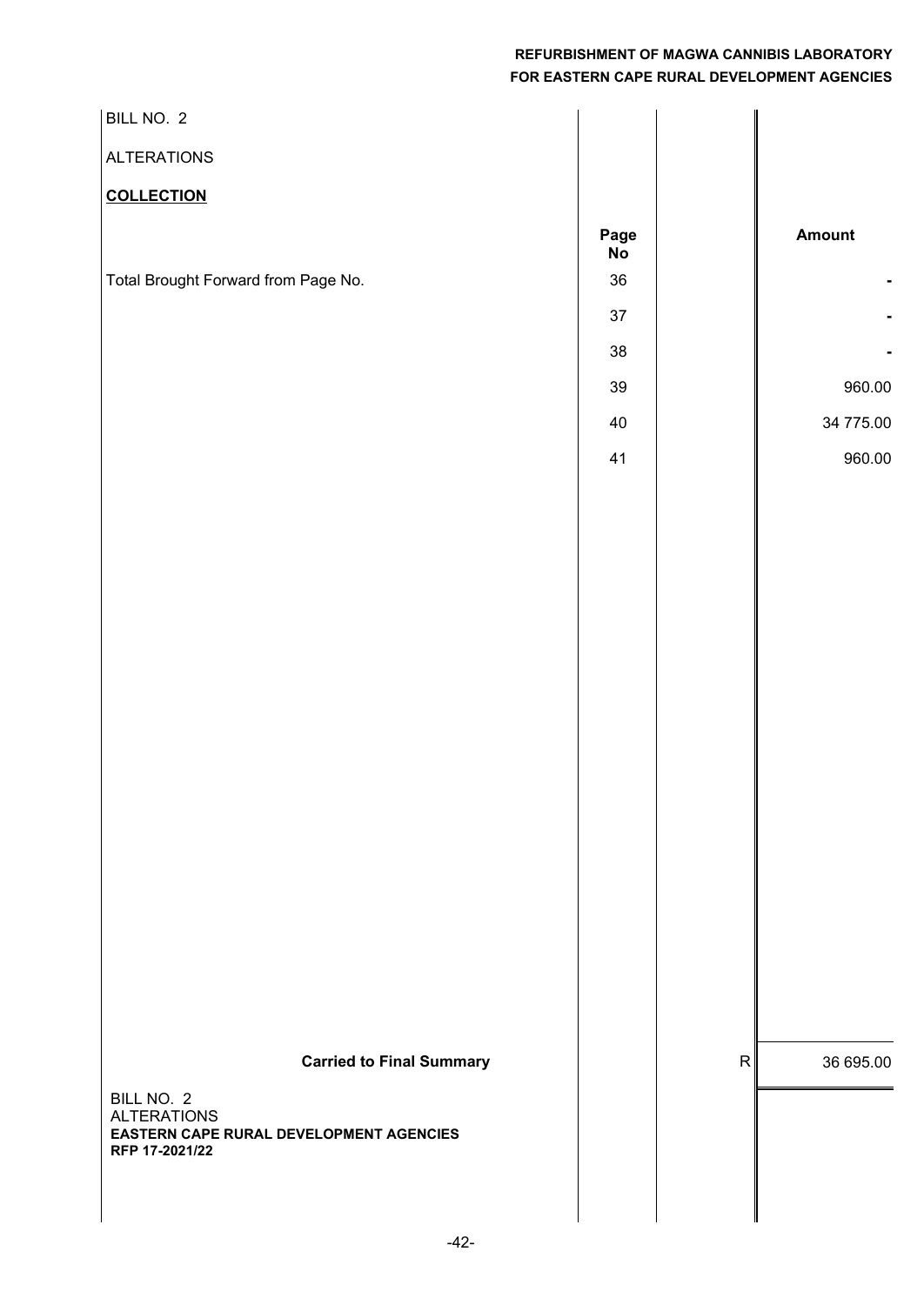BILL NO. 2

ALTERATIONS

**COLLECTION**

| | Page No | | Amount |
|---|---|---|---|
| Total Brought Forward from Page No. | 36 | | - |
| | 37 | | - |
| | 38 | | - |
| | 39 | | 960.00 |
| | 40 | | 34 775.00 |
| | 41 | | 960.00 |
| **Carried to Final Summary** | | R | 36 695.00 |

BILL NO. 2
ALTERATIONS
**EASTERN CAPE RURAL DEVELOPMENT AGENCIES**
**RFP 17-2021/22**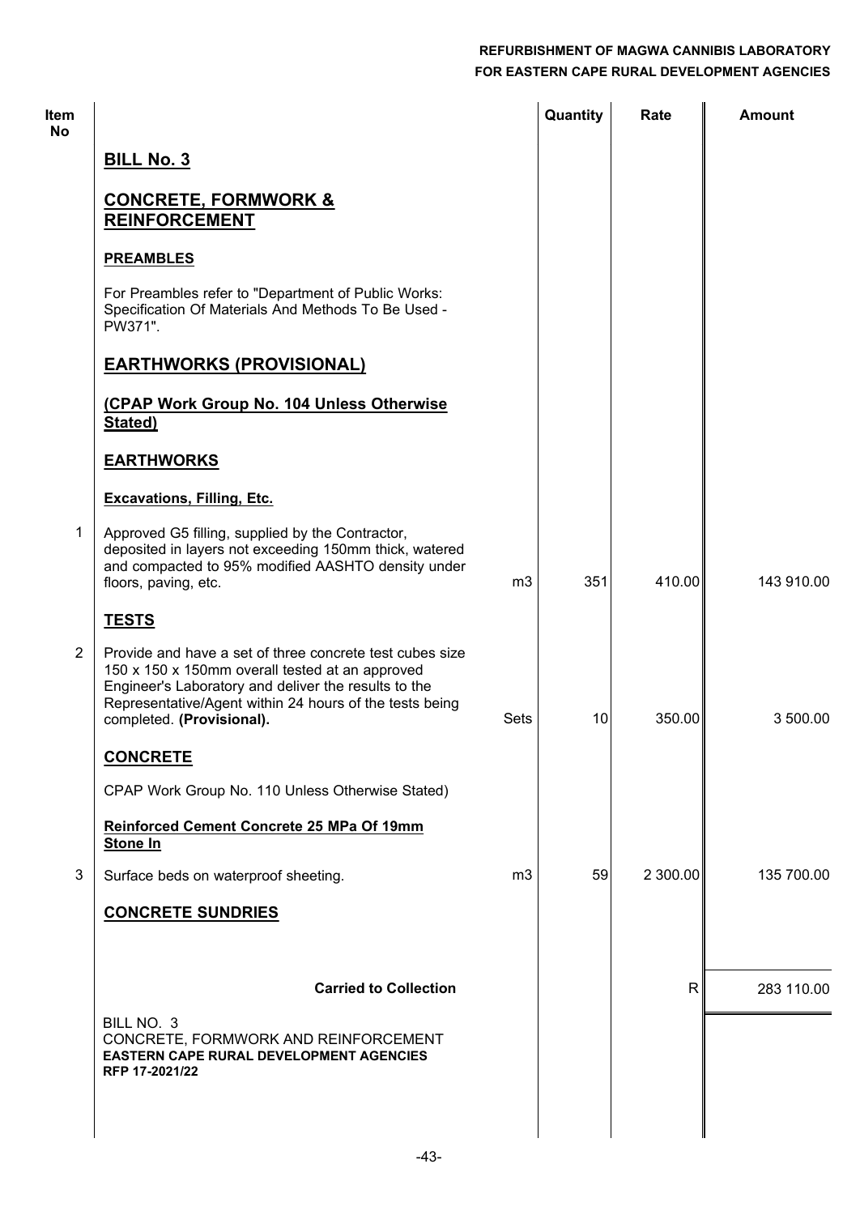| Item No | | | Quantity | Rate | Amount |
|---|---|---|---|---|---|
| | **BILL No. 3** | | | | |
| | **CONCRETE, FORMWORK & REINFORCEMENT** | | | | |
| | **PREAMBLES** | | | | |
| | For Preambles refer to "Department of Public Works: Specification Of Materials And Methods To Be Used - PW371". | | | | |
| | **EARTHWORKS (PROVISIONAL)** | | | | |
| | **(CPAP Work Group No. 104 Unless Otherwise Stated)** | | | | |
| | **EARTHWORKS** | | | | |
| | **Excavations, Filling, Etc.** | | | | |
| 1 | Approved G5 filling, supplied by the Contractor, deposited in layers not exceeding 150mm thick, watered and compacted to 95% modified AASHTO density under floors, paving, etc. | m3 | 351 | 410.00 | 143 910.00 |
| | **TESTS** | | | | |
| 2 | Provide and have a set of three concrete test cubes size 150 x 150 x 150mm overall tested at an approved Engineer's Laboratory and deliver the results to the Representative/Agent within 24 hours of the tests being completed. **(Provisional).** | Sets | 10 | 350.00 | 3 500.00 |
| | **CONCRETE** | | | | |
| | CPAP Work Group No. 110 Unless Otherwise Stated) | | | | |
| | **Reinforced Cement Concrete 25 MPa Of 19mm Stone In** | | | | |
| 3 | Surface beds on waterproof sheeting. | m3 | 59 | 2 300.00 | 135 700.00 |
| | **CONCRETE SUNDRIES** | | | | |
| | **Carried to Collection** | | | R | 283 110.00 |

BILL NO. 3
CONCRETE, FORMWORK AND REINFORCEMENT
**EASTERN CAPE RURAL DEVELOPMENT AGENCIES**
**RFP 17-2021/22**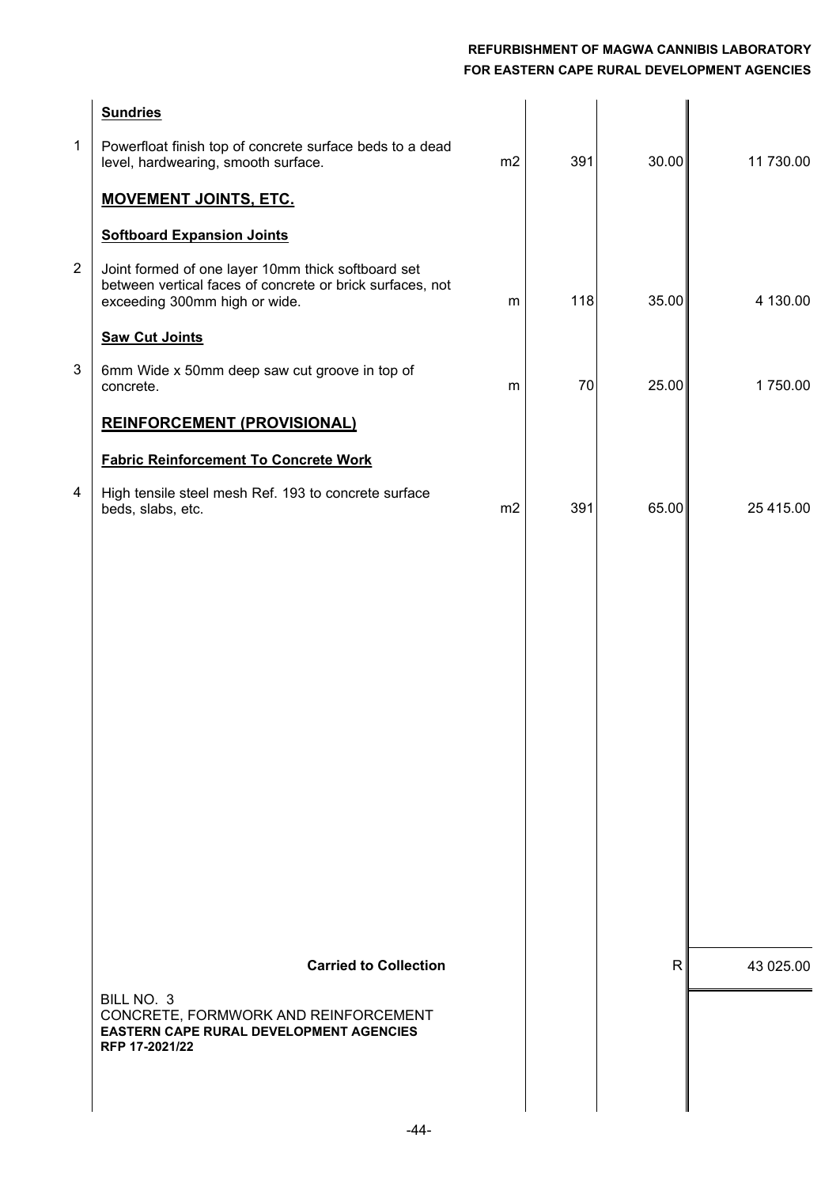| No. | Description | Unit | Qty | Rate | Amount |
|---|---|---|---|---|---|
| | **Sundries** | | | | |
| 1 | Powerfloat finish top of concrete surface beds to a dead level, hardwearing, smooth surface. | m2 | 391 | 30.00 | 11 730.00 |
| | **MOVEMENT JOINTS, ETC.** | | | | |
| | **Softboard Expansion Joints** | | | | |
| 2 | Joint formed of one layer 10mm thick softboard set between vertical faces of concrete or brick surfaces, not exceeding 300mm high or wide. | m | 118 | 35.00 | 4 130.00 |
| | **Saw Cut Joints** | | | | |
| 3 | 6mm Wide x 50mm deep saw cut groove in top of concrete. | m | 70 | 25.00 | 1 750.00 |
| | **REINFORCEMENT (PROVISIONAL)** | | | | |
| | **Fabric Reinforcement To Concrete Work** | | | | |
| 4 | High tensile steel mesh Ref. 193 to concrete surface beds, slabs, etc. | m2 | 391 | 65.00 | 25 415.00 |
| | **Carried to Collection** | | | R | 43 025.00 |

BILL NO. 3
CONCRETE, FORMWORK AND REINFORCEMENT
**EASTERN CAPE RURAL DEVELOPMENT AGENCIES**
**RFP 17-2021/22**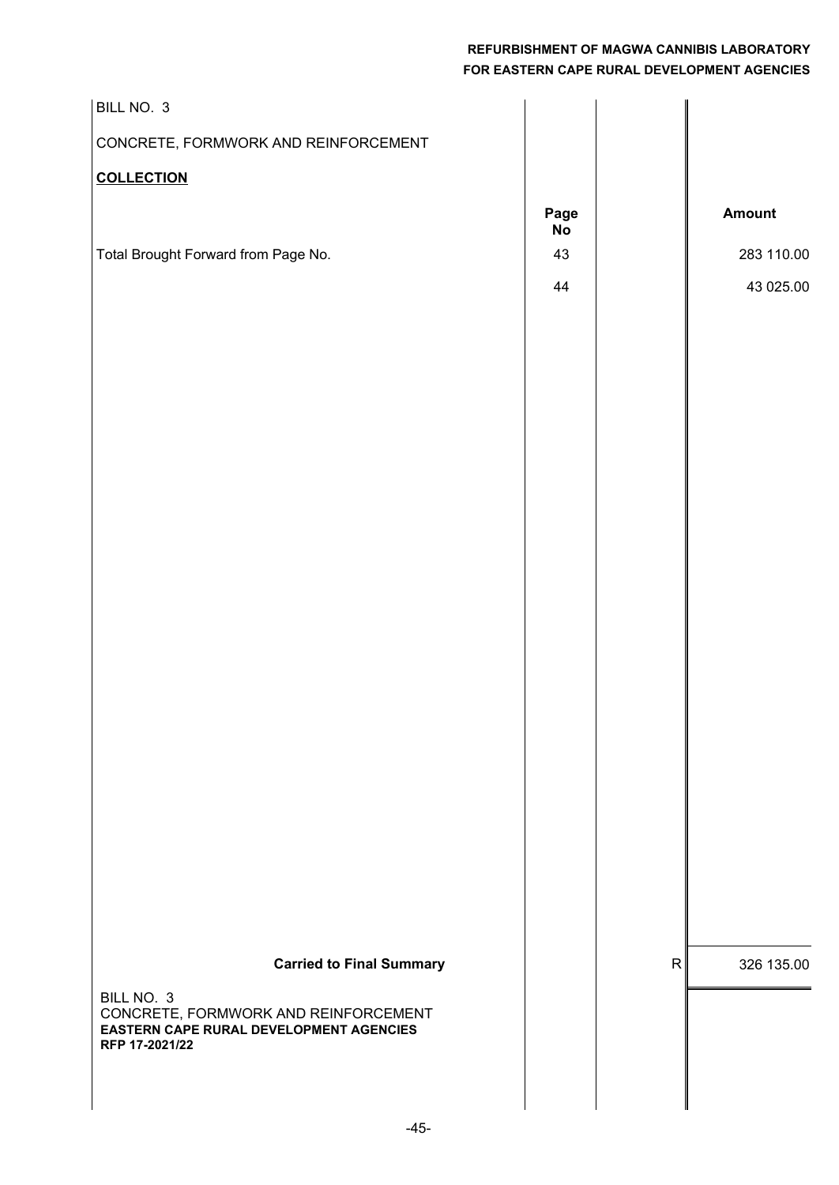BILL NO. 3

CONCRETE, FORMWORK AND REINFORCEMENT

**COLLECTION**

| | Page No | | Amount |
|---|---|---|---|
| Total Brought Forward from Page No. | 43 | | 283 110.00 |
| | 44 | | 43 025.00 |
| **Carried to Final Summary** | | R | 326 135.00 |

BILL NO. 3
CONCRETE, FORMWORK AND REINFORCEMENT
**EASTERN CAPE RURAL DEVELOPMENT AGENCIES**
**RFP 17-2021/22**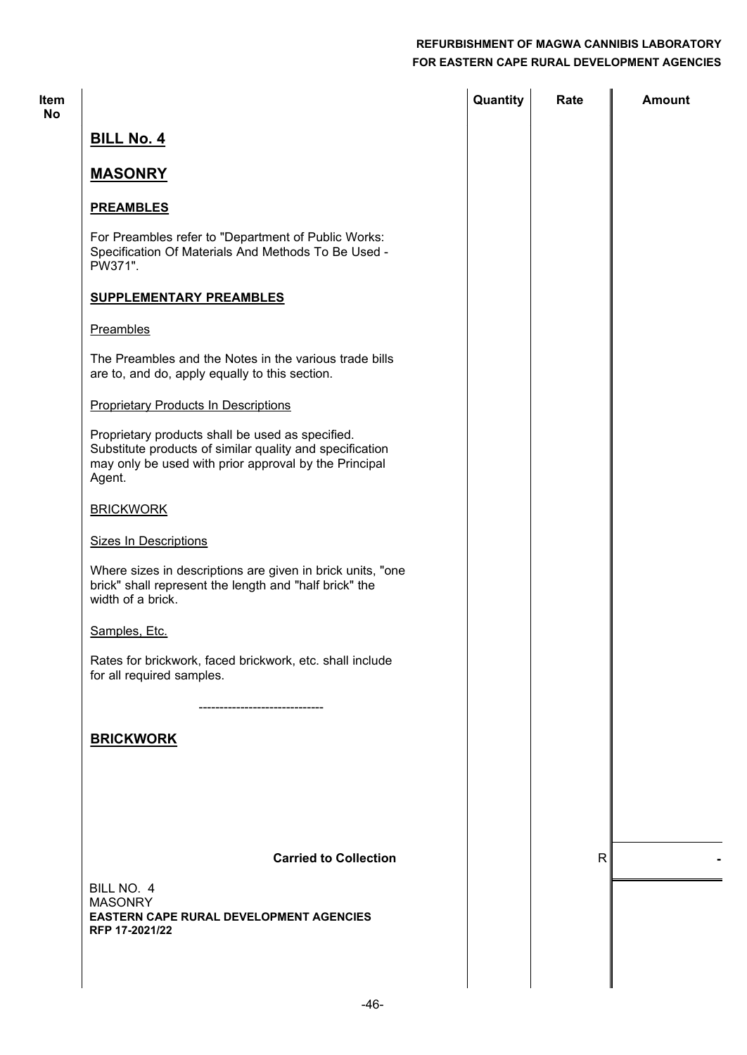| Item No | | Quantity | Rate | Amount |
|---|---|---|---|---|
| | **BILL No. 4** | | | |
| | **MASONRY** | | | |
| | **PREAMBLES** | | | |
| | For Preambles refer to "Department of Public Works: Specification Of Materials And Methods To Be Used - PW371". | | | |
| | **SUPPLEMENTARY PREAMBLES** | | | |
| | Preambles | | | |
| | The Preambles and the Notes in the various trade bills are to, and do, apply equally to this section. | | | |
| | Proprietary Products In Descriptions | | | |
| | Proprietary products shall be used as specified. Substitute products of similar quality and specification may only be used with prior approval by the Principal Agent. | | | |
| | BRICKWORK | | | |
| | Sizes In Descriptions | | | |
| | Where sizes in descriptions are given in brick units, "one brick" shall represent the length and "half brick" the width of a brick. | | | |
| | Samples, Etc. | | | |
| | Rates for brickwork, faced brickwork, etc. shall include for all required samples. | | | |
| | ------------------------------ | | | |
| | **BRICKWORK** | | | |
| | **Carried to Collection** | | R | - |
| | BILL NO. 4<br>MASONRY<br>**EASTERN CAPE RURAL DEVELOPMENT AGENCIES**<br>**RFP 17-2021/22** | | | |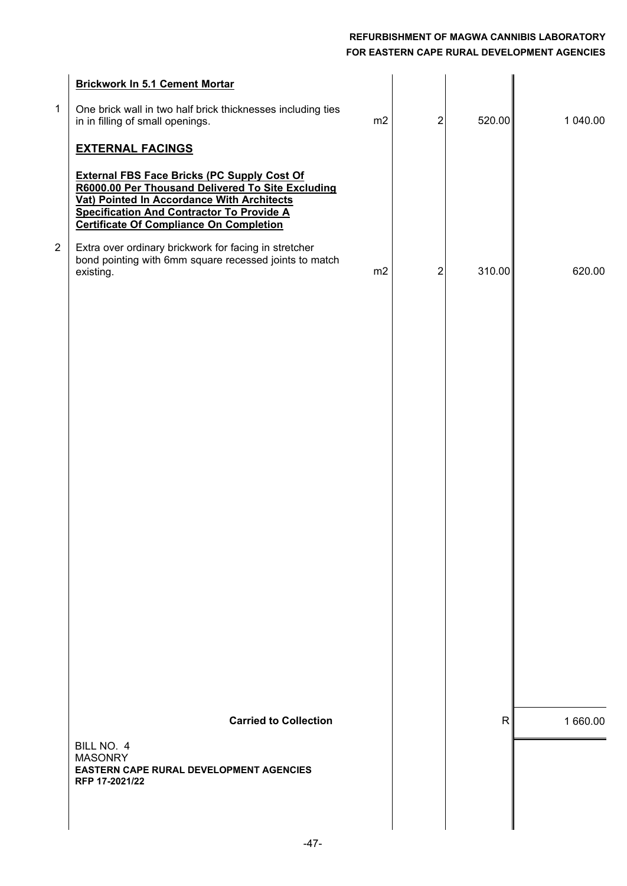| Item | Description | Unit | Qty | Rate | Amount |
|---|---|---|---|---|---|
| | **Brickwork In 5.1 Cement Mortar** | | | | |
| 1 | One brick wall in two half brick thicknesses including ties in in filling of small openings. | m2 | 2 | 520.00 | 1 040.00 |
| | **EXTERNAL FACINGS** | | | | |
| | **External FBS Face Bricks (PC Supply Cost Of R6000.00 Per Thousand Delivered To Site Excluding Vat) Pointed In Accordance With Architects Specification And Contractor To Provide A Certificate Of Compliance On Completion** | | | | |
| 2 | Extra over ordinary brickwork for facing in stretcher bond pointing with 6mm square recessed joints to match existing. | m2 | 2 | 310.00 | 620.00 |
| | **Carried to Collection** | | | R | 1 660.00 |

BILL NO. 4
MASONRY
**EASTERN CAPE RURAL DEVELOPMENT AGENCIES**
**RFP 17-2021/22**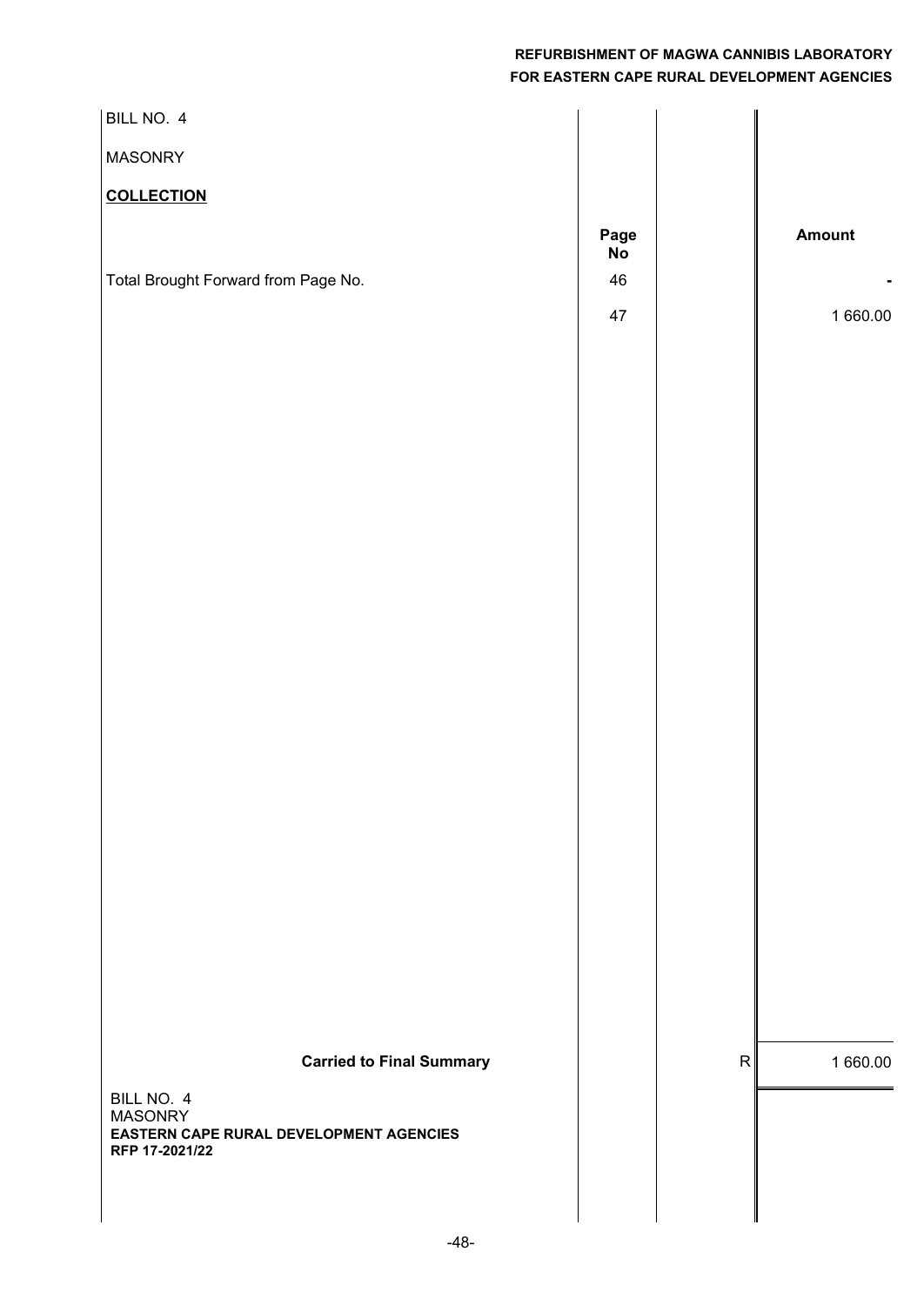BILL NO. 4

MASONRY

**COLLECTION**

| | Page No | | Amount |
|---|---|---|---|
| Total Brought Forward from Page No. | 46 | | - |
| | 47 | | 1 660.00 |
| **Carried to Final Summary** | | R | 1 660.00 |

BILL NO. 4
MASONRY
**EASTERN CAPE RURAL DEVELOPMENT AGENCIES**
**RFP 17-2021/22**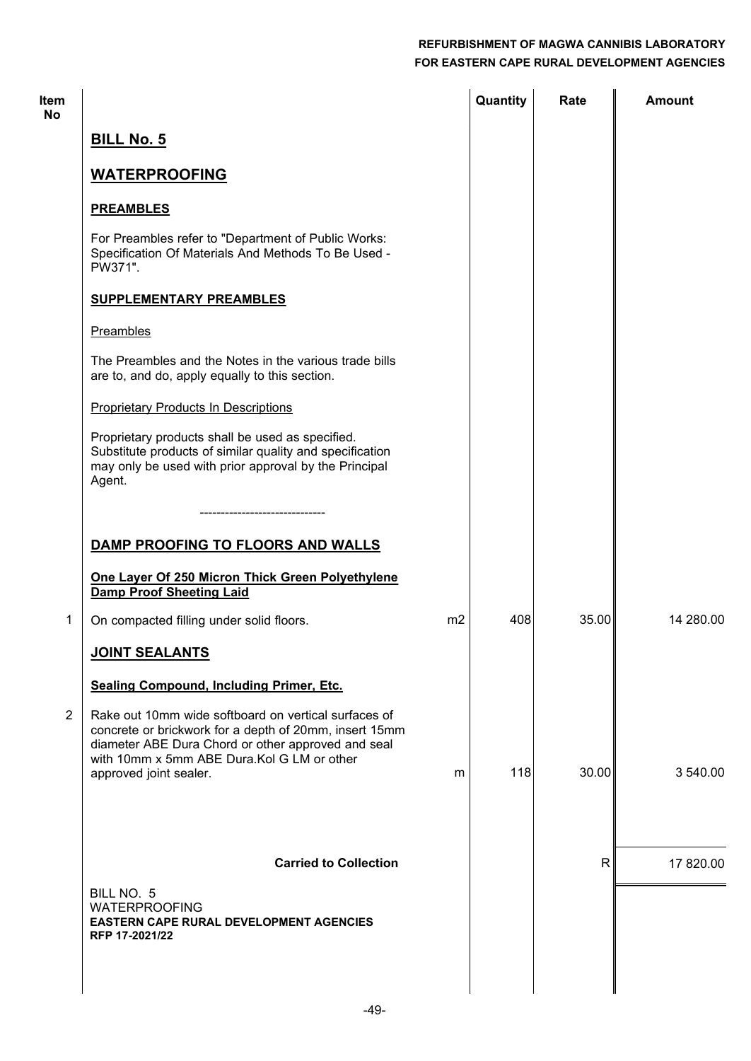| Item No | | | Quantity | Rate | Amount |
|---|---|---|---|---|---|
| | **BILL No. 5** | | | | |
| | **WATERPROOFING** | | | | |
| | **PREAMBLES** | | | | |
| | For Preambles refer to "Department of Public Works: Specification Of Materials And Methods To Be Used - PW371". | | | | |
| | **SUPPLEMENTARY PREAMBLES** | | | | |
| | Preambles | | | | |
| | The Preambles and the Notes in the various trade bills are to, and do, apply equally to this section. | | | | |
| | Proprietary Products In Descriptions | | | | |
| | Proprietary products shall be used as specified. Substitute products of similar quality and specification may only be used with prior approval by the Principal Agent. | | | | |
| | ------------------------------ | | | | |
| | **DAMP PROOFING TO FLOORS AND WALLS** | | | | |
| | **One Layer Of 250 Micron Thick Green Polyethylene Damp Proof Sheeting Laid** | | | | |
| 1 | On compacted filling under solid floors. | m2 | 408 | 35.00 | 14 280.00 |
| | **JOINT SEALANTS** | | | | |
| | **Sealing Compound, Including Primer, Etc.** | | | | |
| 2 | Rake out 10mm wide softboard on vertical surfaces of concrete or brickwork for a depth of 20mm, insert 15mm diameter ABE Dura Chord or other approved and seal with 10mm x 5mm ABE Dura.Kol G LM or other approved joint sealer. | m | 118 | 30.00 | 3 540.00 |
| | **Carried to Collection** | | | R | 17 820.00 |

BILL NO. 5
WATERPROOFING
**EASTERN CAPE RURAL DEVELOPMENT AGENCIES**
**RFP 17-2021/22**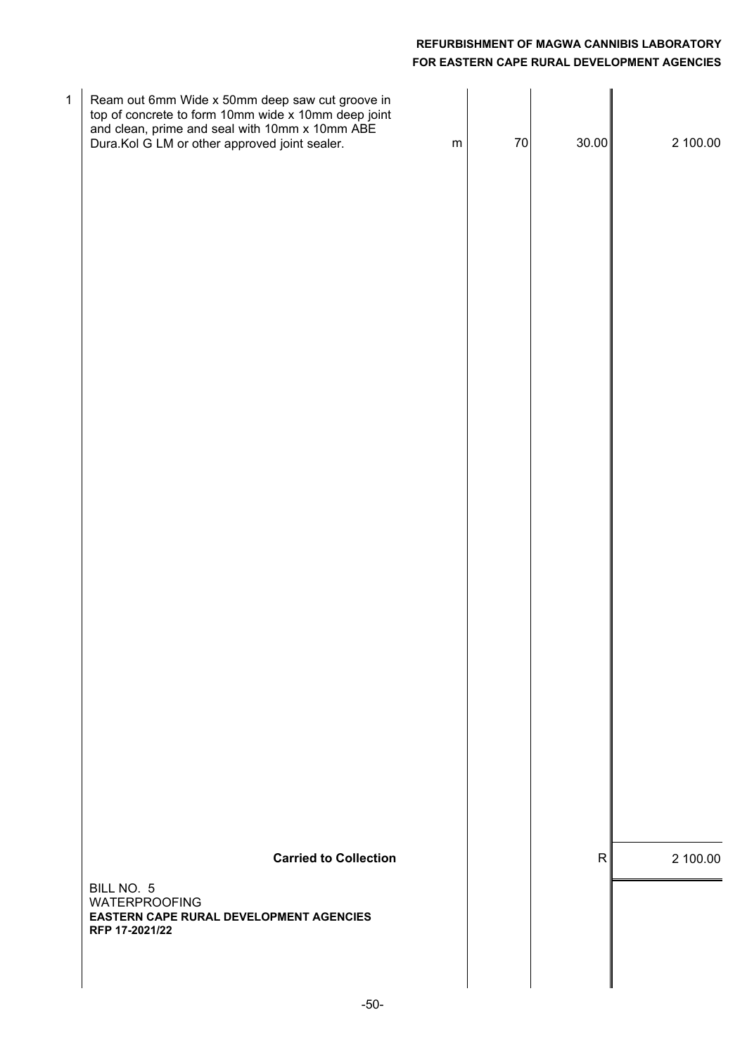| | | | | | |
|---|---|---|---|---|---|
| 1 | Ream out 6mm Wide x 50mm deep saw cut groove in top of concrete to form 10mm wide x 10mm deep joint and clean, prime and seal with 10mm x 10mm ABE Dura.Kol G LM or other approved joint sealer. | m | 70 | 30.00 | 2 100.00 |
| | **Carried to Collection** | | | R | 2 100.00 |

BILL NO. 5
WATERPROOFING
**EASTERN CAPE RURAL DEVELOPMENT AGENCIES**
**RFP 17-2021/22**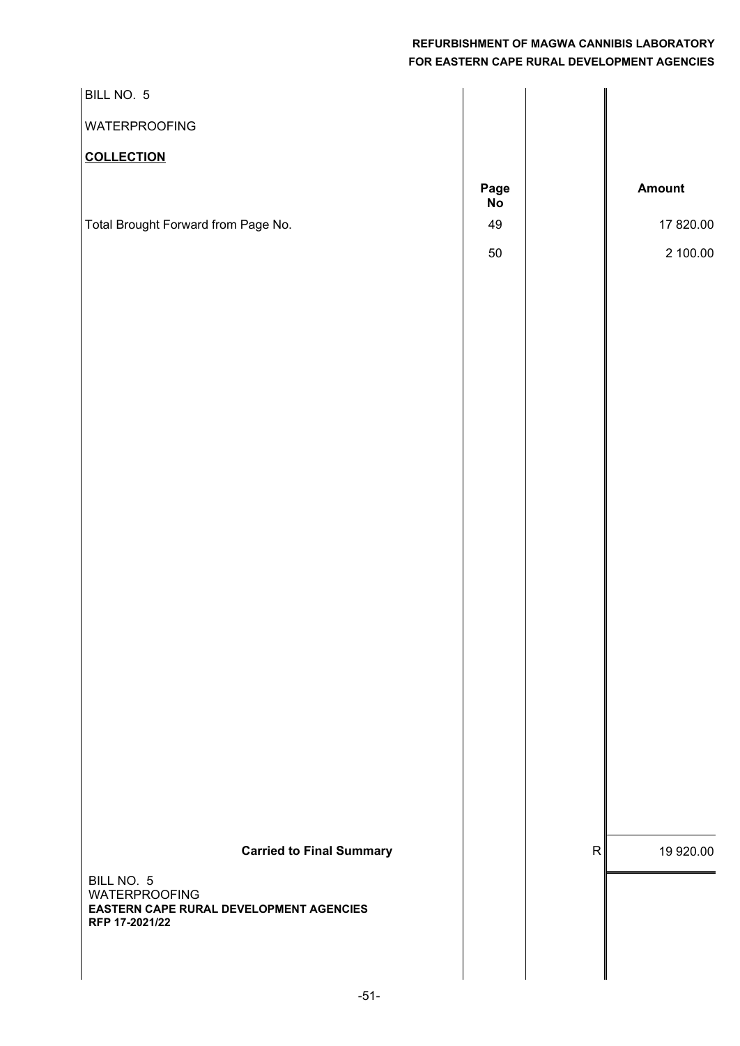BILL NO. 5

WATERPROOFING

**COLLECTION**

| | Page No | | Amount |
|---|---|---|---|
| Total Brought Forward from Page No. | 49 | | 17 820.00 |
| | 50 | | 2 100.00 |
| **Carried to Final Summary** | | R | 19 920.00 |

BILL NO. 5
WATERPROOFING
**EASTERN CAPE RURAL DEVELOPMENT AGENCIES**
**RFP 17-2021/22**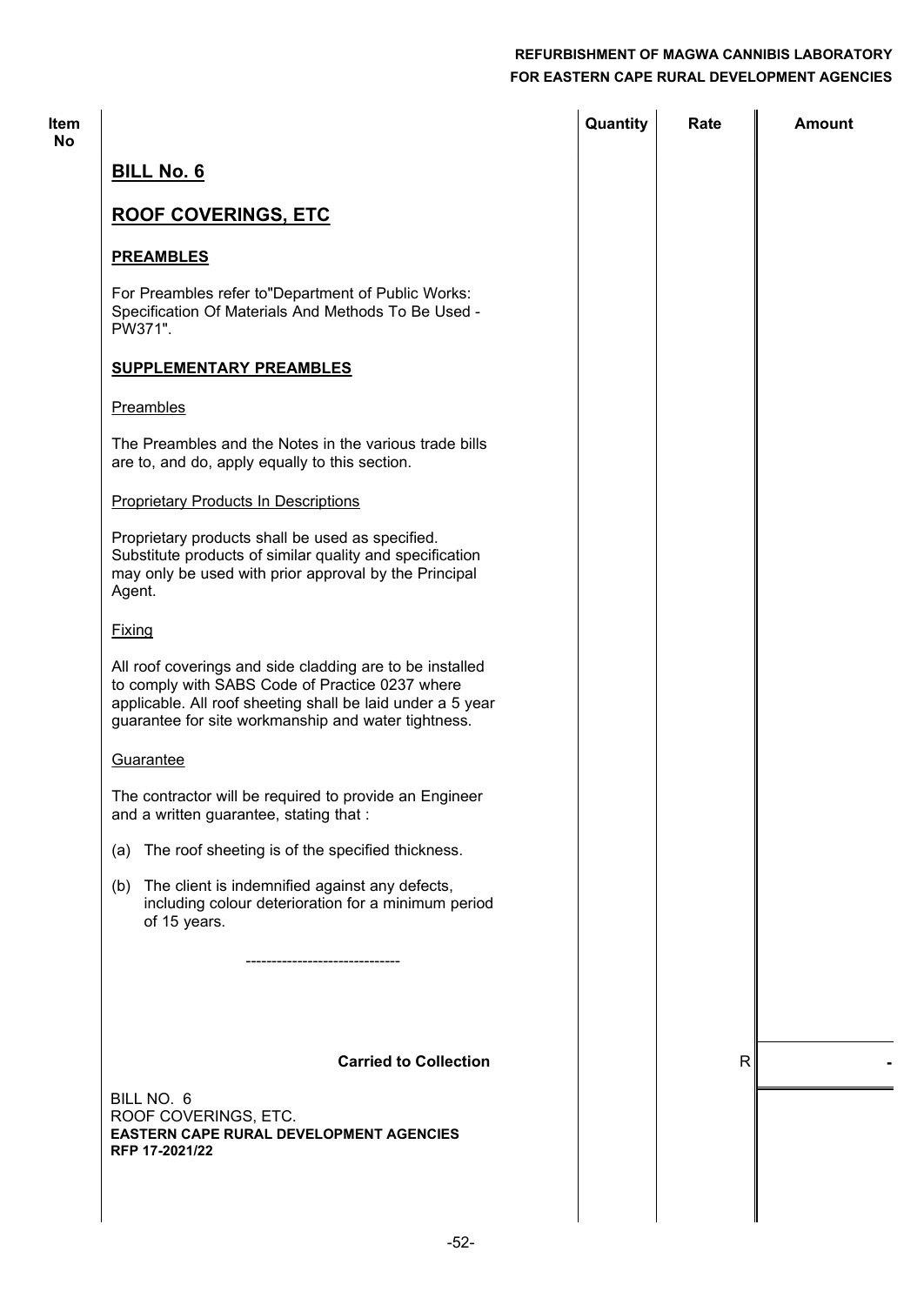| Item No | | Quantity | Rate | Amount |
|---|---|---|---|---|
| | **BILL No. 6** | | | |
| | **ROOF COVERINGS, ETC** | | | |
| | **PREAMBLES** | | | |
| | For Preambles refer to"Department of Public Works: Specification Of Materials And Methods To Be Used - PW371". | | | |
| | **SUPPLEMENTARY PREAMBLES** | | | |
| | Preambles | | | |
| | The Preambles and the Notes in the various trade bills are to, and do, apply equally to this section. | | | |
| | Proprietary Products In Descriptions | | | |
| | Proprietary products shall be used as specified. Substitute products of similar quality and specification may only be used with prior approval by the Principal Agent. | | | |
| | Fixing | | | |
| | All roof coverings and side cladding are to be installed to comply with SABS Code of Practice 0237 where applicable. All roof sheeting shall be laid under a 5 year guarantee for site workmanship and water tightness. | | | |
| | Guarantee | | | |
| | The contractor will be required to provide an Engineer and a written guarantee, stating that : | | | |
| | (a) The roof sheeting is of the specified thickness. | | | |
| | (b) The client is indemnified against any defects, including colour deterioration for a minimum period of 15 years. | | | |
| | ------------------------------ | | | |
| | **Carried to Collection** | | R | - |

BILL NO. 6
ROOF COVERINGS, ETC.
**EASTERN CAPE RURAL DEVELOPMENT AGENCIES**
**RFP 17-2021/22**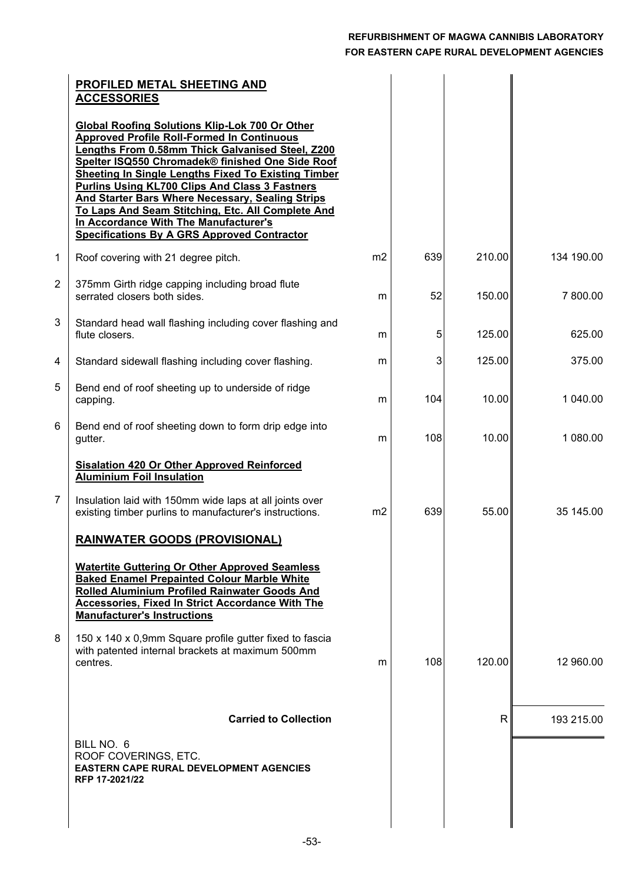| No. | Description | Unit | Qty | Rate | Amount |
|---|---|---|---|---|---|
| | **PROFILED METAL SHEETING AND ACCESSORIES** | | | | |
| | **Global Roofing Solutions Klip-Lok 700 Or Other Approved Profile Roll-Formed In Continuous Lengths From 0.58mm Thick Galvanised Steel, Z200 Spelter ISQ550 Chromadek® finished One Side Roof Sheeting In Single Lengths Fixed To Existing Timber Purlins Using KL700 Clips And Class 3 Fastners And Starter Bars Where Necessary, Sealing Strips To Laps And Seam Stitching, Etc. All Complete And In Accordance With The Manufacturer's Specifications By A GRS Approved Contractor** | | | | |
| 1 | Roof covering with 21 degree pitch. | m2 | 639 | 210.00 | 134 190.00 |
| 2 | 375mm Girth ridge capping including broad flute serrated closers both sides. | m | 52 | 150.00 | 7 800.00 |
| 3 | Standard head wall flashing including cover flashing and flute closers. | m | 5 | 125.00 | 625.00 |
| 4 | Standard sidewall flashing including cover flashing. | m | 3 | 125.00 | 375.00 |
| 5 | Bend end of roof sheeting up to underside of ridge capping. | m | 104 | 10.00 | 1 040.00 |
| 6 | Bend end of roof sheeting down to form drip edge into gutter. | m | 108 | 10.00 | 1 080.00 |
| | **Sisalation 420 Or Other Approved Reinforced Aluminium Foil Insulation** | | | | |
| 7 | Insulation laid with 150mm wide laps at all joints over existing timber purlins to manufacturer's instructions. | m2 | 639 | 55.00 | 35 145.00 |
| | **RAINWATER GOODS (PROVISIONAL)** | | | | |
| | **Watertite Guttering Or Other Approved Seamless Baked Enamel Prepainted Colour Marble White Rolled Aluminium Profiled Rainwater Goods And Accessories, Fixed In Strict Accordance With The Manufacturer's Instructions** | | | | |
| 8 | 150 x 140 x 0,9mm Square profile gutter fixed to fascia with patented internal brackets at maximum 500mm centres. | m | 108 | 120.00 | 12 960.00 |
| | **Carried to Collection** | | | R | 193 215.00 |

BILL NO. 6
ROOF COVERINGS, ETC.
**EASTERN CAPE RURAL DEVELOPMENT AGENCIES**
**RFP 17-2021/22**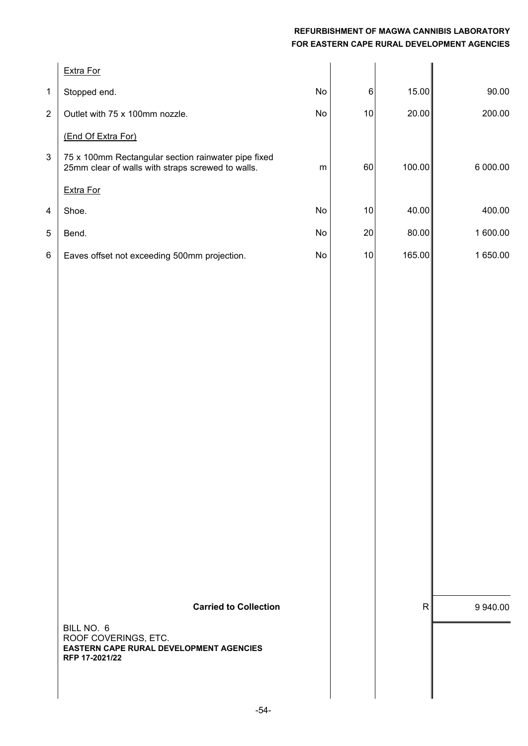| Item | Description | Unit | Qty | Rate | Amount |
|---|---|---|---|---|---|
| | Extra For | | | | |
| 1 | Stopped end. | No | 6 | 15.00 | 90.00 |
| 2 | Outlet with 75 x 100mm nozzle. | No | 10 | 20.00 | 200.00 |
| | (End Of Extra For) | | | | |
| 3 | 75 x 100mm Rectangular section rainwater pipe fixed 25mm clear of walls with straps screwed to walls. | m | 60 | 100.00 | 6 000.00 |
| | Extra For | | | | |
| 4 | Shoe. | No | 10 | 40.00 | 400.00 |
| 5 | Bend. | No | 20 | 80.00 | 1 600.00 |
| 6 | Eaves offset not exceeding 500mm projection. | No | 10 | 165.00 | 1 650.00 |
| | **Carried to Collection** | | | R | 9 940.00 |

BILL NO. 6
ROOF COVERINGS, ETC.
**EASTERN CAPE RURAL DEVELOPMENT AGENCIES**
**RFP 17-2021/22**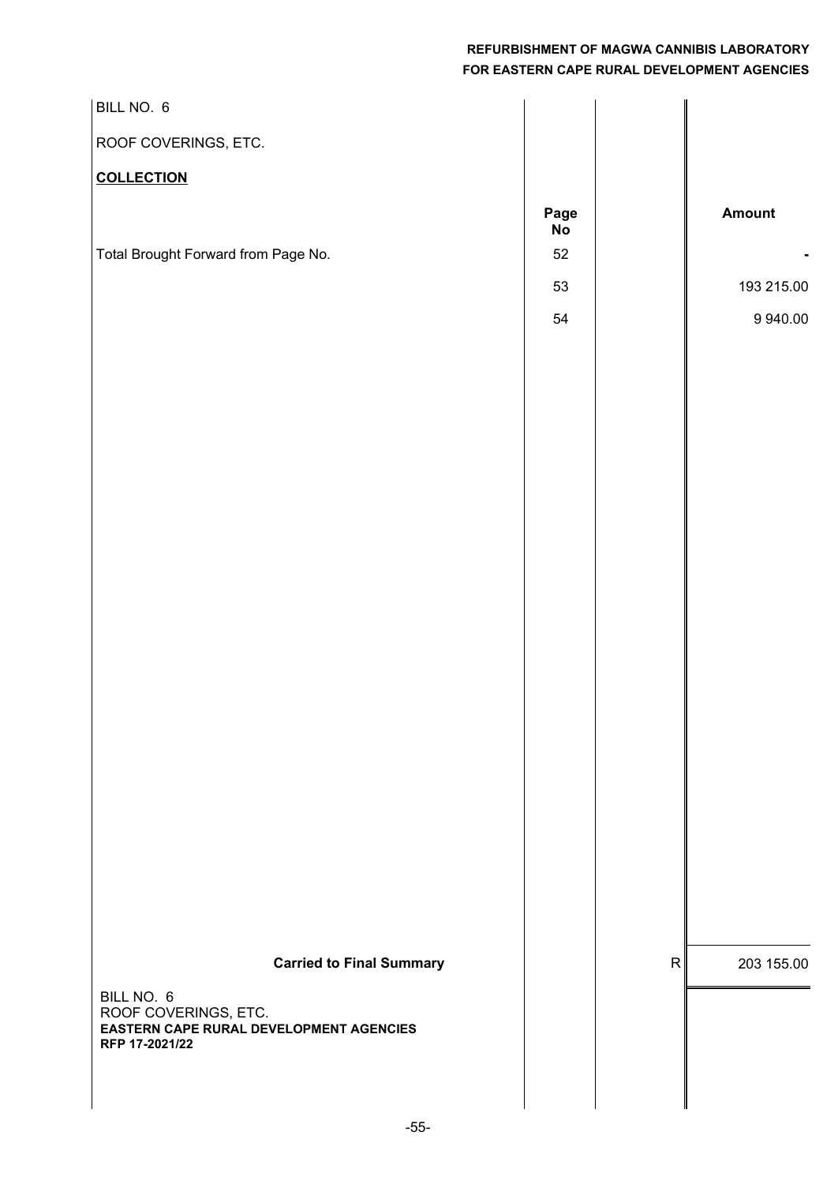BILL NO. 6

ROOF COVERINGS, ETC.

**COLLECTION**

| | Page No | | Amount |
|---|---|---|---|
| Total Brought Forward from Page No. | 52 | | - |
| | 53 | | 193 215.00 |
| | 54 | | 9 940.00 |
| **Carried to Final Summary** | | R | 203 155.00 |

BILL NO. 6
ROOF COVERINGS, ETC.
**EASTERN CAPE RURAL DEVELOPMENT AGENCIES**
**RFP 17-2021/22**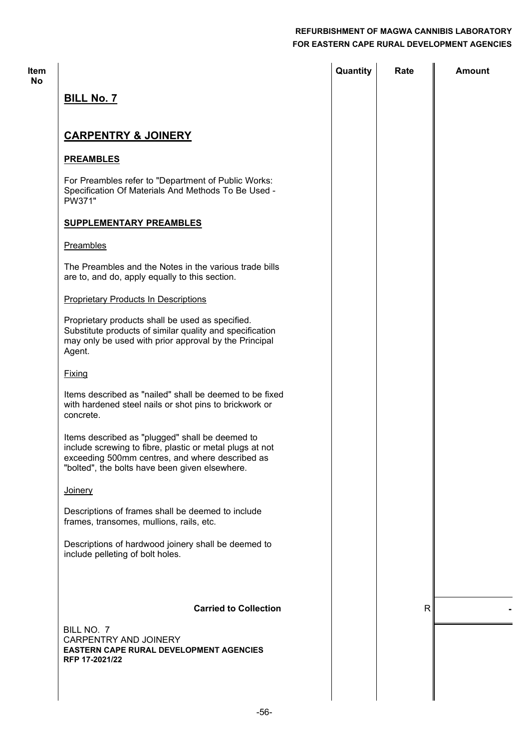| Item No | | Quantity | Rate | Amount |
|---|---|---|---|---|

## BILL No. 7

## CARPENTRY & JOINERY

**PREAMBLES**

For Preambles refer to "Department of Public Works: Specification Of Materials And Methods To Be Used - PW371"

**SUPPLEMENTARY PREAMBLES**

Preambles

The Preambles and the Notes in the various trade bills are to, and do, apply equally to this section.

Proprietary Products In Descriptions

Proprietary products shall be used as specified. Substitute products of similar quality and specification may only be used with prior approval by the Principal Agent.

Fixing

Items described as "nailed" shall be deemed to be fixed with hardened steel nails or shot pins to brickwork or concrete.

Items described as "plugged" shall be deemed to include screwing to fibre, plastic or metal plugs at not exceeding 500mm centres, and where described as "bolted", the bolts have been given elsewhere.

Joinery

Descriptions of frames shall be deemed to include frames, transomes, mullions, rails, etc.

Descriptions of hardwood joinery shall be deemed to include pelleting of bolt holes.

| | Quantity | Rate | Amount |
|---|---|---|---|
| **Carried to Collection** | | R | - |

BILL NO. 7
CARPENTRY AND JOINERY
**EASTERN CAPE RURAL DEVELOPMENT AGENCIES**
**RFP 17-2021/22**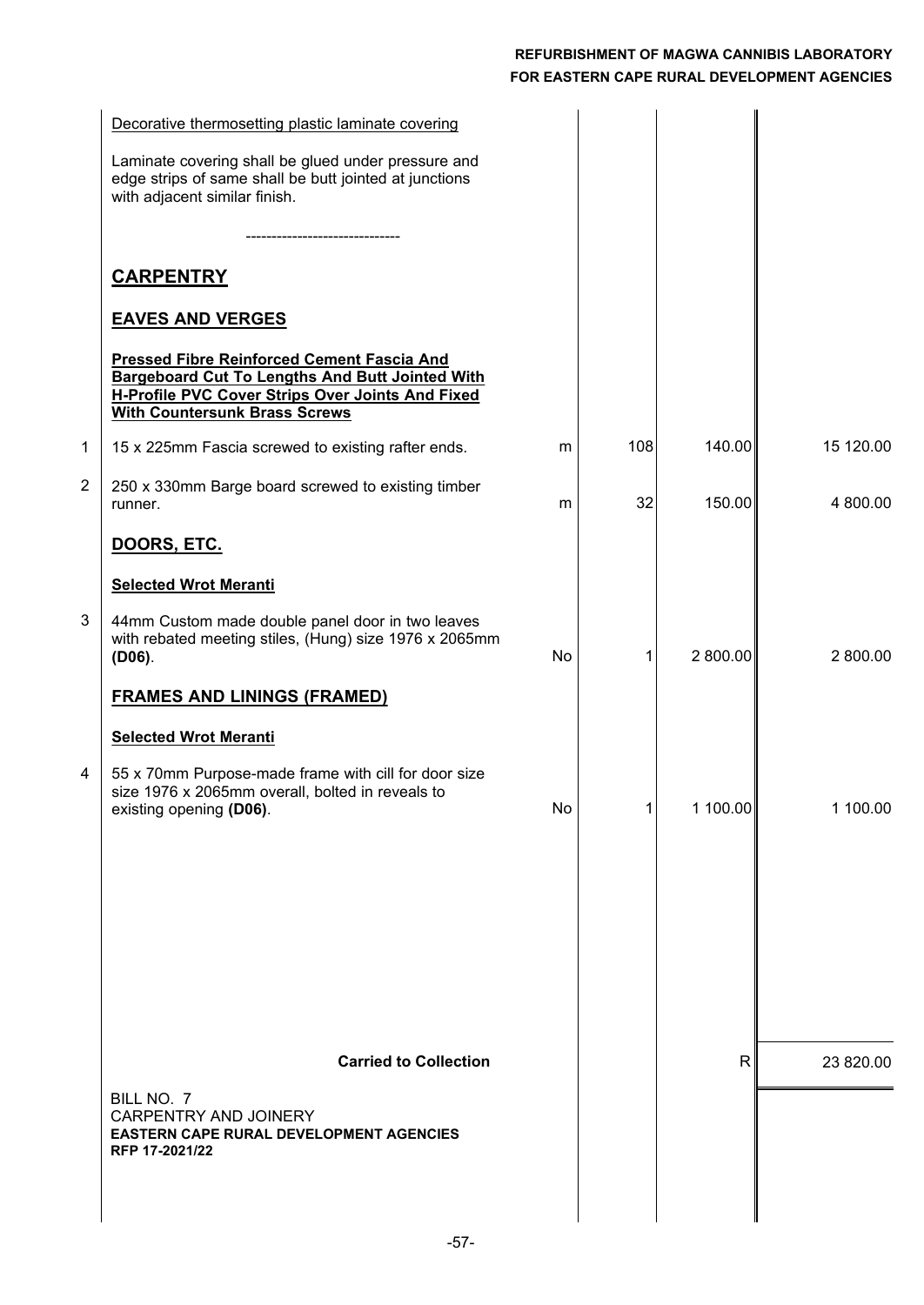| | Description | Unit | Qty | Rate | Amount |
|---|---|---|---|---|---|
| | Decorative thermosetting plastic laminate covering | | | | |
| | Laminate covering shall be glued under pressure and edge strips of same shall be butt jointed at junctions with adjacent similar finish. | | | | |
| | ------------------------------ | | | | |
| | **CARPENTRY** | | | | |
| | **EAVES AND VERGES** | | | | |
| | **Pressed Fibre Reinforced Cement Fascia And Bargeboard Cut To Lengths And Butt Jointed With H-Profile PVC Cover Strips Over Joints And Fixed With Countersunk Brass Screws** | | | | |
| 1 | 15 x 225mm Fascia screwed to existing rafter ends. | m | 108 | 140.00 | 15 120.00 |
| 2 | 250 x 330mm Barge board screwed to existing timber runner. | m | 32 | 150.00 | 4 800.00 |
| | **DOORS, ETC.** | | | | |
| | **Selected Wrot Meranti** | | | | |
| 3 | 44mm Custom made double panel door in two leaves with rebated meeting stiles, (Hung) size 1976 x 2065mm **(D06)**. | No | 1 | 2 800.00 | 2 800.00 |
| | **FRAMES AND LININGS (FRAMED)** | | | | |
| | **Selected Wrot Meranti** | | | | |
| 4 | 55 x 70mm Purpose-made frame with cill for door size size 1976 x 2065mm overall, bolted in reveals to existing opening **(D06)**. | No | 1 | 1 100.00 | 1 100.00 |
| | **Carried to Collection** | | | R | 23 820.00 |

BILL NO. 7
CARPENTRY AND JOINERY
**EASTERN CAPE RURAL DEVELOPMENT AGENCIES**
**RFP 17-2021/22**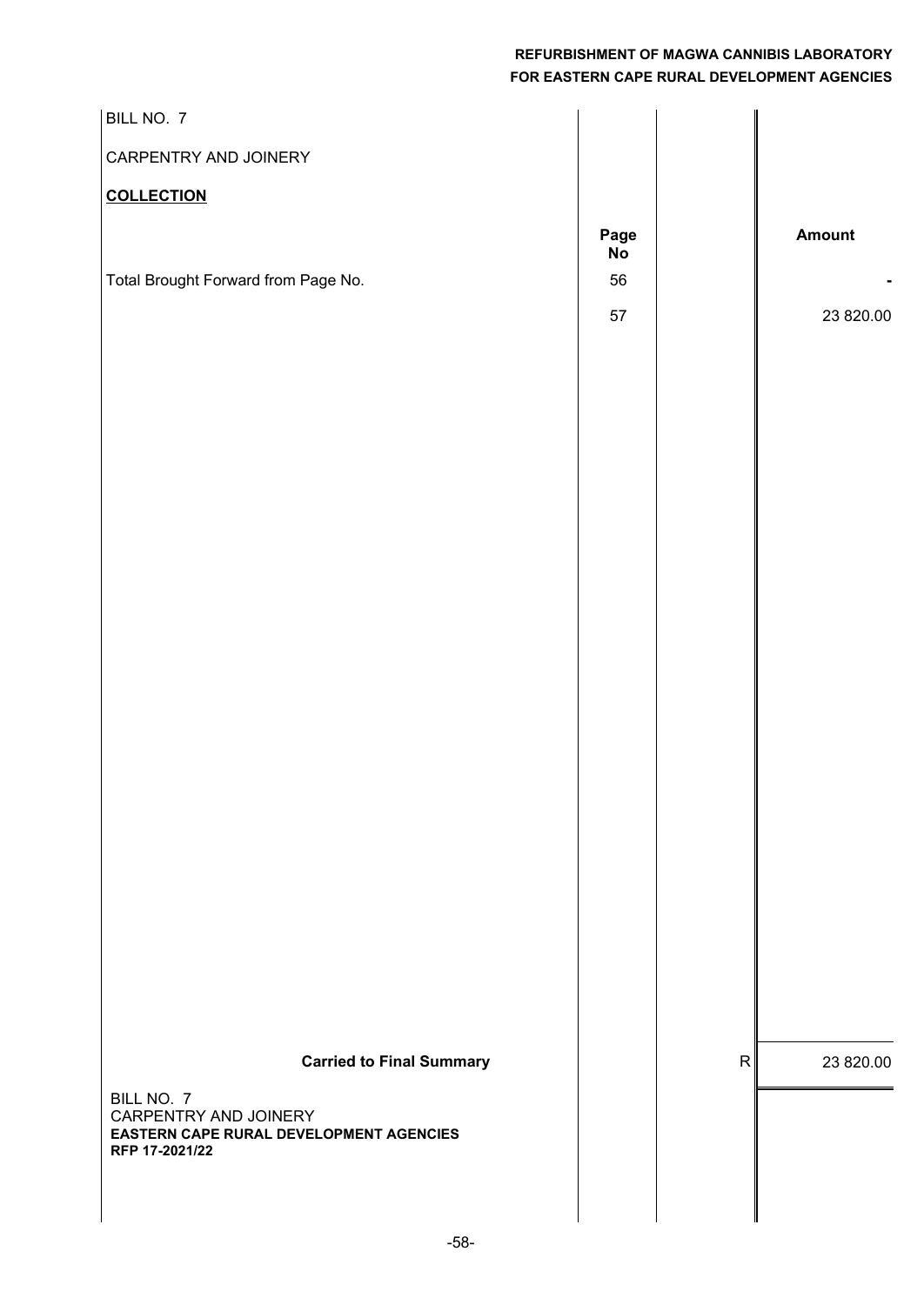BILL NO. 7

CARPENTRY AND JOINERY

**COLLECTION**

| | Page No | | Amount |
|---|---|---|---|
| Total Brought Forward from Page No. | 56 | | - |
| | 57 | | 23 820.00 |
| **Carried to Final Summary** | | R | 23 820.00 |

BILL NO. 7
CARPENTRY AND JOINERY
**EASTERN CAPE RURAL DEVELOPMENT AGENCIES**
**RFP 17-2021/22**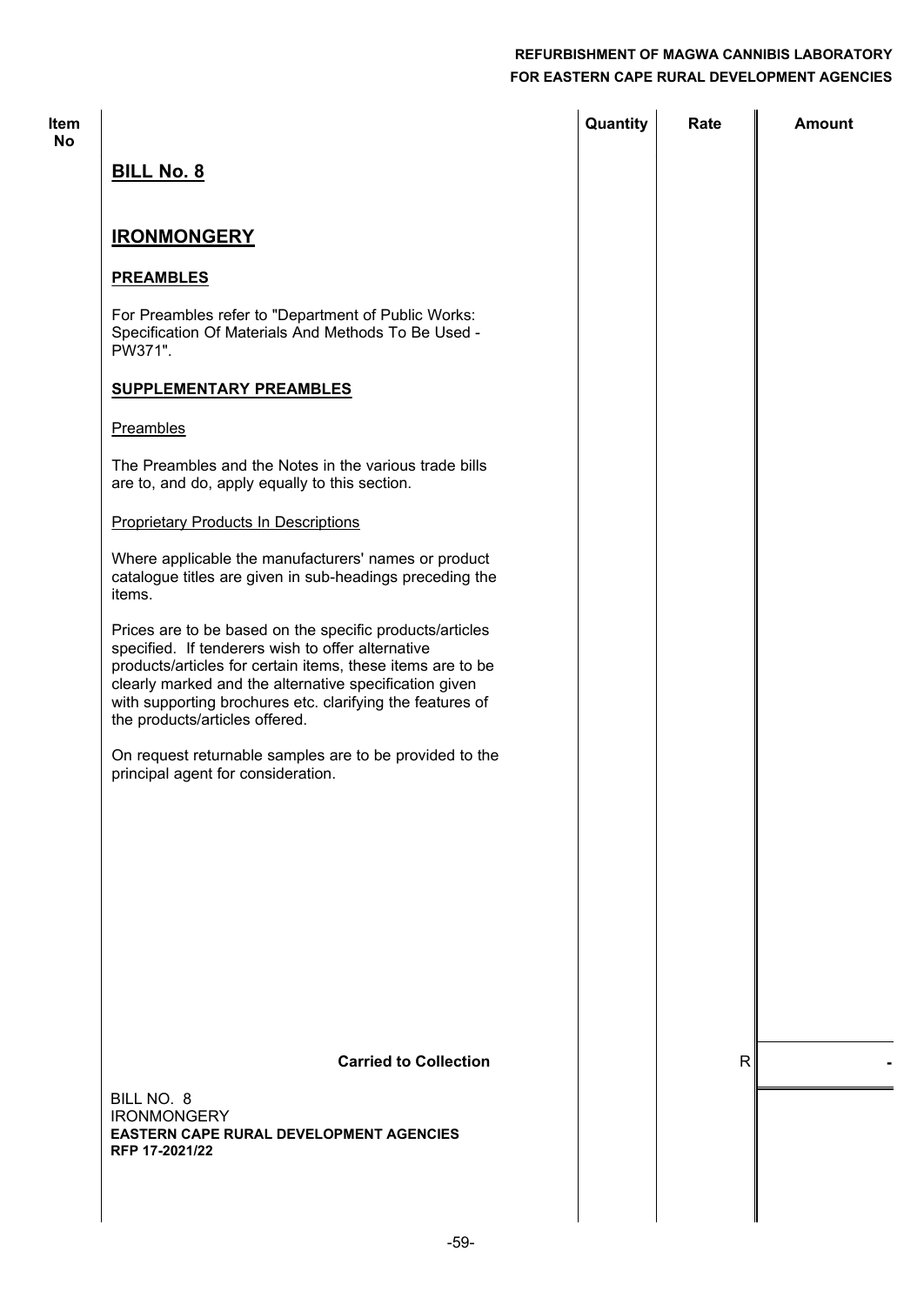| Item No | | Quantity | Rate | Amount |
|---|---|---|---|---|

## BILL No. 8

## IRONMONGERY

**PREAMBLES**

For Preambles refer to "Department of Public Works: Specification Of Materials And Methods To Be Used - PW371".

**SUPPLEMENTARY PREAMBLES**

Preambles

The Preambles and the Notes in the various trade bills are to, and do, apply equally to this section.

Proprietary Products In Descriptions

Where applicable the manufacturers' names or product catalogue titles are given in sub-headings preceding the items.

Prices are to be based on the specific products/articles specified. If tenderers wish to offer alternative products/articles for certain items, these items are to be clearly marked and the alternative specification given with supporting brochures etc. clarifying the features of the products/articles offered.

On request returnable samples are to be provided to the principal agent for consideration.

| | | Quantity | Rate | Amount |
|---|---|---|---|---|
| | **Carried to Collection** | | R | - |

BILL NO. 8
IRONMONGERY
**EASTERN CAPE RURAL DEVELOPMENT AGENCIES**
**RFP 17-2021/22**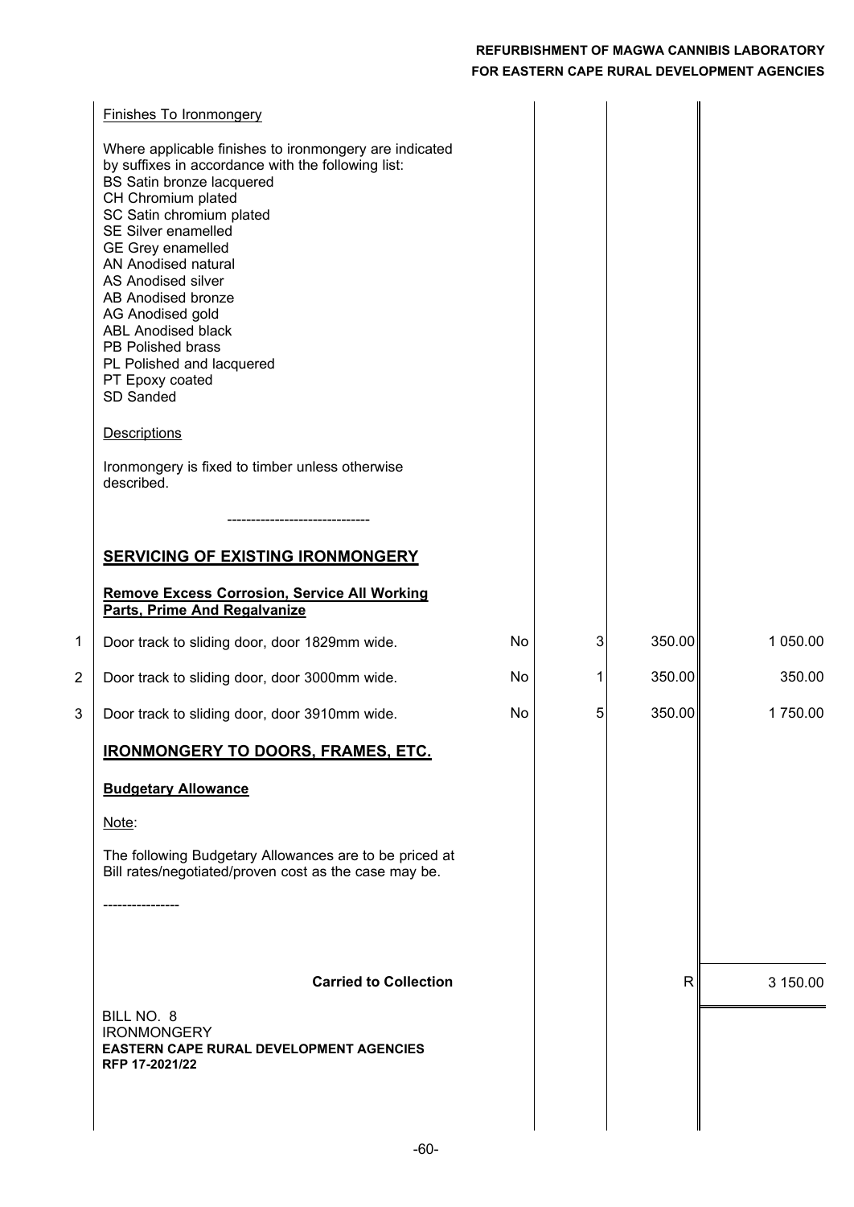Finishes To Ironmongery

Where applicable finishes to ironmongery are indicated by suffixes in accordance with the following list:
BS Satin bronze lacquered
CH Chromium plated
SC Satin chromium plated
SE Silver enamelled
GE Grey enamelled
AN Anodised natural
AS Anodised silver
AB Anodised bronze
AG Anodised gold
ABL Anodised black
PB Polished brass
PL Polished and lacquered
PT Epoxy coated
SD Sanded

Descriptions

Ironmongery is fixed to timber unless otherwise described.

------------------------------

**SERVICING OF EXISTING IRONMONGERY**

**Remove Excess Corrosion, Service All Working Parts, Prime And Regalvanize**

| Item | Description | Unit | Qty | Rate | Amount |
|---|---|---|---|---|---|
| 1 | Door track to sliding door, door 1829mm wide. | No | 3 | 350.00 | 1 050.00 |
| 2 | Door track to sliding door, door 3000mm wide. | No | 1 | 350.00 | 350.00 |
| 3 | Door track to sliding door, door 3910mm wide. | No | 5 | 350.00 | 1 750.00 |

**IRONMONGERY TO DOORS, FRAMES, ETC.**

**Budgetary Allowance**

Note:

The following Budgetary Allowances are to be priced at Bill rates/negotiated/proven cost as the case may be.

----------------

| | | | | | |
|---|---|---|---|---|---|
| | **Carried to Collection** | | | R | 3 150.00 |

BILL NO. 8
IRONMONGERY
**EASTERN CAPE RURAL DEVELOPMENT AGENCIES**
**RFP 17-2021/22**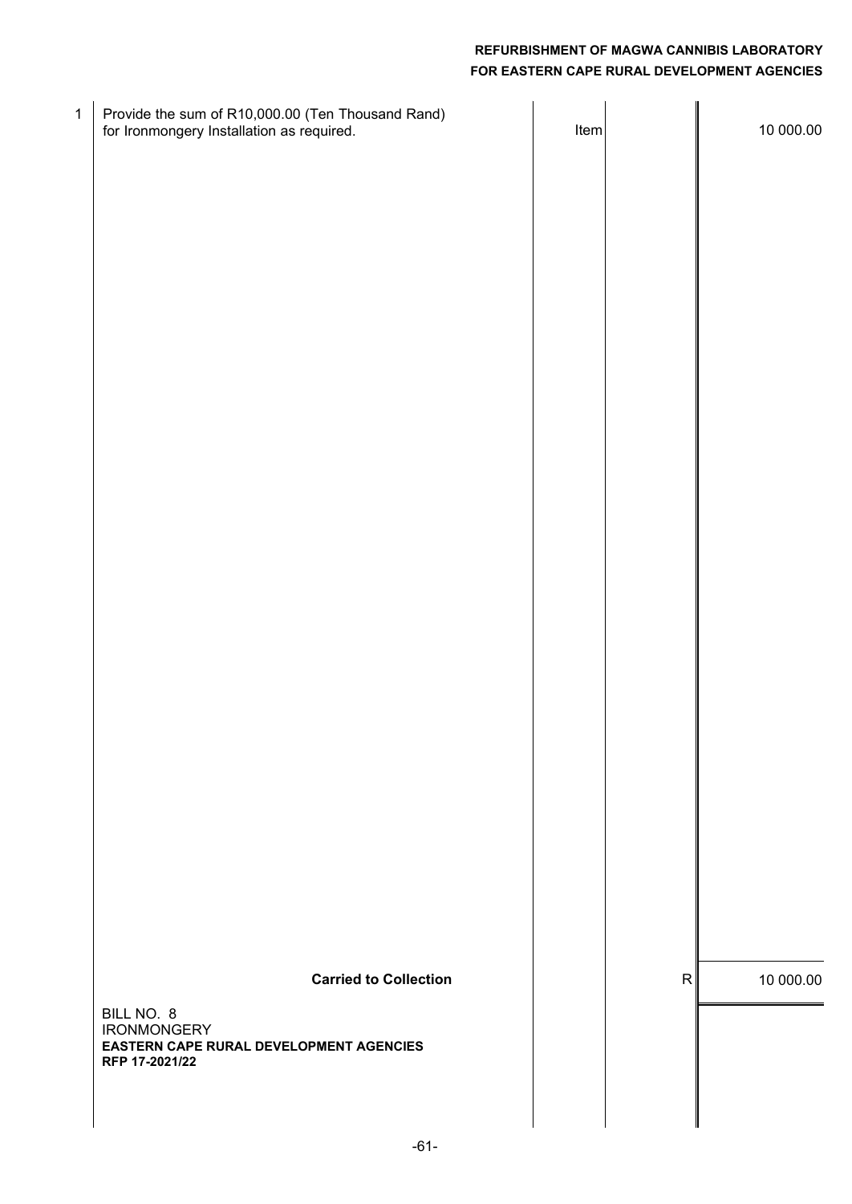| | | | | |
|---|---|---|---|---|
| 1 | Provide the sum of R10,000.00 (Ten Thousand Rand) for Ironmongery Installation as required. | Item | | 10 000.00 |
| | **Carried to Collection** | | R | 10 000.00 |

BILL NO. 8
IRONMONGERY
**EASTERN CAPE RURAL DEVELOPMENT AGENCIES**
**RFP 17-2021/22**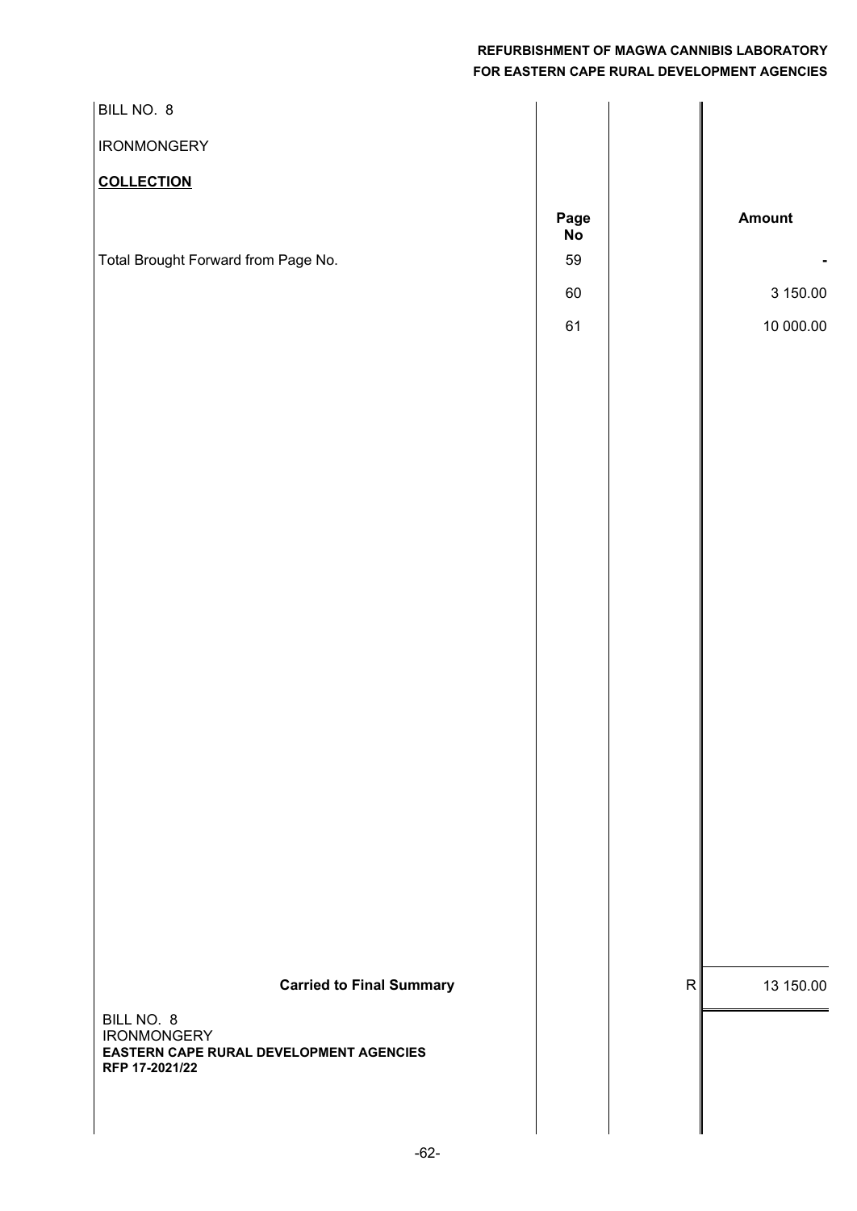BILL NO. 8

IRONMONGERY

**COLLECTION**

| | Page No | | Amount |
|---|---|---|---|
| Total Brought Forward from Page No. | 59 | | - |
| | 60 | | 3 150.00 |
| | 61 | | 10 000.00 |
| **Carried to Final Summary** | | R | 13 150.00 |

BILL NO. 8
IRONMONGERY
**EASTERN CAPE RURAL DEVELOPMENT AGENCIES**
**RFP 17-2021/22**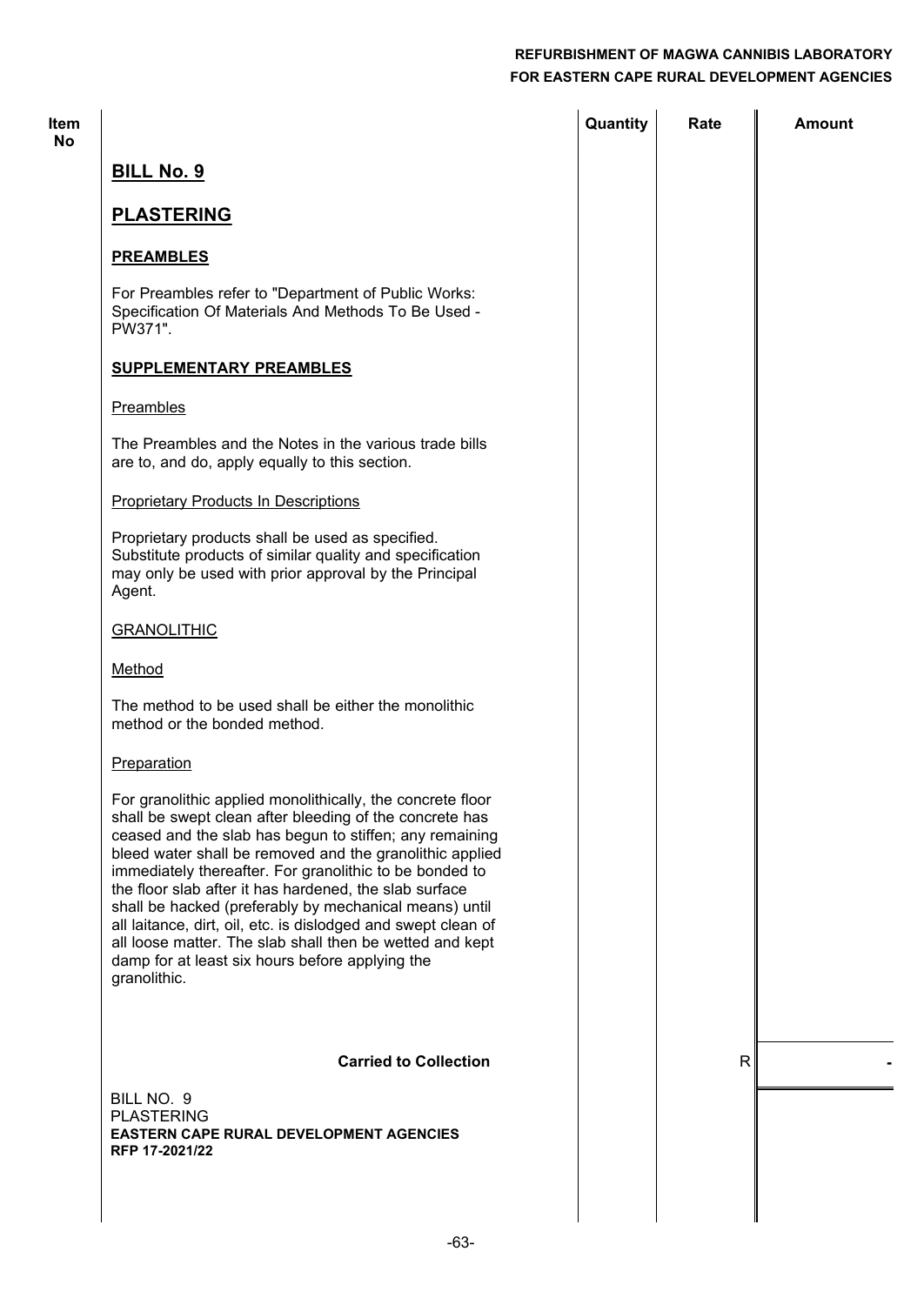## BILL No. 9

## PLASTERING

### PREAMBLES

For Preambles refer to "Department of Public Works: Specification Of Materials And Methods To Be Used - PW371".

### SUPPLEMENTARY PREAMBLES

Preambles

The Preambles and the Notes in the various trade bills are to, and do, apply equally to this section.

Proprietary Products In Descriptions

Proprietary products shall be used as specified. Substitute products of similar quality and specification may only be used with prior approval by the Principal Agent.

GRANOLITHIC

Method

The method to be used shall be either the monolithic method or the bonded method.

Preparation

For granolithic applied monolithically, the concrete floor shall be swept clean after bleeding of the concrete has ceased and the slab has begun to stiffen; any remaining bleed water shall be removed and the granolithic applied immediately thereafter. For granolithic to be bonded to the floor slab after it has hardened, the slab surface shall be hacked (preferably by mechanical means) until all laitance, dirt, oil, etc. is dislodged and swept clean of all loose matter. The slab shall then be wetted and kept damp for at least six hours before applying the granolithic.

| Item No | | Quantity | Rate | Amount |
|---|---|---|---|---|
| | **Carried to Collection** | | R | - |

BILL NO. 9
PLASTERING
**EASTERN CAPE RURAL DEVELOPMENT AGENCIES**
**RFP 17-2021/22**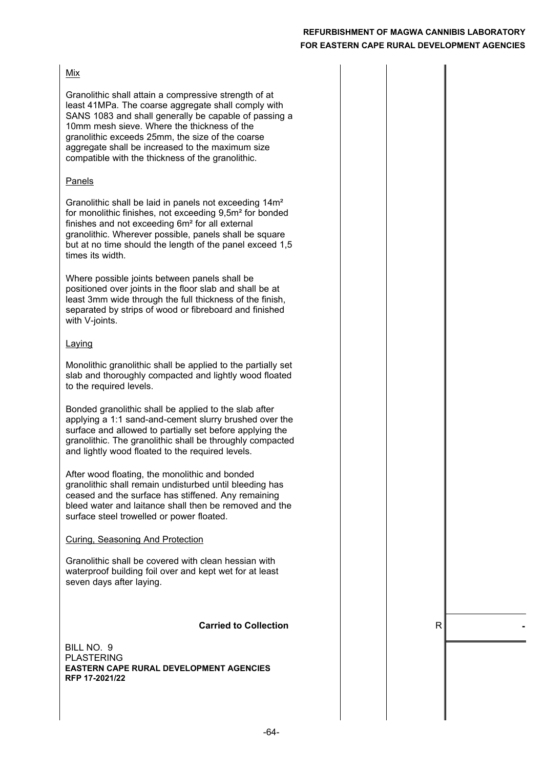Mix

Granolithic shall attain a compressive strength of at least 41MPa. The coarse aggregate shall comply with SANS 1083 and shall generally be capable of passing a 10mm mesh sieve. Where the thickness of the granolithic exceeds 25mm, the size of the coarse aggregate shall be increased to the maximum size compatible with the thickness of the granolithic.

Panels

Granolithic shall be laid in panels not exceeding 14m² for monolithic finishes, not exceeding 9,5m² for bonded finishes and not exceeding 6m² for all external granolithic. Wherever possible, panels shall be square but at no time should the length of the panel exceed 1,5 times its width.

Where possible joints between panels shall be positioned over joints in the floor slab and shall be at least 3mm wide through the full thickness of the finish, separated by strips of wood or fibreboard and finished with V-joints.

Laying

Monolithic granolithic shall be applied to the partially set slab and thoroughly compacted and lightly wood floated to the required levels.

Bonded granolithic shall be applied to the slab after applying a 1:1 sand-and-cement slurry brushed over the surface and allowed to partially set before applying the granolithic. The granolithic shall be throughly compacted and lightly wood floated to the required levels.

After wood floating, the monolithic and bonded granolithic shall remain undisturbed until bleeding has ceased and the surface has stiffened. Any remaining bleed water and laitance shall then be removed and the surface steel trowelled or power floated.

Curing, Seasoning And Protection

Granolithic shall be covered with clean hessian with waterproof building foil over and kept wet for at least seven days after laying.

| | | | |
|---|---|---|---|
| **Carried to Collection** | | R | - |

BILL NO. 9
PLASTERING
**EASTERN CAPE RURAL DEVELOPMENT AGENCIES**
**RFP 17-2021/22**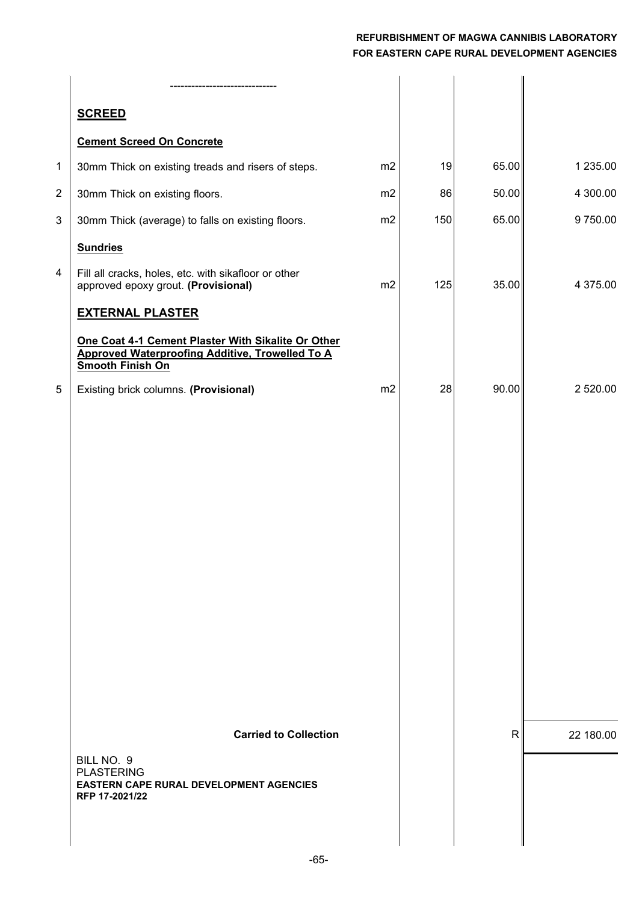| Item | Description | Unit | Qty | Rate | Amount |
|---|---|---|---|---|---|
| | ----------------------------- | | | | |
| | **SCREED** | | | | |
| | **Cement Screed On Concrete** | | | | |
| 1 | 30mm Thick on existing treads and risers of steps. | m2 | 19 | 65.00 | 1 235.00 |
| 2 | 30mm Thick on existing floors. | m2 | 86 | 50.00 | 4 300.00 |
| 3 | 30mm Thick (average) to falls on existing floors. | m2 | 150 | 65.00 | 9 750.00 |
| | **Sundries** | | | | |
| 4 | Fill all cracks, holes, etc. with sikafloor or other approved epoxy grout. **(Provisional)** | m2 | 125 | 35.00 | 4 375.00 |
| | **EXTERNAL PLASTER** | | | | |
| | **One Coat 4-1 Cement Plaster With Sikalite Or Other Approved Waterproofing Additive, Trowelled To A Smooth Finish On** | | | | |
| 5 | Existing brick columns. **(Provisional)** | m2 | 28 | 90.00 | 2 520.00 |
| | **Carried to Collection** | | | R | 22 180.00 |

BILL NO. 9
PLASTERING
**EASTERN CAPE RURAL DEVELOPMENT AGENCIES**
**RFP 17-2021/22**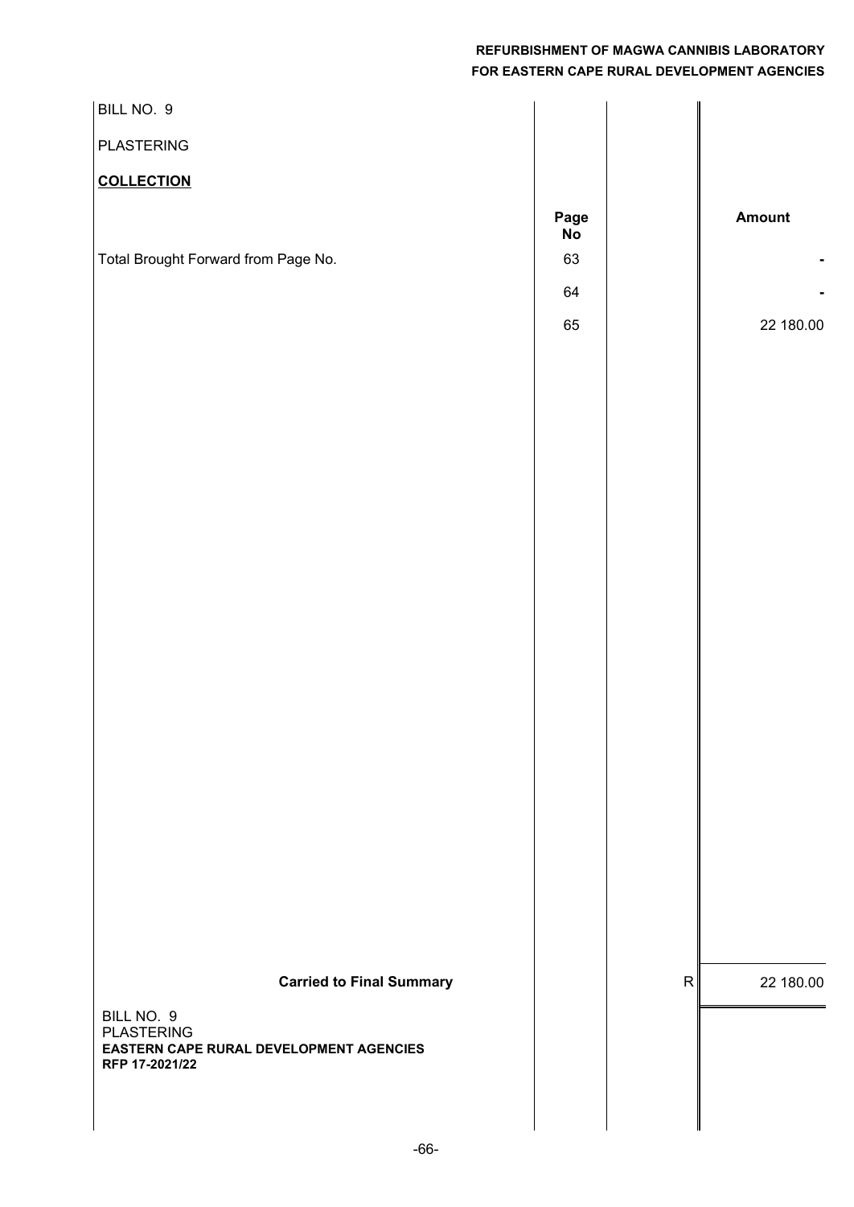BILL NO. 9

PLASTERING

**COLLECTION**

| | Page No | | Amount |
|---|---|---|---|
| Total Brought Forward from Page No. | 63 | | - |
| | 64 | | - |
| | 65 | | 22 180.00 |
| **Carried to Final Summary** | | R | 22 180.00 |

BILL NO. 9
PLASTERING
**EASTERN CAPE RURAL DEVELOPMENT AGENCIES**
**RFP 17-2021/22**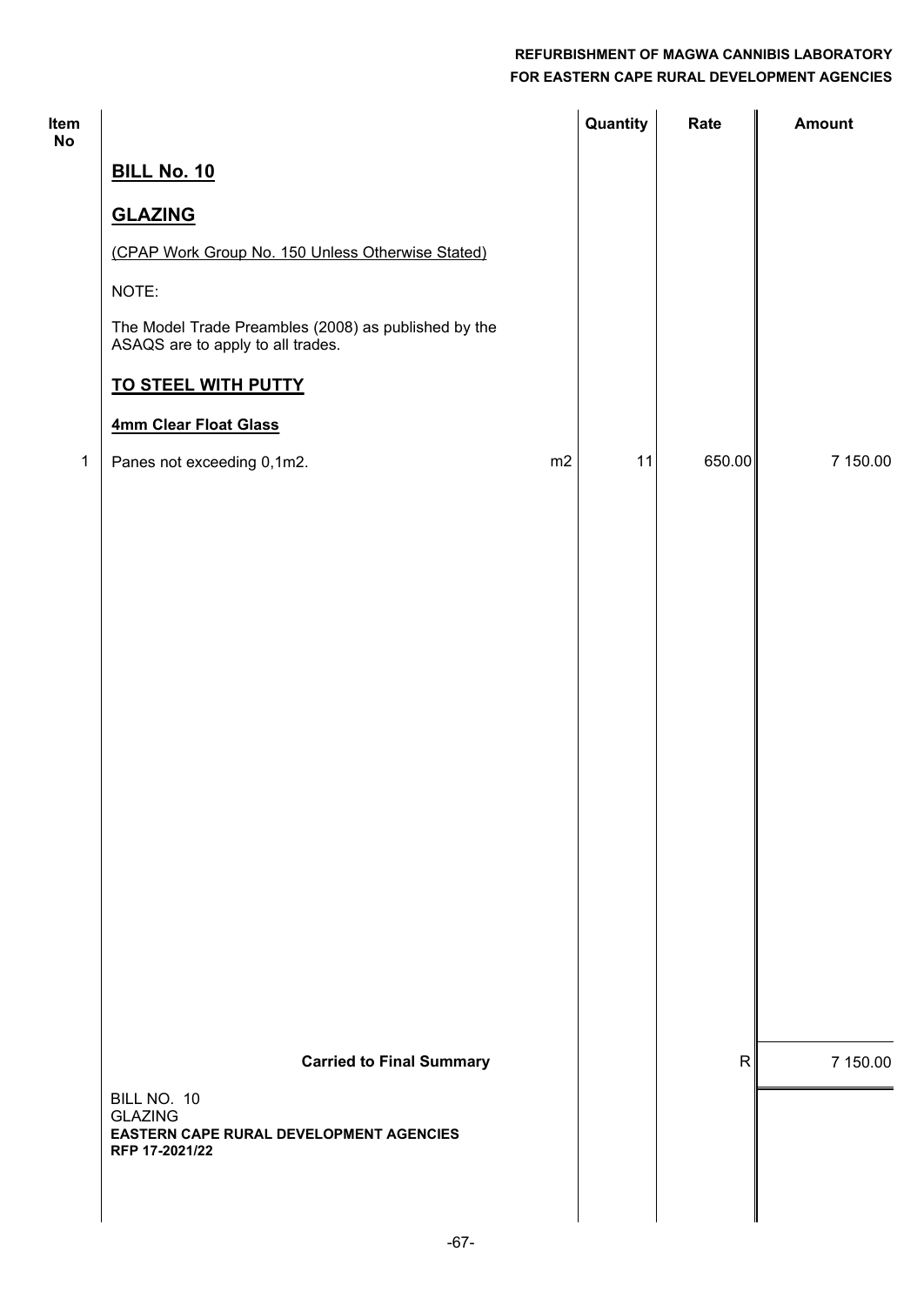| Item No | | | Quantity | Rate | Amount |
|---|---|---|---|---|---|
| | **BILL No. 10** | | | | |
| | **GLAZING** | | | | |
| | (CPAP Work Group No. 150 Unless Otherwise Stated) | | | | |
| | NOTE: | | | | |
| | The Model Trade Preambles (2008) as published by the ASAQS are to apply to all trades. | | | | |
| | **TO STEEL WITH PUTTY** | | | | |
| | **4mm Clear Float Glass** | | | | |
| 1 | Panes not exceeding 0,1m2. | m2 | 11 | 650.00 | 7 150.00 |
| | **Carried to Final Summary** | | | R | 7 150.00 |

BILL NO. 10
GLAZING
**EASTERN CAPE RURAL DEVELOPMENT AGENCIES**
**RFP 17-2021/22**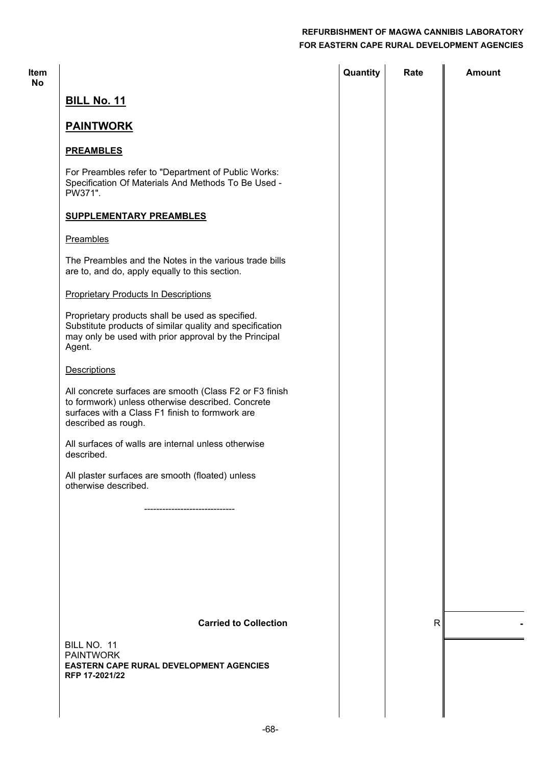| Item No | | Quantity | Rate | Amount |
|---|---|---|---|---|

## BILL No. 11

## PAINTWORK

**PREAMBLES**

For Preambles refer to "Department of Public Works: Specification Of Materials And Methods To Be Used - PW371".

**SUPPLEMENTARY PREAMBLES**

Preambles

The Preambles and the Notes in the various trade bills are to, and do, apply equally to this section.

Proprietary Products In Descriptions

Proprietary products shall be used as specified. Substitute products of similar quality and specification may only be used with prior approval by the Principal Agent.

Descriptions

All concrete surfaces are smooth (Class F2 or F3 finish to formwork) unless otherwise described. Concrete surfaces with a Class F1 finish to formwork are described as rough.

All surfaces of walls are internal unless otherwise described.

All plaster surfaces are smooth (floated) unless otherwise described.

-----------------------------

| | | Quantity | Rate | Amount |
|---|---|---|---|---|
| | **Carried to Collection** | | R | - |

BILL NO. 11
PAINTWORK
**EASTERN CAPE RURAL DEVELOPMENT AGENCIES**
**RFP 17-2021/22**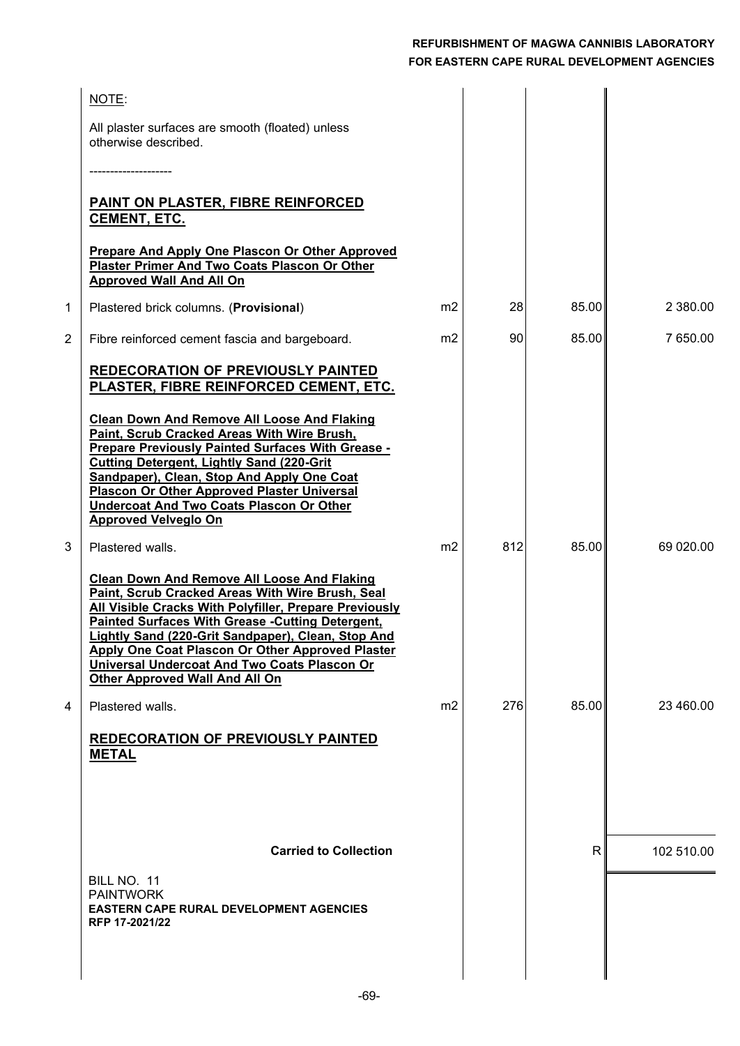| | Description | Unit | Qty | Rate | Amount |
|---|---|---|---|---|---|
| | NOTE: | | | | |
| | All plaster surfaces are smooth (floated) unless otherwise described. | | | | |
| | -------------------- | | | | |
| | **PAINT ON PLASTER, FIBRE REINFORCED CEMENT, ETC.** | | | | |
| | **Prepare And Apply One Plascon Or Other Approved Plaster Primer And Two Coats Plascon Or Other Approved Wall And All On** | | | | |
| 1 | Plastered brick columns. (**Provisional**) | m2 | 28 | 85.00 | 2 380.00 |
| 2 | Fibre reinforced cement fascia and bargeboard. | m2 | 90 | 85.00 | 7 650.00 |
| | **REDECORATION OF PREVIOUSLY PAINTED PLASTER, FIBRE REINFORCED CEMENT, ETC.** | | | | |
| | **Clean Down And Remove All Loose And Flaking Paint, Scrub Cracked Areas With Wire Brush, Prepare Previously Painted Surfaces With Grease - Cutting Detergent, Lightly Sand (220-Grit Sandpaper), Clean, Stop And Apply One Coat Plascon Or Other Approved Plaster Universal Undercoat And Two Coats Plascon Or Other Approved Velveglo On** | | | | |
| 3 | Plastered walls. | m2 | 812 | 85.00 | 69 020.00 |
| | **Clean Down And Remove All Loose And Flaking Paint, Scrub Cracked Areas With Wire Brush, Seal All Visible Cracks With Polyfiller, Prepare Previously Painted Surfaces With Grease -Cutting Detergent, Lightly Sand (220-Grit Sandpaper), Clean, Stop And Apply One Coat Plascon Or Other Approved Plaster Universal Undercoat And Two Coats Plascon Or Other Approved Wall And All On** | | | | |
| 4 | Plastered walls. | m2 | 276 | 85.00 | 23 460.00 |
| | **REDECORATION OF PREVIOUSLY PAINTED METAL** | | | | |
| | **Carried to Collection** | | | R | 102 510.00 |

BILL NO. 11
PAINTWORK
**EASTERN CAPE RURAL DEVELOPMENT AGENCIES**
**RFP 17-2021/22**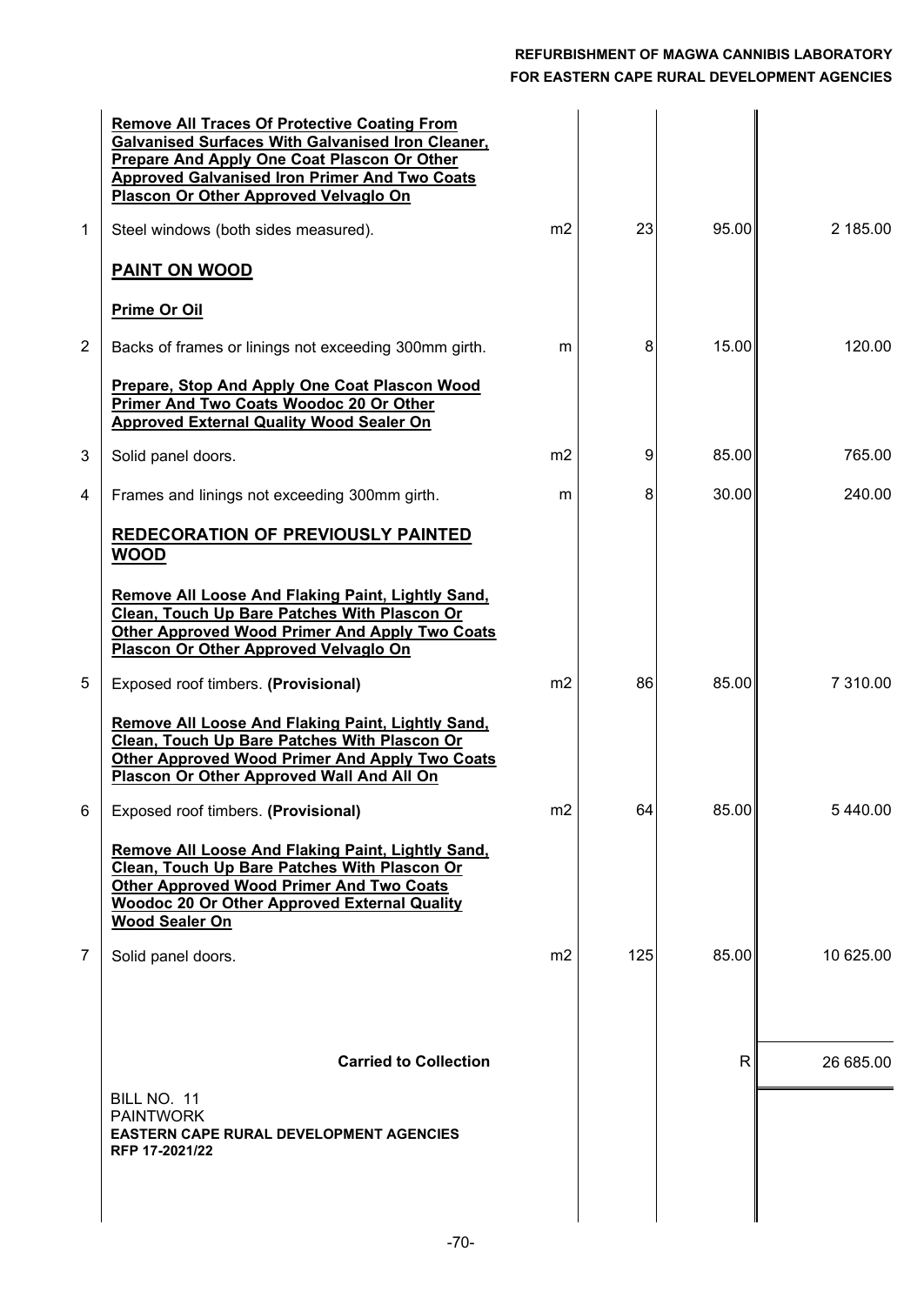| | Description | Unit | Qty | Rate | Amount |
|---|---|---|---|---|---|
| | **Remove All Traces Of Protective Coating From Galvanised Surfaces With Galvanised Iron Cleaner, Prepare And Apply One Coat Plascon Or Other Approved Galvanised Iron Primer And Two Coats Plascon Or Other Approved Velvaglo On** | | | | |
| 1 | Steel windows (both sides measured). | m2 | 23 | 95.00 | 2 185.00 |
| | **PAINT ON WOOD** | | | | |
| | **Prime Or Oil** | | | | |
| 2 | Backs of frames or linings not exceeding 300mm girth. | m | 8 | 15.00 | 120.00 |
| | **Prepare, Stop And Apply One Coat Plascon Wood Primer And Two Coats Woodoc 20 Or Other Approved External Quality Wood Sealer On** | | | | |
| 3 | Solid panel doors. | m2 | 9 | 85.00 | 765.00 |
| 4 | Frames and linings not exceeding 300mm girth. | m | 8 | 30.00 | 240.00 |
| | **REDECORATION OF PREVIOUSLY PAINTED WOOD** | | | | |
| | **Remove All Loose And Flaking Paint, Lightly Sand, Clean, Touch Up Bare Patches With Plascon Or Other Approved Wood Primer And Apply Two Coats Plascon Or Other Approved Velvaglo On** | | | | |
| 5 | Exposed roof timbers. **(Provisional)** | m2 | 86 | 85.00 | 7 310.00 |
| | **Remove All Loose And Flaking Paint, Lightly Sand, Clean, Touch Up Bare Patches With Plascon Or Other Approved Wood Primer And Apply Two Coats Plascon Or Other Approved Wall And All On** | | | | |
| 6 | Exposed roof timbers. **(Provisional)** | m2 | 64 | 85.00 | 5 440.00 |
| | **Remove All Loose And Flaking Paint, Lightly Sand, Clean, Touch Up Bare Patches With Plascon Or Other Approved Wood Primer And Two Coats Woodoc 20 Or Other Approved External Quality Wood Sealer On** | | | | |
| 7 | Solid panel doors. | m2 | 125 | 85.00 | 10 625.00 |
| | **Carried to Collection** | | | R | 26 685.00 |

BILL NO. 11
PAINTWORK
**EASTERN CAPE RURAL DEVELOPMENT AGENCIES**
**RFP 17-2021/22**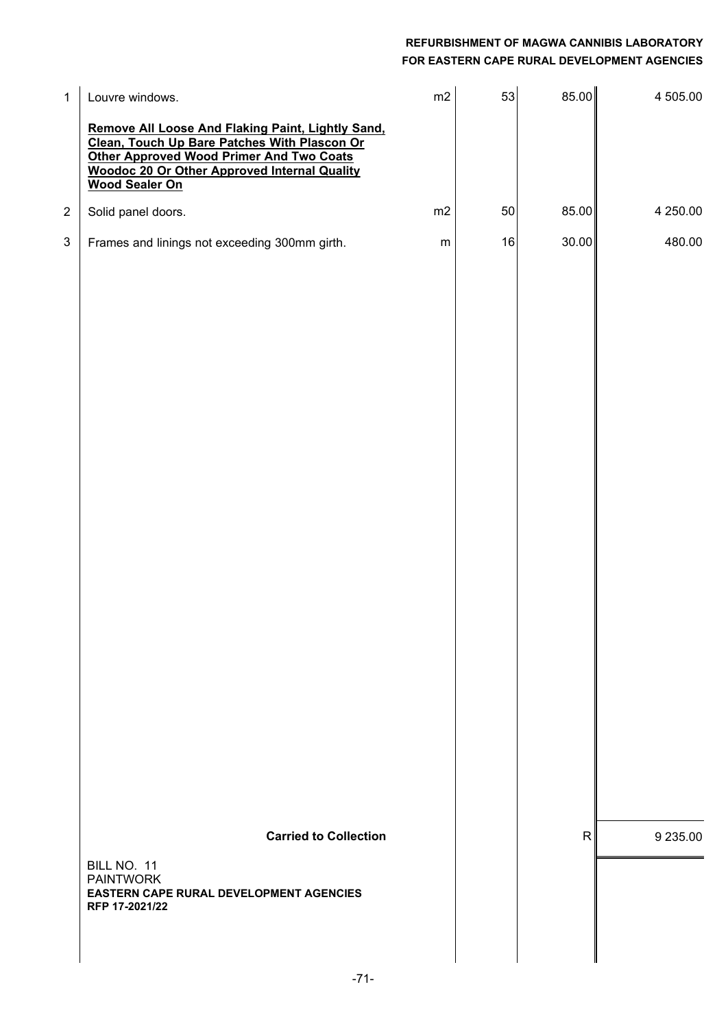| No. | Description | Unit | Qty | Rate | Amount |
|---|---|---|---|---|---|
| 1 | Louvre windows. | m2 | 53 | 85.00 | 4 505.00 |
| | **Remove All Loose And Flaking Paint, Lightly Sand, Clean, Touch Up Bare Patches With Plascon Or Other Approved Wood Primer And Two Coats Woodoc 20 Or Other Approved Internal Quality Wood Sealer On** | | | | |
| 2 | Solid panel doors. | m2 | 50 | 85.00 | 4 250.00 |
| 3 | Frames and linings not exceeding 300mm girth. | m | 16 | 30.00 | 480.00 |
| | **Carried to Collection** | | | R | 9 235.00 |

BILL NO. 11
PAINTWORK
**EASTERN CAPE RURAL DEVELOPMENT AGENCIES**
**RFP 17-2021/22**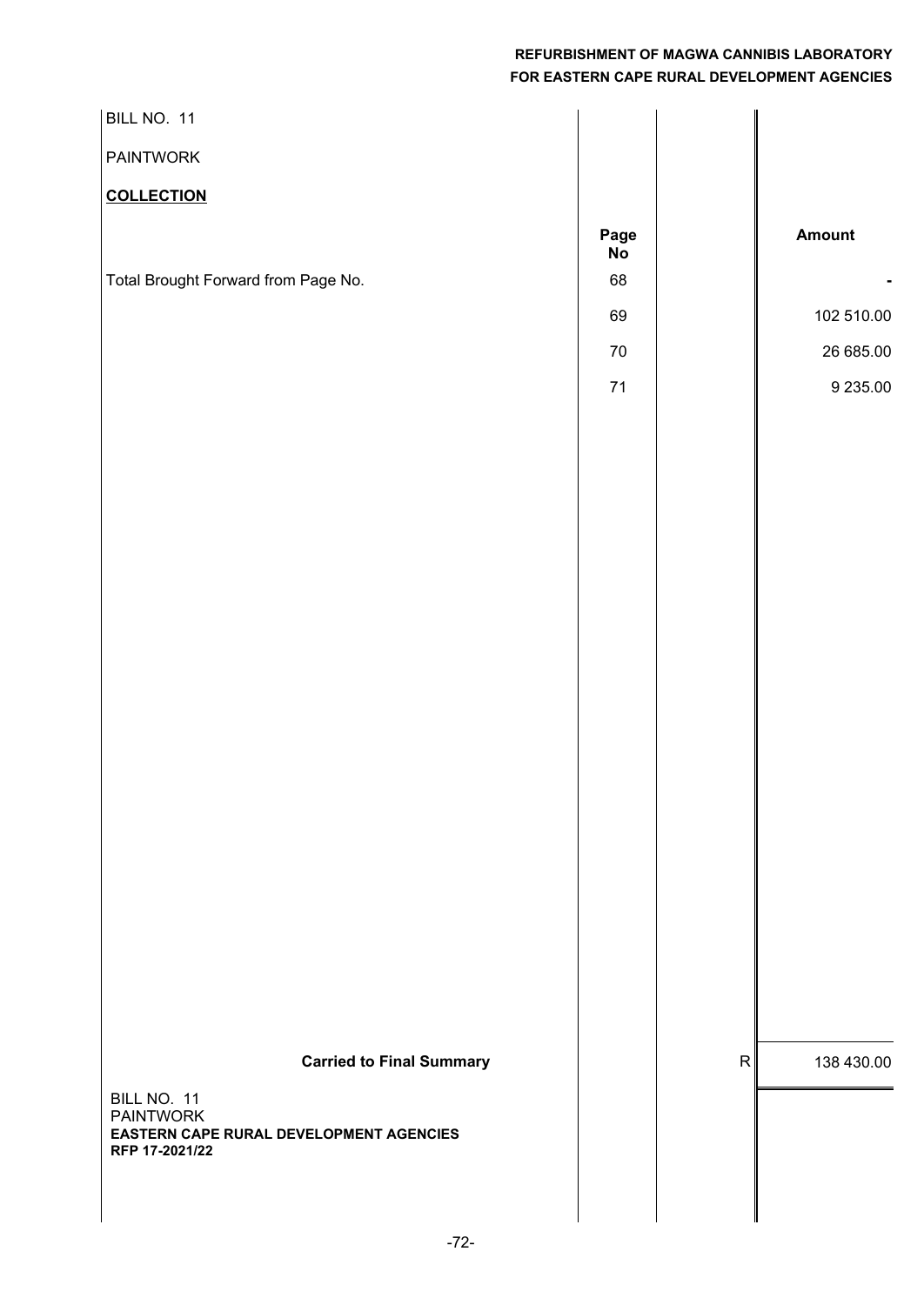BILL NO. 11

PAINTWORK

**COLLECTION**

| | Page No | | Amount |
|---|---|---|---|
| Total Brought Forward from Page No. | 68 | | - |
| | 69 | | 102 510.00 |
| | 70 | | 26 685.00 |
| | 71 | | 9 235.00 |
| **Carried to Final Summary** | | R | 138 430.00 |

BILL NO. 11
PAINTWORK
**EASTERN CAPE RURAL DEVELOPMENT AGENCIES**
**RFP 17-2021/22**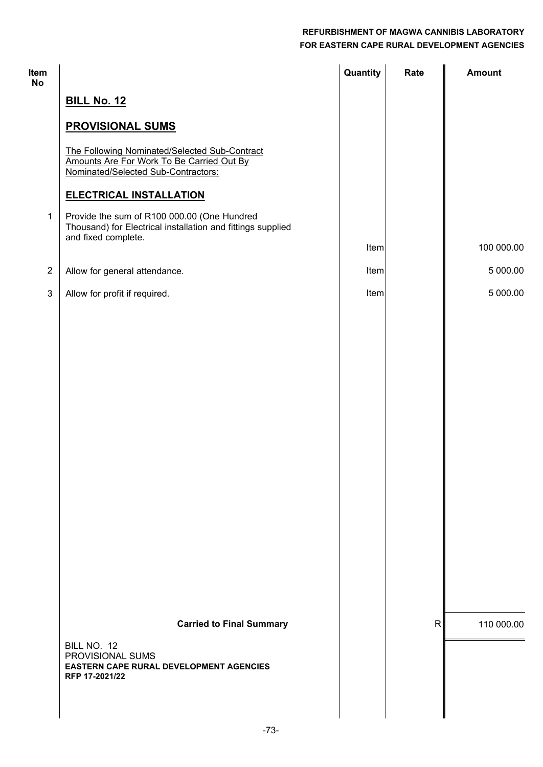| Item No | | Quantity | Rate | Amount |
|---|---|---|---|---|
| | **BILL No. 12** | | | |
| | **PROVISIONAL SUMS** | | | |
| | The Following Nominated/Selected Sub-Contract Amounts Are For Work To Be Carried Out By Nominated/Selected Sub-Contractors: | | | |
| | **ELECTRICAL INSTALLATION** | | | |
| 1 | Provide the sum of R100 000.00 (One Hundred Thousand) for Electrical installation and fittings supplied and fixed complete. | Item | | 100 000.00 |
| 2 | Allow for general attendance. | Item | | 5 000.00 |
| 3 | Allow for profit if required. | Item | | 5 000.00 |
| | **Carried to Final Summary** | | R | 110 000.00 |

BILL NO. 12
PROVISIONAL SUMS
**EASTERN CAPE RURAL DEVELOPMENT AGENCIES**
**RFP 17-2021/22**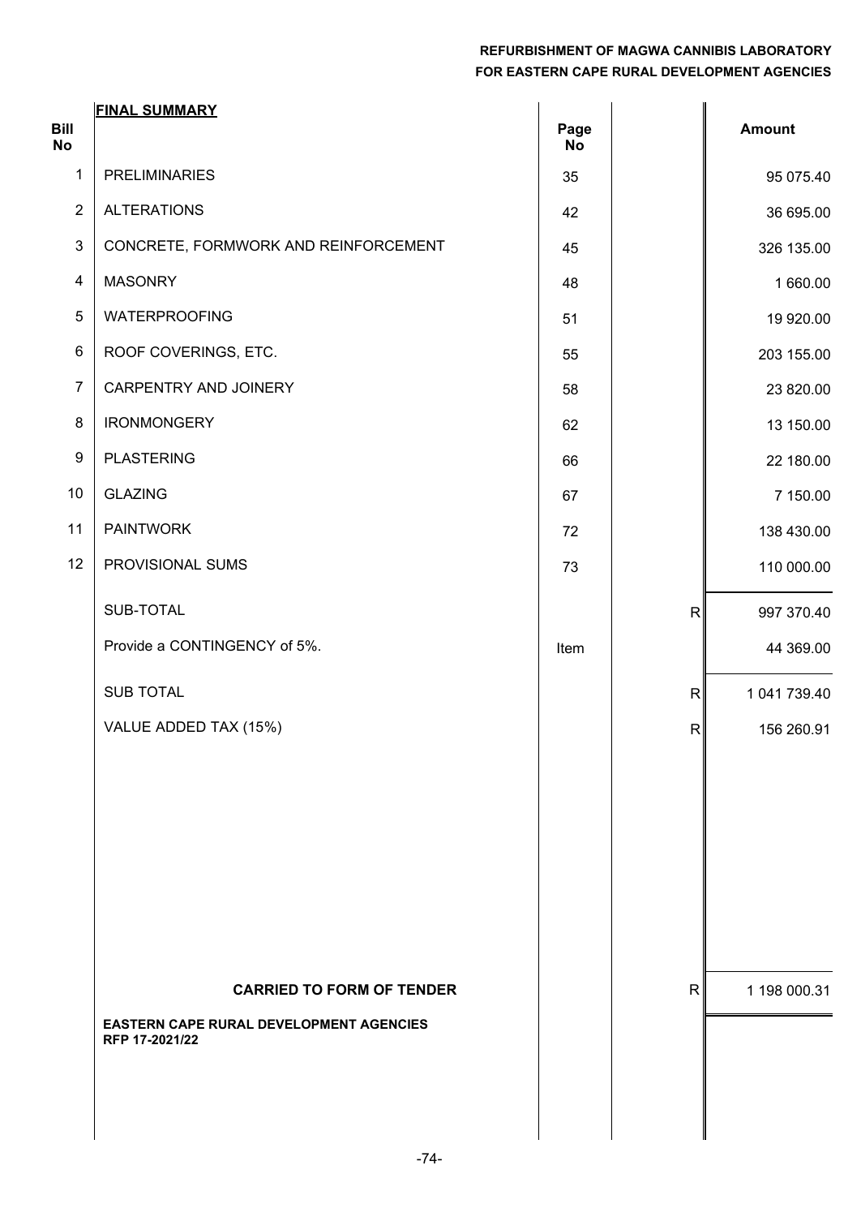**REFURBISHMENT OF MAGWA CANNIBIS LABORATORY**
**FOR EASTERN CAPE RURAL DEVELOPMENT AGENCIES**

| Bill No | FINAL SUMMARY | Page No | | Amount |
|---|---|---|---|---|
| 1 | PRELIMINARIES | 35 | | 95 075.40 |
| 2 | ALTERATIONS | 42 | | 36 695.00 |
| 3 | CONCRETE, FORMWORK AND REINFORCEMENT | 45 | | 326 135.00 |
| 4 | MASONRY | 48 | | 1 660.00 |
| 5 | WATERPROOFING | 51 | | 19 920.00 |
| 6 | ROOF COVERINGS, ETC. | 55 | | 203 155.00 |
| 7 | CARPENTRY AND JOINERY | 58 | | 23 820.00 |
| 8 | IRONMONGERY | 62 | | 13 150.00 |
| 9 | PLASTERING | 66 | | 22 180.00 |
| 10 | GLAZING | 67 | | 7 150.00 |
| 11 | PAINTWORK | 72 | | 138 430.00 |
| 12 | PROVISIONAL SUMS | 73 | | 110 000.00 |
| | SUB-TOTAL | | R | 997 370.40 |
| | Provide a CONTINGENCY of 5%. | Item | | 44 369.00 |
| | SUB TOTAL | | R | 1 041 739.40 |
| | VALUE ADDED TAX (15%) | | R | 156 260.91 |
| | **CARRIED TO FORM OF TENDER** | | R | 1 198 000.31 |

**EASTERN CAPE RURAL DEVELOPMENT AGENCIES**
**RFP 17-2021/22**